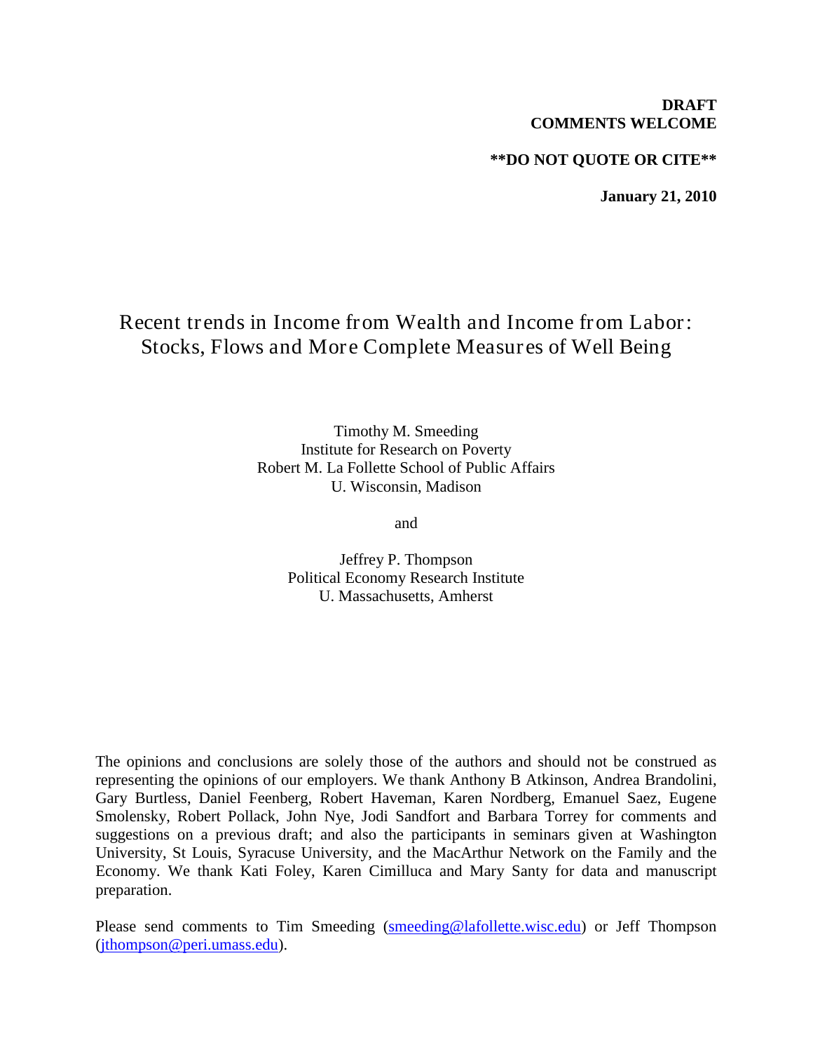**DRAFT**
**COMMENTS WELCOME**

****DO NOT QUOTE OR CITE****

**January 21, 2010**

# Recent trends in Income from Wealth and Income from Labor: Stocks, Flows and More Complete Measures of Well Being

Timothy M. Smeeding
Institute for Research on Poverty
Robert M. La Follette School of Public Affairs
U. Wisconsin, Madison

and

Jeffrey P. Thompson
Political Economy Research Institute
U. Massachusetts, Amherst

The opinions and conclusions are solely those of the authors and should not be construed as representing the opinions of our employers. We thank Anthony B Atkinson, Andrea Brandolini, Gary Burtless, Daniel Feenberg, Robert Haveman, Karen Nordberg, Emanuel Saez, Eugene Smolensky, Robert Pollack, John Nye, Jodi Sandfort and Barbara Torrey for comments and suggestions on a previous draft; and also the participants in seminars given at Washington University, St Louis, Syracuse University, and the MacArthur Network on the Family and the Economy. We thank Kati Foley, Karen Cimilluca and Mary Santy for data and manuscript preparation.

Please send comments to Tim Smeeding (smeeding@lafollette.wisc.edu) or Jeff Thompson (jthompson@peri.umass.edu).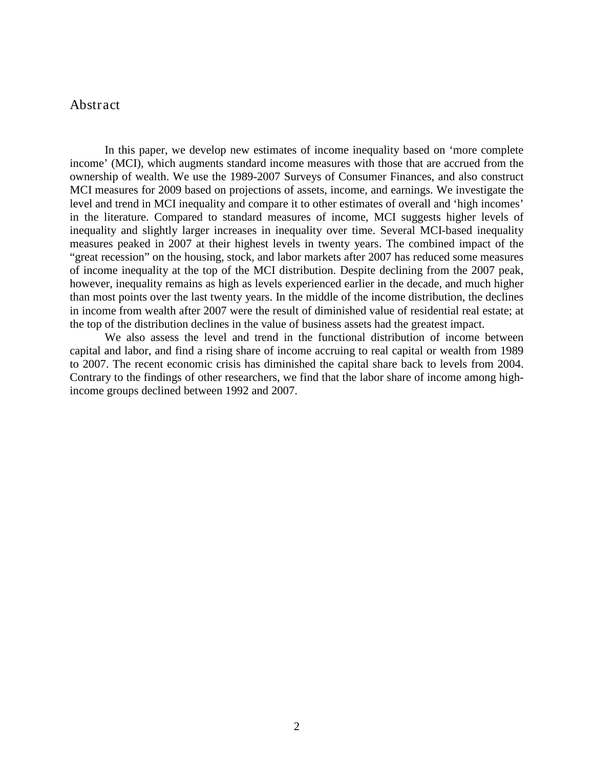## Abstract

In this paper, we develop new estimates of income inequality based on 'more complete income' (MCI), which augments standard income measures with those that are accrued from the ownership of wealth. We use the 1989-2007 Surveys of Consumer Finances, and also construct MCI measures for 2009 based on projections of assets, income, and earnings. We investigate the level and trend in MCI inequality and compare it to other estimates of overall and 'high incomes' in the literature. Compared to standard measures of income, MCI suggests higher levels of inequality and slightly larger increases in inequality over time. Several MCI-based inequality measures peaked in 2007 at their highest levels in twenty years. The combined impact of the "great recession" on the housing, stock, and labor markets after 2007 has reduced some measures of income inequality at the top of the MCI distribution. Despite declining from the 2007 peak, however, inequality remains as high as levels experienced earlier in the decade, and much higher than most points over the last twenty years. In the middle of the income distribution, the declines in income from wealth after 2007 were the result of diminished value of residential real estate; at the top of the distribution declines in the value of business assets had the greatest impact.

We also assess the level and trend in the functional distribution of income between capital and labor, and find a rising share of income accruing to real capital or wealth from 1989 to 2007. The recent economic crisis has diminished the capital share back to levels from 2004. Contrary to the findings of other researchers, we find that the labor share of income among high-income groups declined between 1992 and 2007.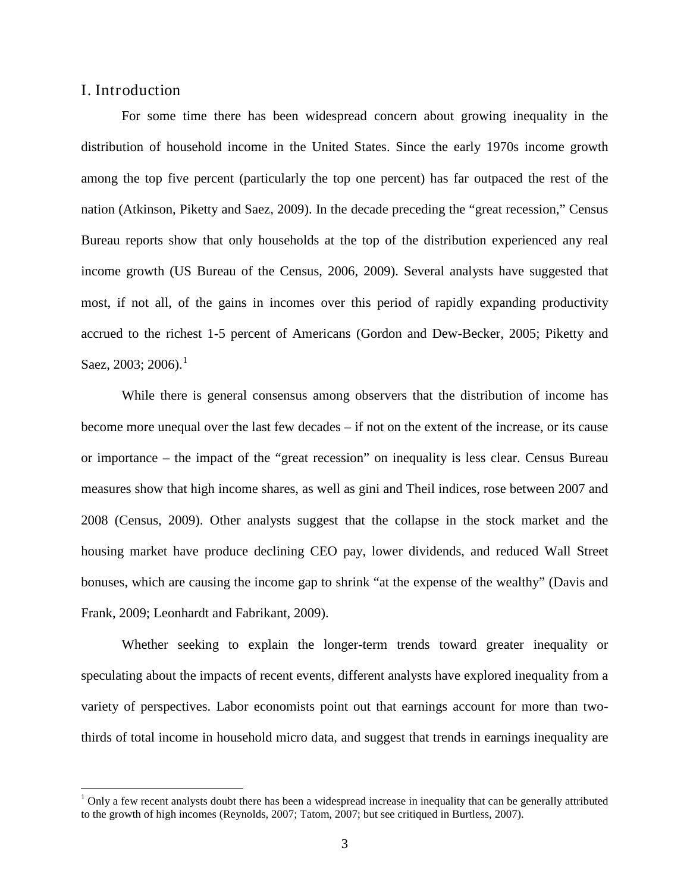## I. Introduction

For some time there has been widespread concern about growing inequality in the distribution of household income in the United States. Since the early 1970s income growth among the top five percent (particularly the top one percent) has far outpaced the rest of the nation (Atkinson, Piketty and Saez, 2009). In the decade preceding the "great recession," Census Bureau reports show that only households at the top of the distribution experienced any real income growth (US Bureau of the Census, 2006, 2009). Several analysts have suggested that most, if not all, of the gains in incomes over this period of rapidly expanding productivity accrued to the richest 1-5 percent of Americans (Gordon and Dew-Becker, 2005; Piketty and Saez, 2003; 2006).[1]

While there is general consensus among observers that the distribution of income has become more unequal over the last few decades – if not on the extent of the increase, or its cause or importance – the impact of the "great recession" on inequality is less clear. Census Bureau measures show that high income shares, as well as gini and Theil indices, rose between 2007 and 2008 (Census, 2009). Other analysts suggest that the collapse in the stock market and the housing market have produce declining CEO pay, lower dividends, and reduced Wall Street bonuses, which are causing the income gap to shrink "at the expense of the wealthy" (Davis and Frank, 2009; Leonhardt and Fabrikant, 2009).

Whether seeking to explain the longer-term trends toward greater inequality or speculating about the impacts of recent events, different analysts have explored inequality from a variety of perspectives. Labor economists point out that earnings account for more than two-thirds of total income in household micro data, and suggest that trends in earnings inequality are

[1] Only a few recent analysts doubt there has been a widespread increase in inequality that can be generally attributed to the growth of high incomes (Reynolds, 2007; Tatom, 2007; but see critiqued in Burtless, 2007).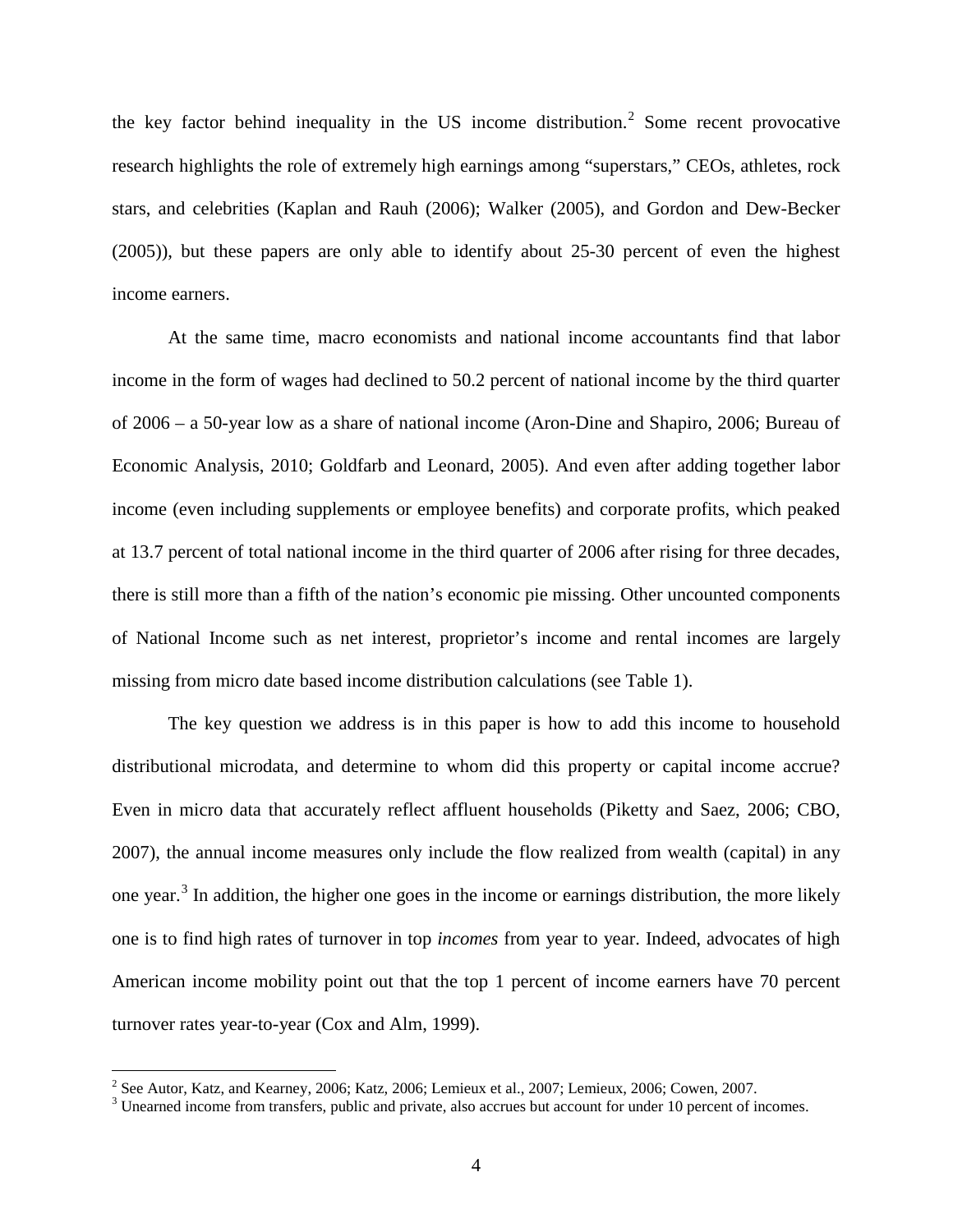the key factor behind inequality in the US income distribution.[2] Some recent provocative research highlights the role of extremely high earnings among "superstars," CEOs, athletes, rock stars, and celebrities (Kaplan and Rauh (2006); Walker (2005), and Gordon and Dew-Becker (2005)), but these papers are only able to identify about 25-30 percent of even the highest income earners.

At the same time, macro economists and national income accountants find that labor income in the form of wages had declined to 50.2 percent of national income by the third quarter of 2006 – a 50-year low as a share of national income (Aron-Dine and Shapiro, 2006; Bureau of Economic Analysis, 2010; Goldfarb and Leonard, 2005). And even after adding together labor income (even including supplements or employee benefits) and corporate profits, which peaked at 13.7 percent of total national income in the third quarter of 2006 after rising for three decades, there is still more than a fifth of the nation's economic pie missing. Other uncounted components of National Income such as net interest, proprietor's income and rental incomes are largely missing from micro date based income distribution calculations (see Table 1).

The key question we address is in this paper is how to add this income to household distributional microdata, and determine to whom did this property or capital income accrue? Even in micro data that accurately reflect affluent households (Piketty and Saez, 2006; CBO, 2007), the annual income measures only include the flow realized from wealth (capital) in any one year.[3] In addition, the higher one goes in the income or earnings distribution, the more likely one is to find high rates of turnover in top *incomes* from year to year. Indeed, advocates of high American income mobility point out that the top 1 percent of income earners have 70 percent turnover rates year-to-year (Cox and Alm, 1999).

---

[2] See Autor, Katz, and Kearney, 2006; Katz, 2006; Lemieux et al., 2007; Lemieux, 2006; Cowen, 2007.

[3] Unearned income from transfers, public and private, also accrues but account for under 10 percent of incomes.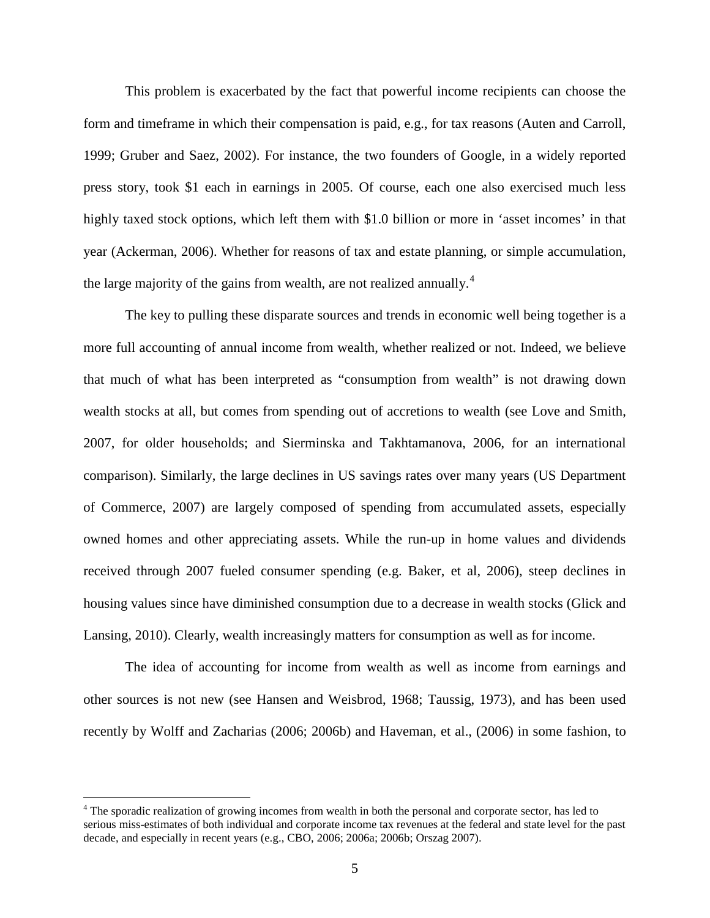This problem is exacerbated by the fact that powerful income recipients can choose the form and timeframe in which their compensation is paid, e.g., for tax reasons (Auten and Carroll, 1999; Gruber and Saez, 2002). For instance, the two founders of Google, in a widely reported press story, took $1 each in earnings in 2005. Of course, each one also exercised much less highly taxed stock options, which left them with $1.0 billion or more in 'asset incomes' in that year (Ackerman, 2006). Whether for reasons of tax and estate planning, or simple accumulation, the large majority of the gains from wealth, are not realized annually.[4]

The key to pulling these disparate sources and trends in economic well being together is a more full accounting of annual income from wealth, whether realized or not. Indeed, we believe that much of what has been interpreted as "consumption from wealth" is not drawing down wealth stocks at all, but comes from spending out of accretions to wealth (see Love and Smith, 2007, for older households; and Sierminska and Takhtamanova, 2006, for an international comparison). Similarly, the large declines in US savings rates over many years (US Department of Commerce, 2007) are largely composed of spending from accumulated assets, especially owned homes and other appreciating assets. While the run-up in home values and dividends received through 2007 fueled consumer spending (e.g. Baker, et al, 2006), steep declines in housing values since have diminished consumption due to a decrease in wealth stocks (Glick and Lansing, 2010). Clearly, wealth increasingly matters for consumption as well as for income.

The idea of accounting for income from wealth as well as income from earnings and other sources is not new (see Hansen and Weisbrod, 1968; Taussig, 1973), and has been used recently by Wolff and Zacharias (2006; 2006b) and Haveman, et al., (2006) in some fashion, to

---

[4] The sporadic realization of growing incomes from wealth in both the personal and corporate sector, has led to serious miss-estimates of both individual and corporate income tax revenues at the federal and state level for the past decade, and especially in recent years (e.g., CBO, 2006; 2006a; 2006b; Orszag 2007).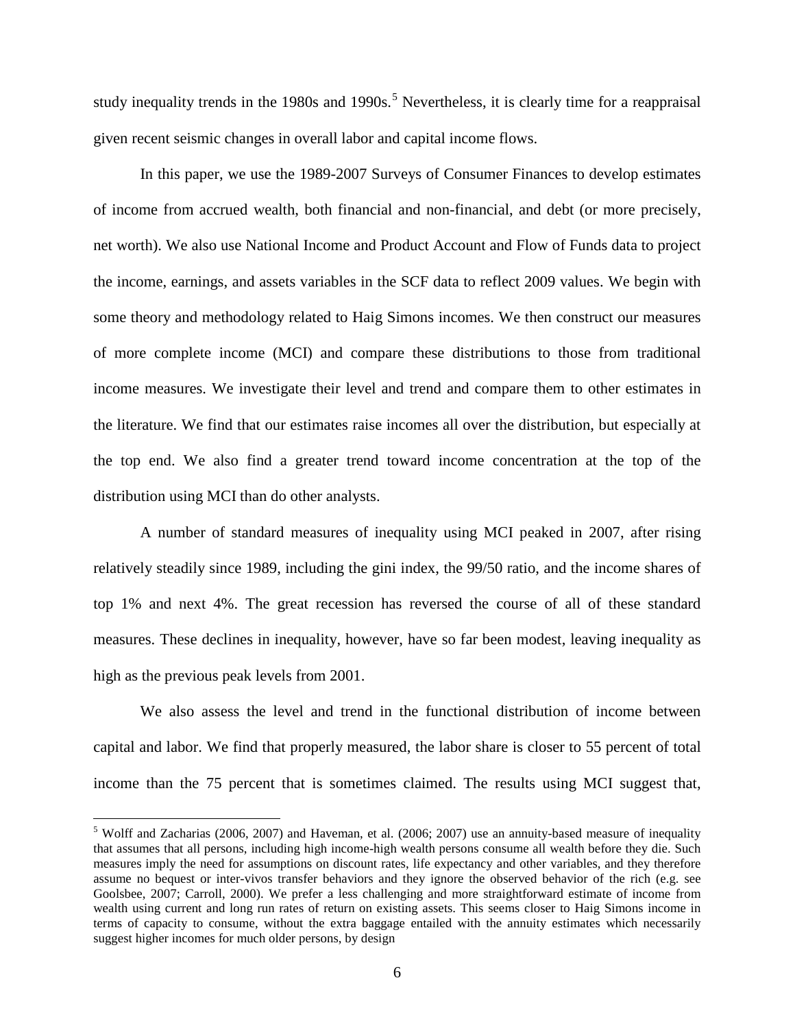study inequality trends in the 1980s and 1990s.[5] Nevertheless, it is clearly time for a reappraisal given recent seismic changes in overall labor and capital income flows.

In this paper, we use the 1989-2007 Surveys of Consumer Finances to develop estimates of income from accrued wealth, both financial and non-financial, and debt (or more precisely, net worth). We also use National Income and Product Account and Flow of Funds data to project the income, earnings, and assets variables in the SCF data to reflect 2009 values. We begin with some theory and methodology related to Haig Simons incomes. We then construct our measures of more complete income (MCI) and compare these distributions to those from traditional income measures. We investigate their level and trend and compare them to other estimates in the literature. We find that our estimates raise incomes all over the distribution, but especially at the top end. We also find a greater trend toward income concentration at the top of the distribution using MCI than do other analysts.

A number of standard measures of inequality using MCI peaked in 2007, after rising relatively steadily since 1989, including the gini index, the 99/50 ratio, and the income shares of top 1% and next 4%. The great recession has reversed the course of all of these standard measures. These declines in inequality, however, have so far been modest, leaving inequality as high as the previous peak levels from 2001.

We also assess the level and trend in the functional distribution of income between capital and labor. We find that properly measured, the labor share is closer to 55 percent of total income than the 75 percent that is sometimes claimed. The results using MCI suggest that,

[5] Wolff and Zacharias (2006, 2007) and Haveman, et al. (2006; 2007) use an annuity-based measure of inequality that assumes that all persons, including high income-high wealth persons consume all wealth before they die. Such measures imply the need for assumptions on discount rates, life expectancy and other variables, and they therefore assume no bequest or inter-vivos transfer behaviors and they ignore the observed behavior of the rich (e.g. see Goolsbee, 2007; Carroll, 2000). We prefer a less challenging and more straightforward estimate of income from wealth using current and long run rates of return on existing assets. This seems closer to Haig Simons income in terms of capacity to consume, without the extra baggage entailed with the annuity estimates which necessarily suggest higher incomes for much older persons, by design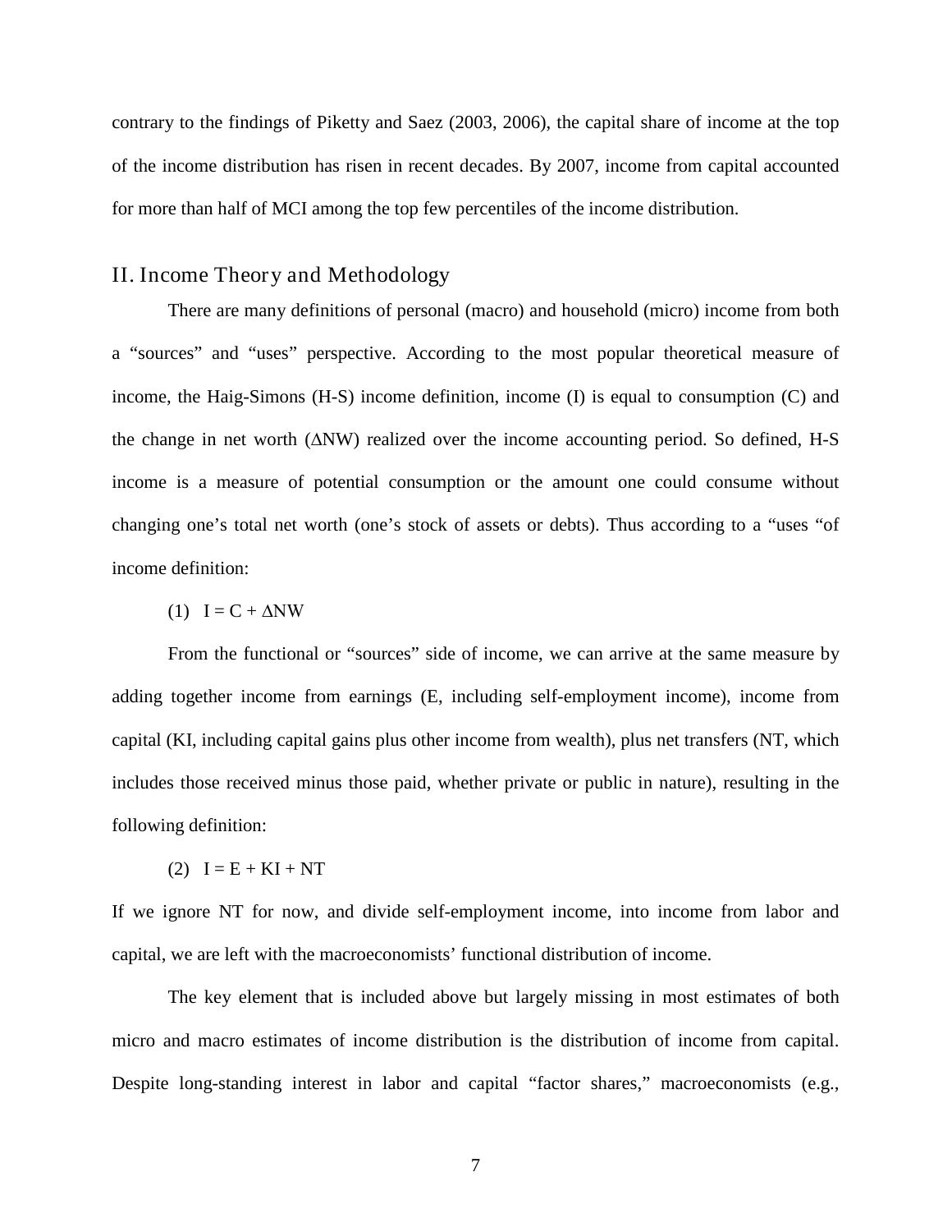contrary to the findings of Piketty and Saez (2003, 2006), the capital share of income at the top of the income distribution has risen in recent decades. By 2007, income from capital accounted for more than half of MCI among the top few percentiles of the income distribution.

## II. Income Theory and Methodology

There are many definitions of personal (macro) and household (micro) income from both a "sources" and "uses" perspective. According to the most popular theoretical measure of income, the Haig-Simons (H-S) income definition, income (I) is equal to consumption (C) and the change in net worth (ΔNW) realized over the income accounting period. So defined, H-S income is a measure of potential consumption or the amount one could consume without changing one's total net worth (one's stock of assets or debts). Thus according to a "uses "of income definition:

(1) $I = C + \Delta NW$

From the functional or "sources" side of income, we can arrive at the same measure by adding together income from earnings (E, including self-employment income), income from capital (KI, including capital gains plus other income from wealth), plus net transfers (NT, which includes those received minus those paid, whether private or public in nature), resulting in the following definition:

(2) $I = E + KI + NT$

If we ignore NT for now, and divide self-employment income, into income from labor and capital, we are left with the macroeconomists' functional distribution of income.

The key element that is included above but largely missing in most estimates of both micro and macro estimates of income distribution is the distribution of income from capital. Despite long-standing interest in labor and capital "factor shares," macroeconomists (e.g.,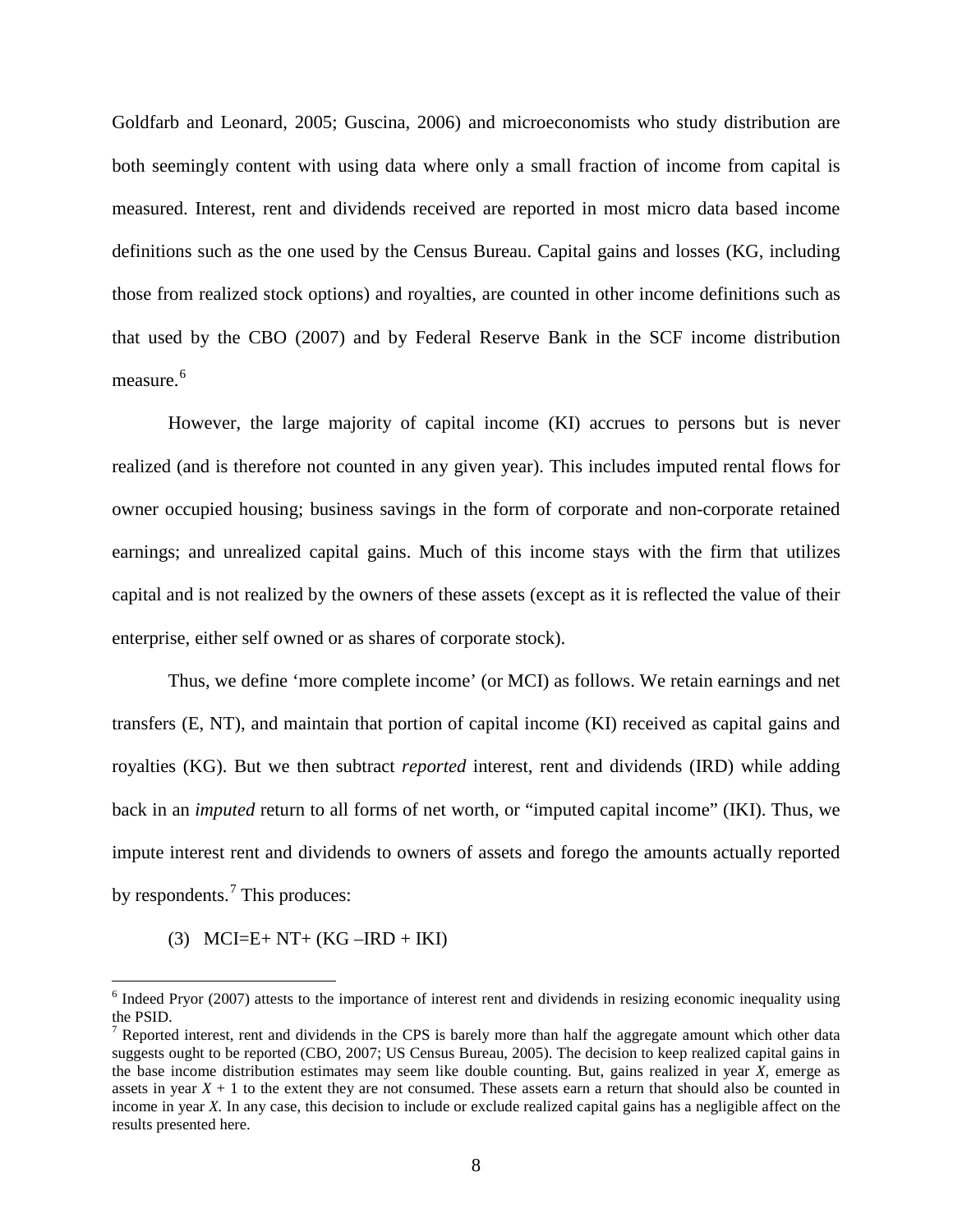Goldfarb and Leonard, 2005; Guscina, 2006) and microeconomists who study distribution are both seemingly content with using data where only a small fraction of income from capital is measured. Interest, rent and dividends received are reported in most micro data based income definitions such as the one used by the Census Bureau. Capital gains and losses (KG, including those from realized stock options) and royalties, are counted in other income definitions such as that used by the CBO (2007) and by Federal Reserve Bank in the SCF income distribution measure.[6]

However, the large majority of capital income (KI) accrues to persons but is never realized (and is therefore not counted in any given year). This includes imputed rental flows for owner occupied housing; business savings in the form of corporate and non-corporate retained earnings; and unrealized capital gains. Much of this income stays with the firm that utilizes capital and is not realized by the owners of these assets (except as it is reflected the value of their enterprise, either self owned or as shares of corporate stock).

Thus, we define 'more complete income' (or MCI) as follows. We retain earnings and net transfers (E, NT), and maintain that portion of capital income (KI) received as capital gains and royalties (KG). But we then subtract *reported* interest, rent and dividends (IRD) while adding back in an *imputed* return to all forms of net worth, or "imputed capital income" (IKI). Thus, we impute interest rent and dividends to owners of assets and forego the amounts actually reported by respondents.[7] This produces:

$$\text{(3)} \quad MCI = E + NT + (KG - IRD + IKI)$$

---

[6] Indeed Pryor (2007) attests to the importance of interest rent and dividends in resizing economic inequality using the PSID.

[7] Reported interest, rent and dividends in the CPS is barely more than half the aggregate amount which other data suggests ought to be reported (CBO, 2007; US Census Bureau, 2005). The decision to keep realized capital gains in the base income distribution estimates may seem like double counting. But, gains realized in year $X$, emerge as assets in year $X + 1$ to the extent they are not consumed. These assets earn a return that should also be counted in income in year $X$. In any case, this decision to include or exclude realized capital gains has a negligible affect on the results presented here.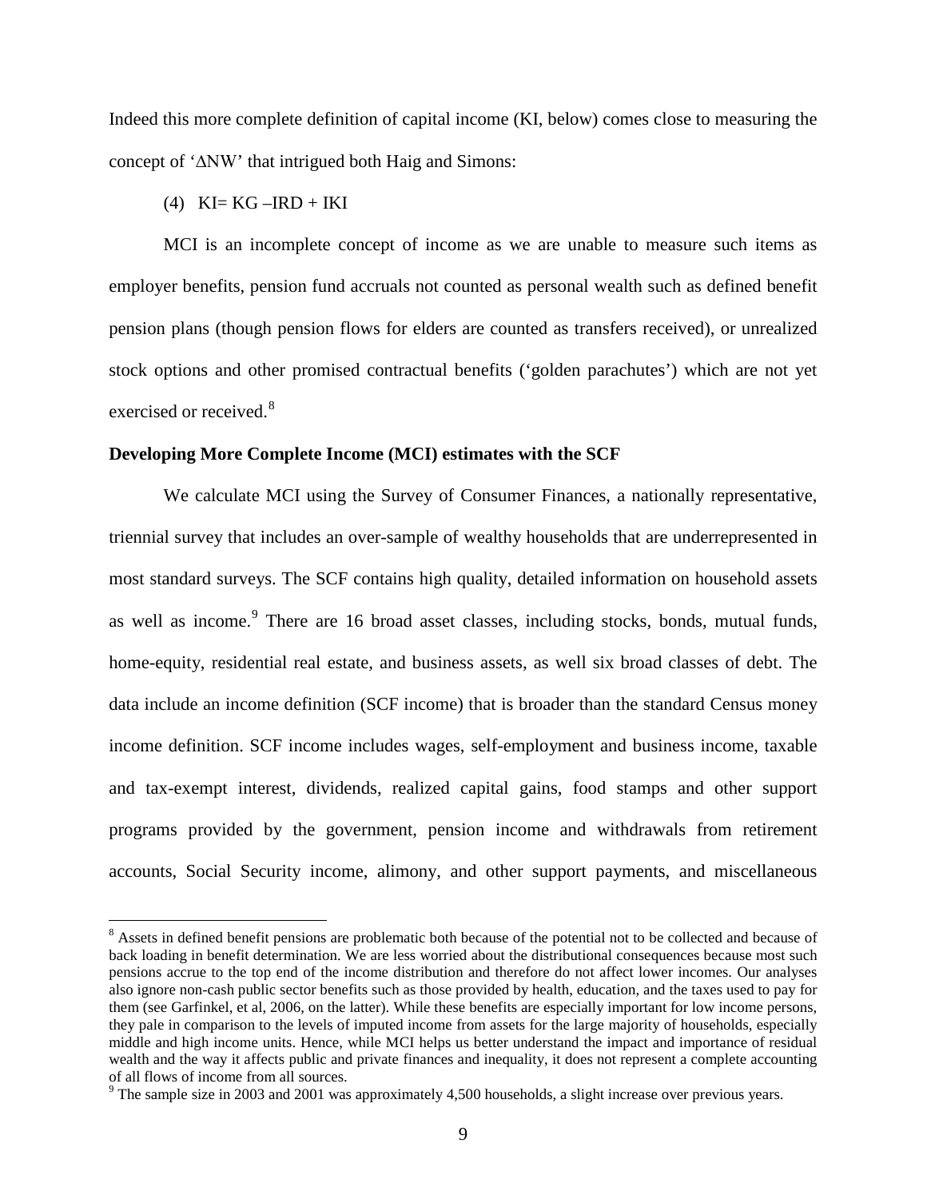Indeed this more complete definition of capital income (KI, below) comes close to measuring the concept of '$\Delta$NW' that intrigued both Haig and Simons:

(4) $KI = KG - IRD + IKI$

MCI is an incomplete concept of income as we are unable to measure such items as employer benefits, pension fund accruals not counted as personal wealth such as defined benefit pension plans (though pension flows for elders are counted as transfers received), or unrealized stock options and other promised contractual benefits ('golden parachutes') which are not yet exercised or received.[8]

**Developing More Complete Income (MCI) estimates with the SCF**

We calculate MCI using the Survey of Consumer Finances, a nationally representative, triennial survey that includes an over-sample of wealthy households that are underrepresented in most standard surveys. The SCF contains high quality, detailed information on household assets as well as income.[9] There are 16 broad asset classes, including stocks, bonds, mutual funds, home-equity, residential real estate, and business assets, as well six broad classes of debt. The data include an income definition (SCF income) that is broader than the standard Census money income definition. SCF income includes wages, self-employment and business income, taxable and tax-exempt interest, dividends, realized capital gains, food stamps and other support programs provided by the government, pension income and withdrawals from retirement accounts, Social Security income, alimony, and other support payments, and miscellaneous

---

[8] Assets in defined benefit pensions are problematic both because of the potential not to be collected and because of back loading in benefit determination. We are less worried about the distributional consequences because most such pensions accrue to the top end of the income distribution and therefore do not affect lower incomes. Our analyses also ignore non-cash public sector benefits such as those provided by health, education, and the taxes used to pay for them (see Garfinkel, et al, 2006, on the latter). While these benefits are especially important for low income persons, they pale in comparison to the levels of imputed income from assets for the large majority of households, especially middle and high income units. Hence, while MCI helps us better understand the impact and importance of residual wealth and the way it affects public and private finances and inequality, it does not represent a complete accounting of all flows of income from all sources.

[9] The sample size in 2003 and 2001 was approximately 4,500 households, a slight increase over previous years.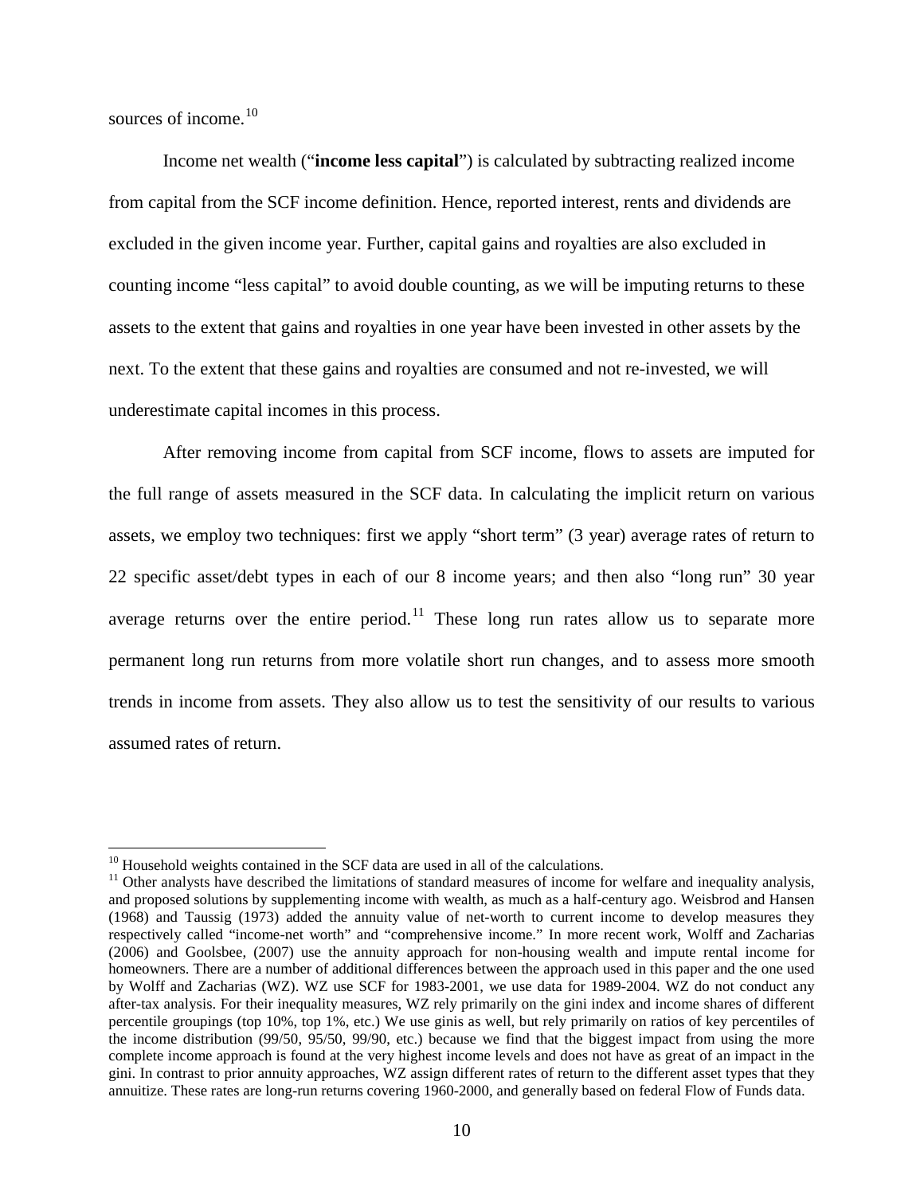sources of income.[10]

Income net wealth ("**income less capital**") is calculated by subtracting realized income from capital from the SCF income definition. Hence, reported interest, rents and dividends are excluded in the given income year. Further, capital gains and royalties are also excluded in counting income "less capital" to avoid double counting, as we will be imputing returns to these assets to the extent that gains and royalties in one year have been invested in other assets by the next. To the extent that these gains and royalties are consumed and not re-invested, we will underestimate capital incomes in this process.

After removing income from capital from SCF income, flows to assets are imputed for the full range of assets measured in the SCF data. In calculating the implicit return on various assets, we employ two techniques: first we apply "short term" (3 year) average rates of return to 22 specific asset/debt types in each of our 8 income years; and then also "long run" 30 year average returns over the entire period.[11] These long run rates allow us to separate more permanent long run returns from more volatile short run changes, and to assess more smooth trends in income from assets. They also allow us to test the sensitivity of our results to various assumed rates of return.

---

[10] Household weights contained in the SCF data are used in all of the calculations.

[11] Other analysts have described the limitations of standard measures of income for welfare and inequality analysis, and proposed solutions by supplementing income with wealth, as much as a half-century ago. Weisbrod and Hansen (1968) and Taussig (1973) added the annuity value of net-worth to current income to develop measures they respectively called "income-net worth" and "comprehensive income." In more recent work, Wolff and Zacharias (2006) and Goolsbee, (2007) use the annuity approach for non-housing wealth and impute rental income for homeowners. There are a number of additional differences between the approach used in this paper and the one used by Wolff and Zacharias (WZ). WZ use SCF for 1983-2001, we use data for 1989-2004. WZ do not conduct any after-tax analysis. For their inequality measures, WZ rely primarily on the gini index and income shares of different percentile groupings (top 10%, top 1%, etc.) We use ginis as well, but rely primarily on ratios of key percentiles of the income distribution (99/50, 95/50, 99/90, etc.) because we find that the biggest impact from using the more complete income approach is found at the very highest income levels and does not have as great of an impact in the gini. In contrast to prior annuity approaches, WZ assign different rates of return to the different asset types that they annuitize. These rates are long-run returns covering 1960-2000, and generally based on federal Flow of Funds data.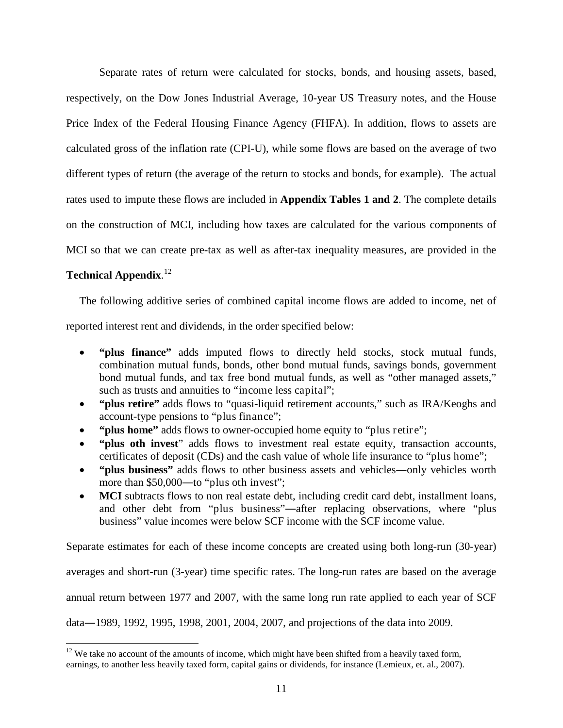Separate rates of return were calculated for stocks, bonds, and housing assets, based, respectively, on the Dow Jones Industrial Average, 10-year US Treasury notes, and the House Price Index of the Federal Housing Finance Agency (FHFA). In addition, flows to assets are calculated gross of the inflation rate (CPI-U), while some flows are based on the average of two different types of return (the average of the return to stocks and bonds, for example). The actual rates used to impute these flows are included in **Appendix Tables 1 and 2**. The complete details on the construction of MCI, including how taxes are calculated for the various components of MCI so that we can create pre-tax as well as after-tax inequality measures, are provided in the **Technical Appendix**.[12]

The following additive series of combined capital income flows are added to income, net of reported interest rent and dividends, in the order specified below:

- **"plus finance"** adds imputed flows to directly held stocks, stock mutual funds, combination mutual funds, bonds, other bond mutual funds, savings bonds, government bond mutual funds, and tax free bond mutual funds, as well as "other managed assets," such as trusts and annuities to "income less capital";
- **"plus retire"** adds flows to "quasi-liquid retirement accounts," such as IRA/Keoghs and account-type pensions to "plus finance";
- **"plus home"** adds flows to owner-occupied home equity to "plus retire";
- **"plus oth invest"** adds flows to investment real estate equity, transaction accounts, certificates of deposit (CDs) and the cash value of whole life insurance to "plus home";
- **"plus business"** adds flows to other business assets and vehicles—only vehicles worth more than $50,000—to "plus oth invest";
- **MCI** subtracts flows to non real estate debt, including credit card debt, installment loans, and other debt from "plus business"—after replacing observations, where "plus business" value incomes were below SCF income with the SCF income value.

Separate estimates for each of these income concepts are created using both long-run (30-year) averages and short-run (3-year) time specific rates. The long-run rates are based on the average annual return between 1977 and 2007, with the same long run rate applied to each year of SCF data—1989, 1992, 1995, 1998, 2001, 2004, 2007, and projections of the data into 2009.

[12] We take no account of the amounts of income, which might have been shifted from a heavily taxed form, earnings, to another less heavily taxed form, capital gains or dividends, for instance (Lemieux, et. al., 2007).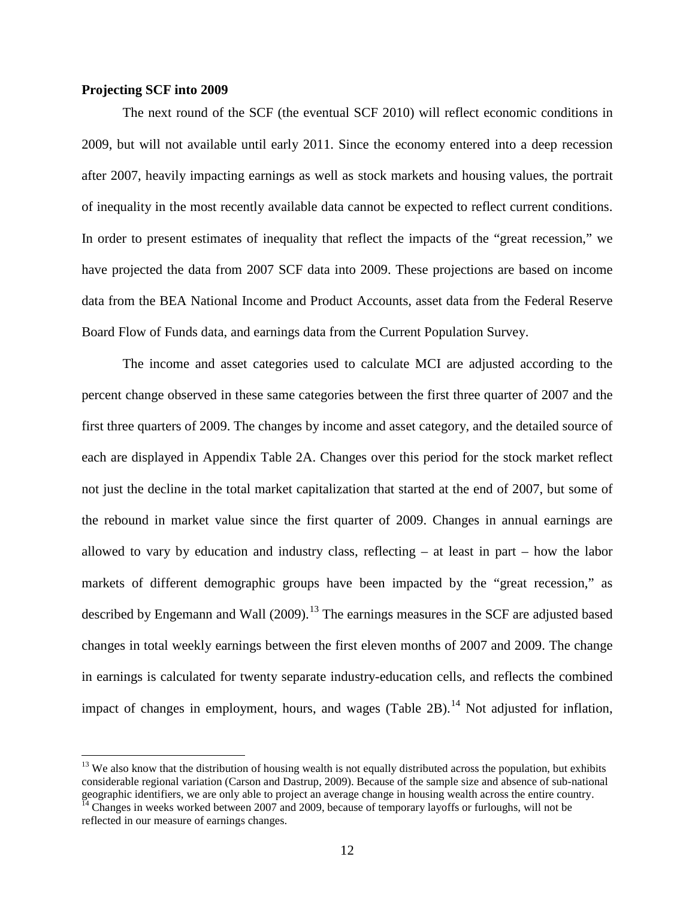**Projecting SCF into 2009**

The next round of the SCF (the eventual SCF 2010) will reflect economic conditions in 2009, but will not available until early 2011. Since the economy entered into a deep recession after 2007, heavily impacting earnings as well as stock markets and housing values, the portrait of inequality in the most recently available data cannot be expected to reflect current conditions. In order to present estimates of inequality that reflect the impacts of the "great recession," we have projected the data from 2007 SCF data into 2009. These projections are based on income data from the BEA National Income and Product Accounts, asset data from the Federal Reserve Board Flow of Funds data, and earnings data from the Current Population Survey.

The income and asset categories used to calculate MCI are adjusted according to the percent change observed in these same categories between the first three quarter of 2007 and the first three quarters of 2009. The changes by income and asset category, and the detailed source of each are displayed in Appendix Table 2A. Changes over this period for the stock market reflect not just the decline in the total market capitalization that started at the end of 2007, but some of the rebound in market value since the first quarter of 2009. Changes in annual earnings are allowed to vary by education and industry class, reflecting – at least in part – how the labor markets of different demographic groups have been impacted by the "great recession," as described by Engemann and Wall (2009).[13] The earnings measures in the SCF are adjusted based changes in total weekly earnings between the first eleven months of 2007 and 2009. The change in earnings is calculated for twenty separate industry-education cells, and reflects the combined impact of changes in employment, hours, and wages (Table 2B).[14] Not adjusted for inflation,

[13] We also know that the distribution of housing wealth is not equally distributed across the population, but exhibits considerable regional variation (Carson and Dastrup, 2009). Because of the sample size and absence of sub-national geographic identifiers, we are only able to project an average change in housing wealth across the entire country.

[14] Changes in weeks worked between 2007 and 2009, because of temporary layoffs or furloughs, will not be reflected in our measure of earnings changes.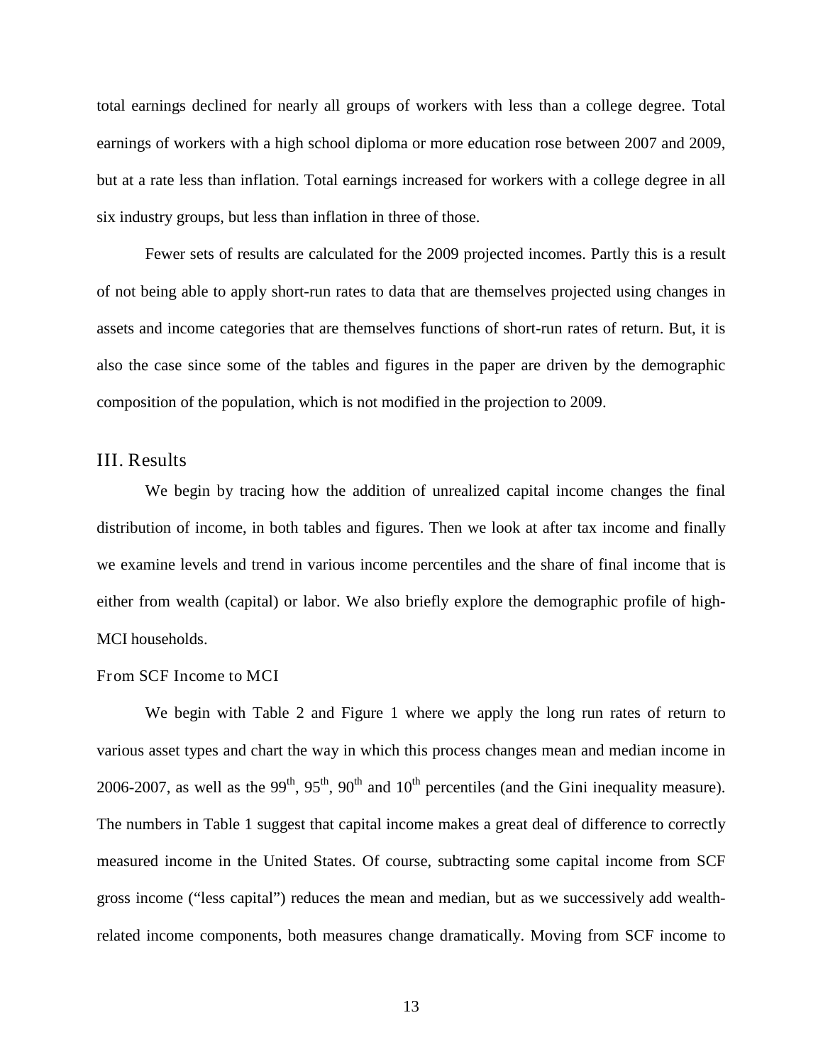total earnings declined for nearly all groups of workers with less than a college degree. Total earnings of workers with a high school diploma or more education rose between 2007 and 2009, but at a rate less than inflation. Total earnings increased for workers with a college degree in all six industry groups, but less than inflation in three of those.

Fewer sets of results are calculated for the 2009 projected incomes. Partly this is a result of not being able to apply short-run rates to data that are themselves projected using changes in assets and income categories that are themselves functions of short-run rates of return. But, it is also the case since some of the tables and figures in the paper are driven by the demographic composition of the population, which is not modified in the projection to 2009.

## III. Results

We begin by tracing how the addition of unrealized capital income changes the final distribution of income, in both tables and figures. Then we look at after tax income and finally we examine levels and trend in various income percentiles and the share of final income that is either from wealth (capital) or labor. We also briefly explore the demographic profile of high-MCI households.

### From SCF Income to MCI

We begin with Table 2 and Figure 1 where we apply the long run rates of return to various asset types and chart the way in which this process changes mean and median income in 2006-2007, as well as the 99th, 95th, 90th and 10th percentiles (and the Gini inequality measure). The numbers in Table 1 suggest that capital income makes a great deal of difference to correctly measured income in the United States. Of course, subtracting some capital income from SCF gross income ("less capital") reduces the mean and median, but as we successively add wealth-related income components, both measures change dramatically. Moving from SCF income to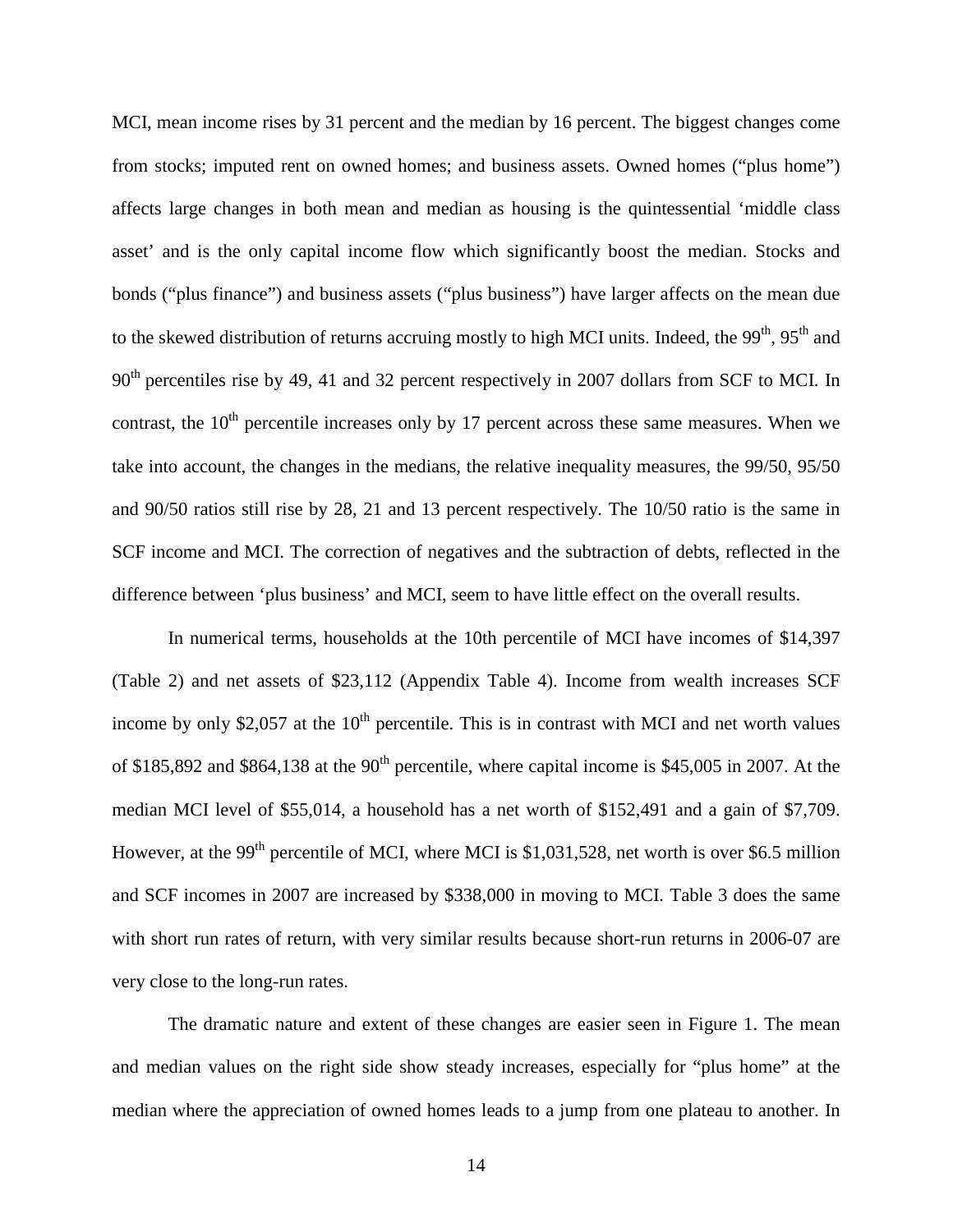MCI, mean income rises by 31 percent and the median by 16 percent. The biggest changes come from stocks; imputed rent on owned homes; and business assets. Owned homes ("plus home") affects large changes in both mean and median as housing is the quintessential 'middle class asset' and is the only capital income flow which significantly boost the median. Stocks and bonds ("plus finance") and business assets ("plus business") have larger affects on the mean due to the skewed distribution of returns accruing mostly to high MCI units. Indeed, the 99th, 95th and 90th percentiles rise by 49, 41 and 32 percent respectively in 2007 dollars from SCF to MCI. In contrast, the 10th percentile increases only by 17 percent across these same measures. When we take into account, the changes in the medians, the relative inequality measures, the 99/50, 95/50 and 90/50 ratios still rise by 28, 21 and 13 percent respectively. The 10/50 ratio is the same in SCF income and MCI. The correction of negatives and the subtraction of debts, reflected in the difference between 'plus business' and MCI, seem to have little effect on the overall results.

In numerical terms, households at the 10th percentile of MCI have incomes of $14,397 (Table 2) and net assets of $23,112 (Appendix Table 4). Income from wealth increases SCF income by only $2,057 at the 10th percentile. This is in contrast with MCI and net worth values of $185,892 and $864,138 at the 90th percentile, where capital income is $45,005 in 2007. At the median MCI level of $55,014, a household has a net worth of $152,491 and a gain of $7,709. However, at the 99th percentile of MCI, where MCI is $1,031,528, net worth is over $6.5 million and SCF incomes in 2007 are increased by $338,000 in moving to MCI. Table 3 does the same with short run rates of return, with very similar results because short-run returns in 2006-07 are very close to the long-run rates.

The dramatic nature and extent of these changes are easier seen in Figure 1. The mean and median values on the right side show steady increases, especially for "plus home" at the median where the appreciation of owned homes leads to a jump from one plateau to another. In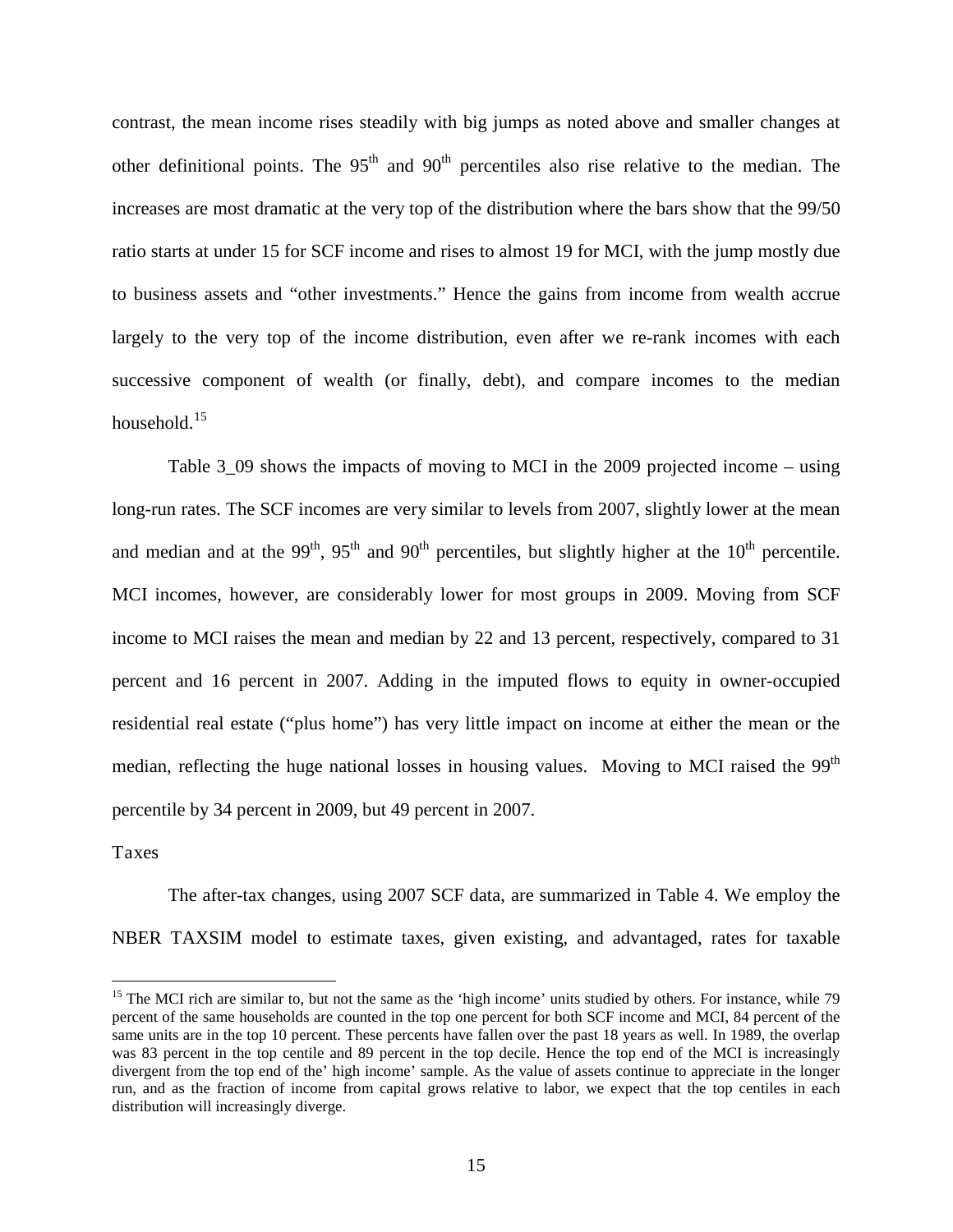contrast, the mean income rises steadily with big jumps as noted above and smaller changes at other definitional points. The 95th and 90th percentiles also rise relative to the median. The increases are most dramatic at the very top of the distribution where the bars show that the 99/50 ratio starts at under 15 for SCF income and rises to almost 19 for MCI, with the jump mostly due to business assets and "other investments." Hence the gains from income from wealth accrue largely to the very top of the income distribution, even after we re-rank incomes with each successive component of wealth (or finally, debt), and compare incomes to the median household.[15]

Table 3_09 shows the impacts of moving to MCI in the 2009 projected income – using long-run rates. The SCF incomes are very similar to levels from 2007, slightly lower at the mean and median and at the 99th, 95th and 90th percentiles, but slightly higher at the 10th percentile. MCI incomes, however, are considerably lower for most groups in 2009. Moving from SCF income to MCI raises the mean and median by 22 and 13 percent, respectively, compared to 31 percent and 16 percent in 2007. Adding in the imputed flows to equity in owner-occupied residential real estate ("plus home") has very little impact on income at either the mean or the median, reflecting the huge national losses in housing values. Moving to MCI raised the 99th percentile by 34 percent in 2009, but 49 percent in 2007.

Taxes

The after-tax changes, using 2007 SCF data, are summarized in Table 4. We employ the NBER TAXSIM model to estimate taxes, given existing, and advantaged, rates for taxable

[15] The MCI rich are similar to, but not the same as the 'high income' units studied by others. For instance, while 79 percent of the same households are counted in the top one percent for both SCF income and MCI, 84 percent of the same units are in the top 10 percent. These percents have fallen over the past 18 years as well. In 1989, the overlap was 83 percent in the top centile and 89 percent in the top decile. Hence the top end of the MCI is increasingly divergent from the top end of the' high income' sample. As the value of assets continue to appreciate in the longer run, and as the fraction of income from capital grows relative to labor, we expect that the top centiles in each distribution will increasingly diverge.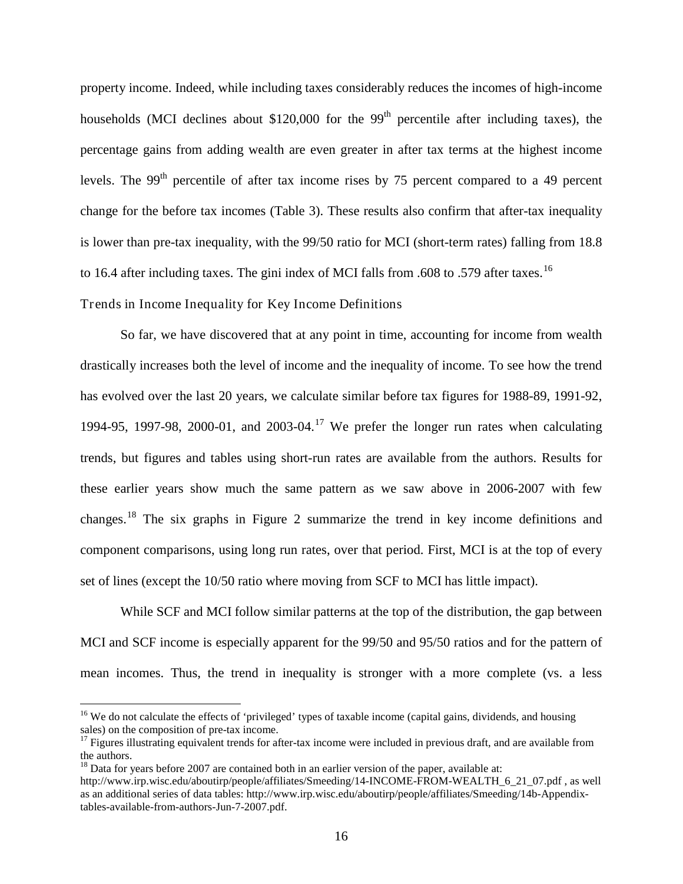property income. Indeed, while including taxes considerably reduces the incomes of high-income households (MCI declines about $120,000 for the 99th percentile after including taxes), the percentage gains from adding wealth are even greater in after tax terms at the highest income levels. The 99th percentile of after tax income rises by 75 percent compared to a 49 percent change for the before tax incomes (Table 3). These results also confirm that after-tax inequality is lower than pre-tax inequality, with the 99/50 ratio for MCI (short-term rates) falling from 18.8 to 16.4 after including taxes. The gini index of MCI falls from .608 to .579 after taxes.[16]

### Trends in Income Inequality for Key Income Definitions

So far, we have discovered that at any point in time, accounting for income from wealth drastically increases both the level of income and the inequality of income. To see how the trend has evolved over the last 20 years, we calculate similar before tax figures for 1988-89, 1991-92, 1994-95, 1997-98, 2000-01, and 2003-04.[17] We prefer the longer run rates when calculating trends, but figures and tables using short-run rates are available from the authors. Results for these earlier years show much the same pattern as we saw above in 2006-2007 with few changes.[18] The six graphs in Figure 2 summarize the trend in key income definitions and component comparisons, using long run rates, over that period. First, MCI is at the top of every set of lines (except the 10/50 ratio where moving from SCF to MCI has little impact).

While SCF and MCI follow similar patterns at the top of the distribution, the gap between MCI and SCF income is especially apparent for the 99/50 and 95/50 ratios and for the pattern of mean incomes. Thus, the trend in inequality is stronger with a more complete (vs. a less

---

[16] We do not calculate the effects of 'privileged' types of taxable income (capital gains, dividends, and housing sales) on the composition of pre-tax income.

[17] Figures illustrating equivalent trends for after-tax income were included in previous draft, and are available from the authors.

[18] Data for years before 2007 are contained both in an earlier version of the paper, available at: http://www.irp.wisc.edu/aboutirp/people/affiliates/Smeeding/14-INCOME-FROM-WEALTH_6_21_07.pdf , as well as an additional series of data tables: http://www.irp.wisc.edu/aboutirp/people/affiliates/Smeeding/14b-Appendix-tables-available-from-authors-Jun-7-2007.pdf.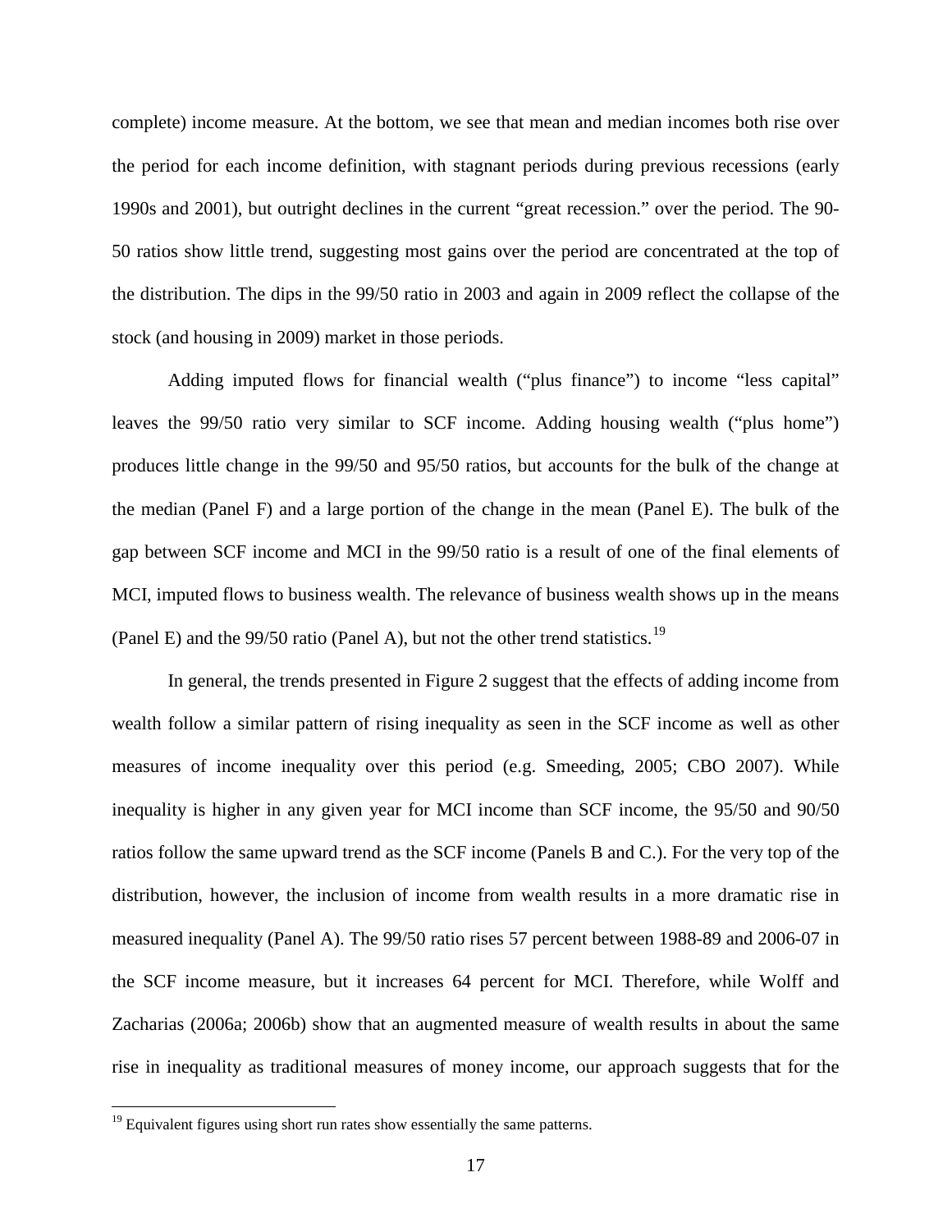complete) income measure. At the bottom, we see that mean and median incomes both rise over the period for each income definition, with stagnant periods during previous recessions (early 1990s and 2001), but outright declines in the current "great recession." over the period. The 90-50 ratios show little trend, suggesting most gains over the period are concentrated at the top of the distribution. The dips in the 99/50 ratio in 2003 and again in 2009 reflect the collapse of the stock (and housing in 2009) market in those periods.

Adding imputed flows for financial wealth ("plus finance") to income "less capital" leaves the 99/50 ratio very similar to SCF income. Adding housing wealth ("plus home") produces little change in the 99/50 and 95/50 ratios, but accounts for the bulk of the change at the median (Panel F) and a large portion of the change in the mean (Panel E). The bulk of the gap between SCF income and MCI in the 99/50 ratio is a result of one of the final elements of MCI, imputed flows to business wealth. The relevance of business wealth shows up in the means (Panel E) and the 99/50 ratio (Panel A), but not the other trend statistics.[19]

In general, the trends presented in Figure 2 suggest that the effects of adding income from wealth follow a similar pattern of rising inequality as seen in the SCF income as well as other measures of income inequality over this period (e.g. Smeeding, 2005; CBO 2007). While inequality is higher in any given year for MCI income than SCF income, the 95/50 and 90/50 ratios follow the same upward trend as the SCF income (Panels B and C.). For the very top of the distribution, however, the inclusion of income from wealth results in a more dramatic rise in measured inequality (Panel A). The 99/50 ratio rises 57 percent between 1988-89 and 2006-07 in the SCF income measure, but it increases 64 percent for MCI. Therefore, while Wolff and Zacharias (2006a; 2006b) show that an augmented measure of wealth results in about the same rise in inequality as traditional measures of money income, our approach suggests that for the

[19] Equivalent figures using short run rates show essentially the same patterns.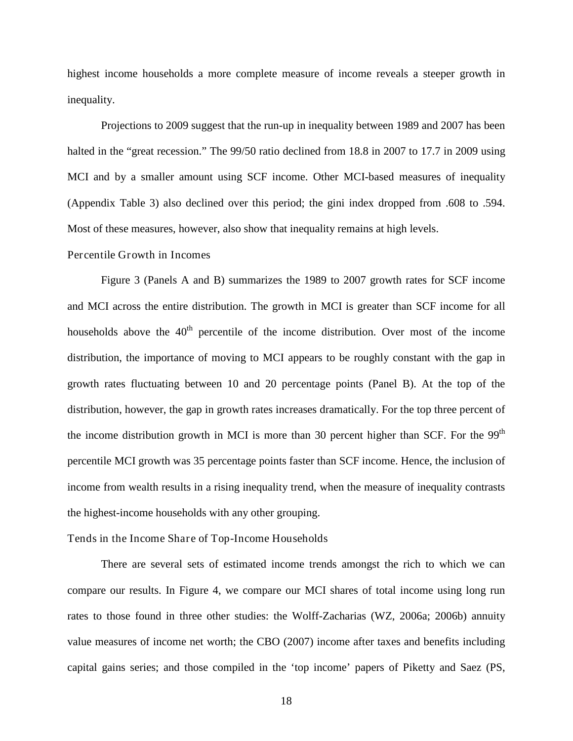highest income households a more complete measure of income reveals a steeper growth in inequality.

Projections to 2009 suggest that the run-up in inequality between 1989 and 2007 has been halted in the "great recession." The 99/50 ratio declined from 18.8 in 2007 to 17.7 in 2009 using MCI and by a smaller amount using SCF income. Other MCI-based measures of inequality (Appendix Table 3) also declined over this period; the gini index dropped from .608 to .594. Most of these measures, however, also show that inequality remains at high levels.

### Percentile Growth in Incomes

Figure 3 (Panels A and B) summarizes the 1989 to 2007 growth rates for SCF income and MCI across the entire distribution. The growth in MCI is greater than SCF income for all households above the 40th percentile of the income distribution. Over most of the income distribution, the importance of moving to MCI appears to be roughly constant with the gap in growth rates fluctuating between 10 and 20 percentage points (Panel B). At the top of the distribution, however, the gap in growth rates increases dramatically. For the top three percent of the income distribution growth in MCI is more than 30 percent higher than SCF. For the 99th percentile MCI growth was 35 percentage points faster than SCF income. Hence, the inclusion of income from wealth results in a rising inequality trend, when the measure of inequality contrasts the highest-income households with any other grouping.

### Tends in the Income Share of Top-Income Households

There are several sets of estimated income trends amongst the rich to which we can compare our results. In Figure 4, we compare our MCI shares of total income using long run rates to those found in three other studies: the Wolff-Zacharias (WZ, 2006a; 2006b) annuity value measures of income net worth; the CBO (2007) income after taxes and benefits including capital gains series; and those compiled in the 'top income' papers of Piketty and Saez (PS,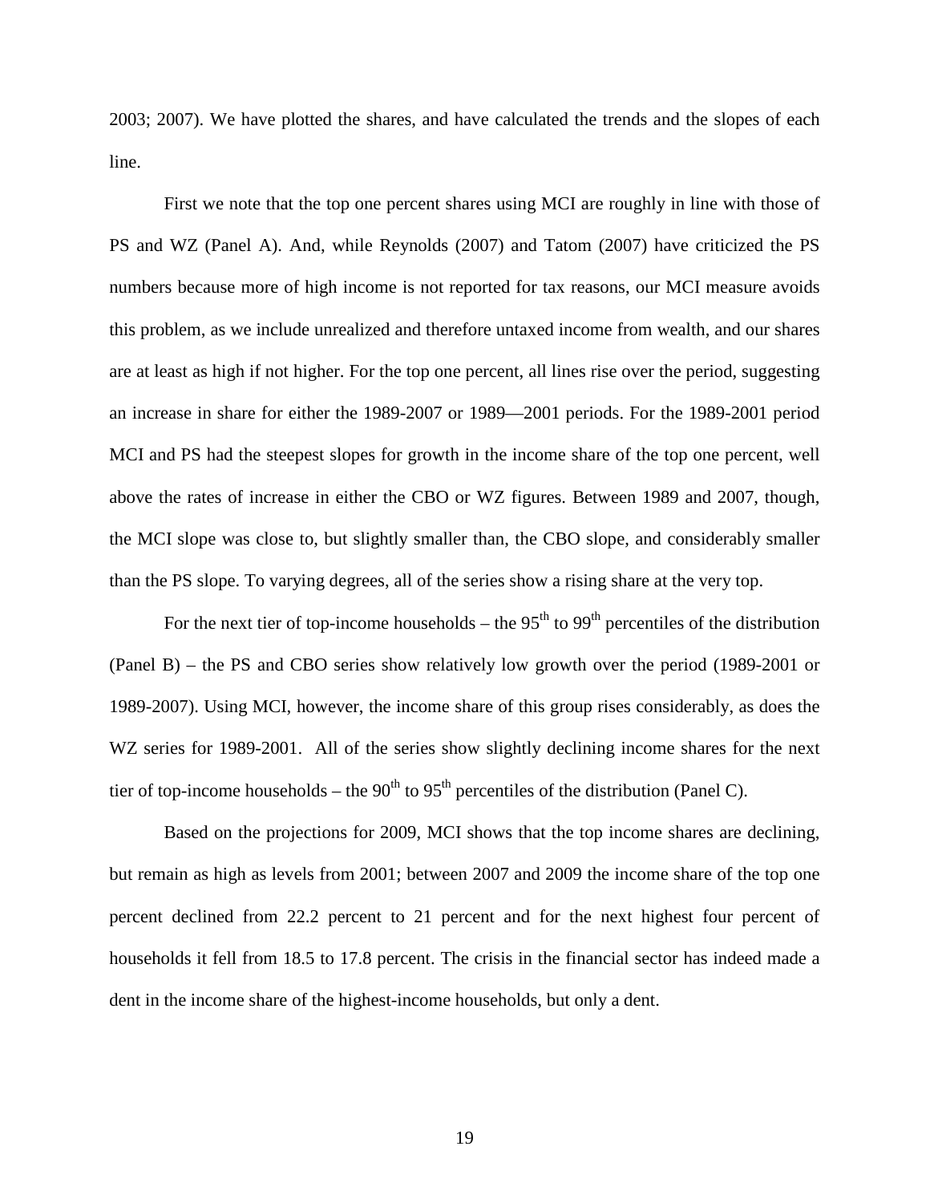2003; 2007). We have plotted the shares, and have calculated the trends and the slopes of each line.

First we note that the top one percent shares using MCI are roughly in line with those of PS and WZ (Panel A). And, while Reynolds (2007) and Tatom (2007) have criticized the PS numbers because more of high income is not reported for tax reasons, our MCI measure avoids this problem, as we include unrealized and therefore untaxed income from wealth, and our shares are at least as high if not higher. For the top one percent, all lines rise over the period, suggesting an increase in share for either the 1989-2007 or 1989—2001 periods. For the 1989-2001 period MCI and PS had the steepest slopes for growth in the income share of the top one percent, well above the rates of increase in either the CBO or WZ figures. Between 1989 and 2007, though, the MCI slope was close to, but slightly smaller than, the CBO slope, and considerably smaller than the PS slope. To varying degrees, all of the series show a rising share at the very top.

For the next tier of top-income households – the 95th to 99th percentiles of the distribution (Panel B) – the PS and CBO series show relatively low growth over the period (1989-2001 or 1989-2007). Using MCI, however, the income share of this group rises considerably, as does the WZ series for 1989-2001. All of the series show slightly declining income shares for the next tier of top-income households – the 90th to 95th percentiles of the distribution (Panel C).

Based on the projections for 2009, MCI shows that the top income shares are declining, but remain as high as levels from 2001; between 2007 and 2009 the income share of the top one percent declined from 22.2 percent to 21 percent and for the next highest four percent of households it fell from 18.5 to 17.8 percent. The crisis in the financial sector has indeed made a dent in the income share of the highest-income households, but only a dent.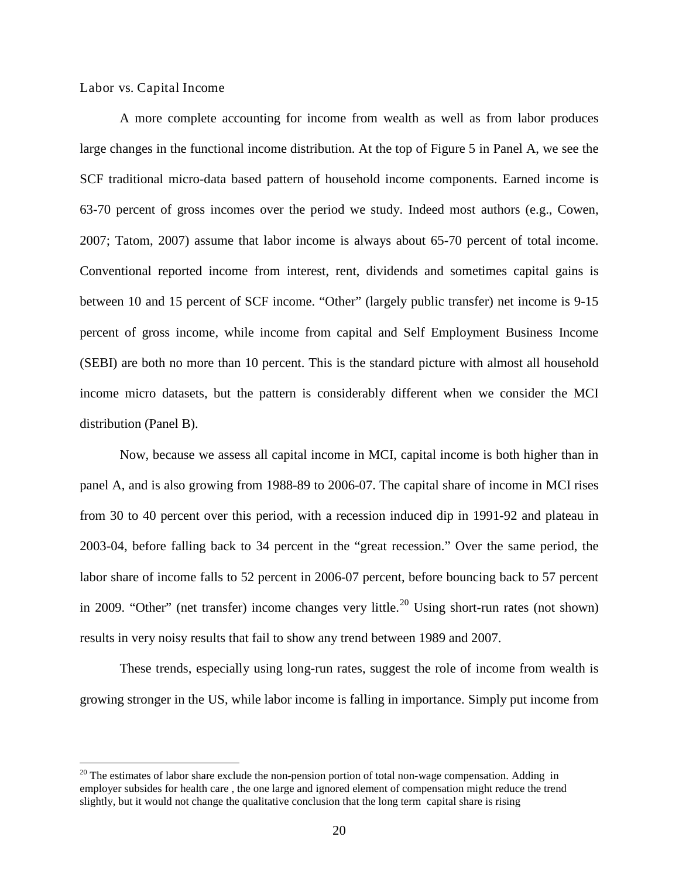Labor vs. Capital Income

A more complete accounting for income from wealth as well as from labor produces large changes in the functional income distribution. At the top of Figure 5 in Panel A, we see the SCF traditional micro-data based pattern of household income components. Earned income is 63-70 percent of gross incomes over the period we study. Indeed most authors (e.g., Cowen, 2007; Tatom, 2007) assume that labor income is always about 65-70 percent of total income. Conventional reported income from interest, rent, dividends and sometimes capital gains is between 10 and 15 percent of SCF income. "Other" (largely public transfer) net income is 9-15 percent of gross income, while income from capital and Self Employment Business Income (SEBI) are both no more than 10 percent. This is the standard picture with almost all household income micro datasets, but the pattern is considerably different when we consider the MCI distribution (Panel B).

Now, because we assess all capital income in MCI, capital income is both higher than in panel A, and is also growing from 1988-89 to 2006-07. The capital share of income in MCI rises from 30 to 40 percent over this period, with a recession induced dip in 1991-92 and plateau in 2003-04, before falling back to 34 percent in the "great recession." Over the same period, the labor share of income falls to 52 percent in 2006-07 percent, before bouncing back to 57 percent in 2009. "Other" (net transfer) income changes very little.[20] Using short-run rates (not shown) results in very noisy results that fail to show any trend between 1989 and 2007.

These trends, especially using long-run rates, suggest the role of income from wealth is growing stronger in the US, while labor income is falling in importance. Simply put income from

---

[20] The estimates of labor share exclude the non-pension portion of total non-wage compensation. Adding in employer subsides for health care , the one large and ignored element of compensation might reduce the trend slightly, but it would not change the qualitative conclusion that the long term capital share is rising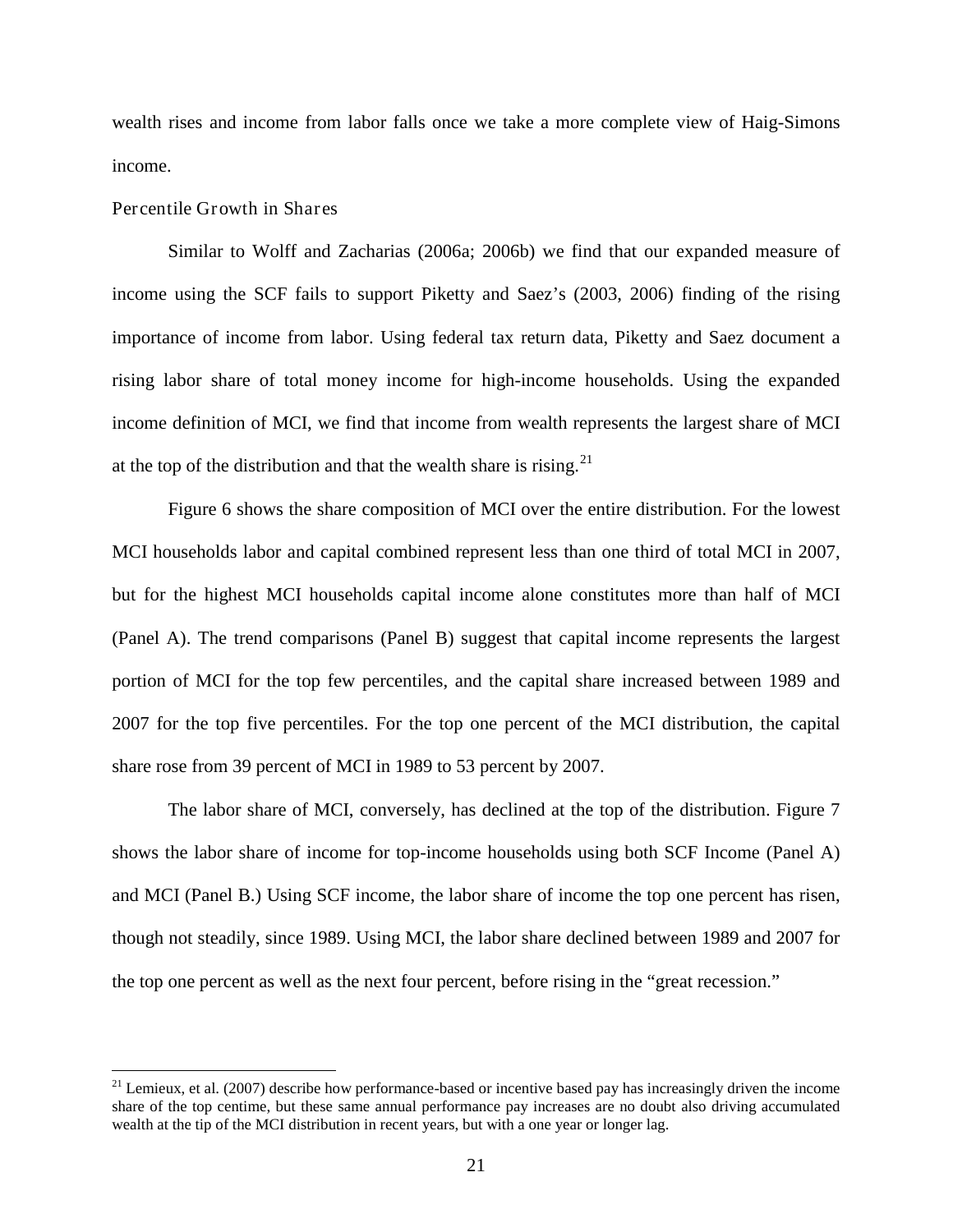wealth rises and income from labor falls once we take a more complete view of Haig-Simons income.

### Percentile Growth in Shares

Similar to Wolff and Zacharias (2006a; 2006b) we find that our expanded measure of income using the SCF fails to support Piketty and Saez's (2003, 2006) finding of the rising importance of income from labor. Using federal tax return data, Piketty and Saez document a rising labor share of total money income for high-income households. Using the expanded income definition of MCI, we find that income from wealth represents the largest share of MCI at the top of the distribution and that the wealth share is rising.[21]

Figure 6 shows the share composition of MCI over the entire distribution. For the lowest MCI households labor and capital combined represent less than one third of total MCI in 2007, but for the highest MCI households capital income alone constitutes more than half of MCI (Panel A). The trend comparisons (Panel B) suggest that capital income represents the largest portion of MCI for the top few percentiles, and the capital share increased between 1989 and 2007 for the top five percentiles. For the top one percent of the MCI distribution, the capital share rose from 39 percent of MCI in 1989 to 53 percent by 2007.

The labor share of MCI, conversely, has declined at the top of the distribution. Figure 7 shows the labor share of income for top-income households using both SCF Income (Panel A) and MCI (Panel B.) Using SCF income, the labor share of income the top one percent has risen, though not steadily, since 1989. Using MCI, the labor share declined between 1989 and 2007 for the top one percent as well as the next four percent, before rising in the "great recession."

---

[21] Lemieux, et al. (2007) describe how performance-based or incentive based pay has increasingly driven the income share of the top centime, but these same annual performance pay increases are no doubt also driving accumulated wealth at the tip of the MCI distribution in recent years, but with a one year or longer lag.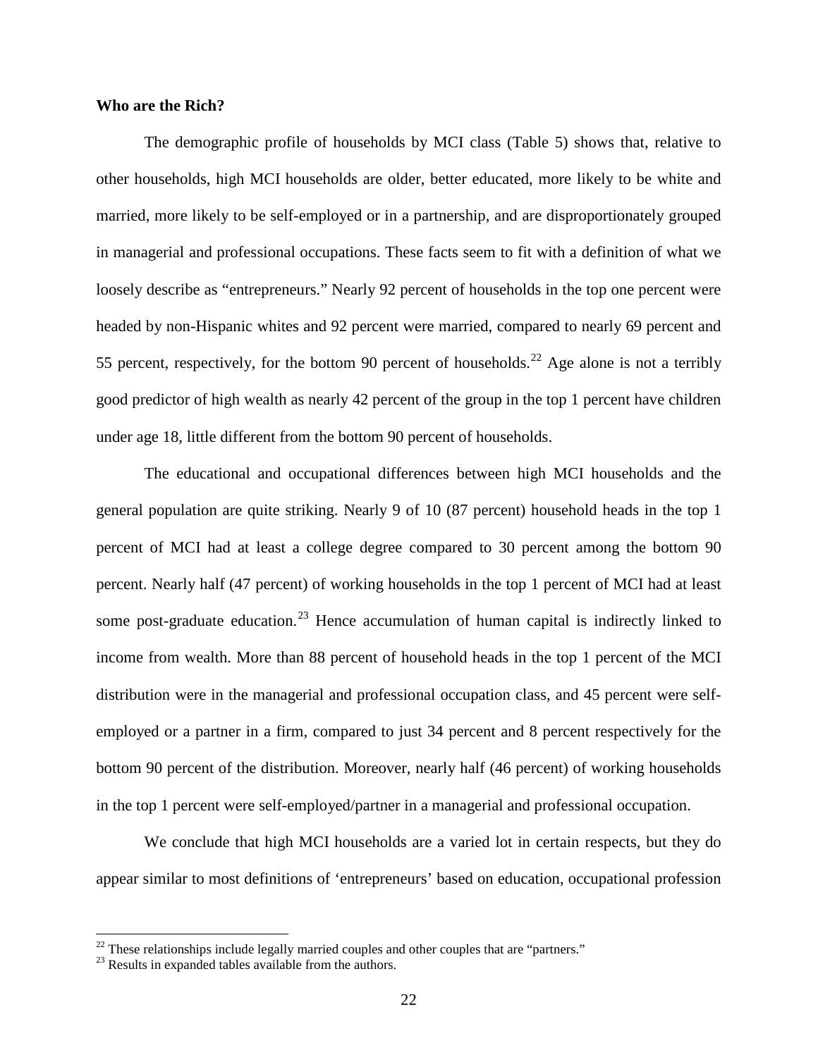**Who are the Rich?**

The demographic profile of households by MCI class (Table 5) shows that, relative to other households, high MCI households are older, better educated, more likely to be white and married, more likely to be self-employed or in a partnership, and are disproportionately grouped in managerial and professional occupations. These facts seem to fit with a definition of what we loosely describe as "entrepreneurs." Nearly 92 percent of households in the top one percent were headed by non-Hispanic whites and 92 percent were married, compared to nearly 69 percent and 55 percent, respectively, for the bottom 90 percent of households.[22] Age alone is not a terribly good predictor of high wealth as nearly 42 percent of the group in the top 1 percent have children under age 18, little different from the bottom 90 percent of households.

The educational and occupational differences between high MCI households and the general population are quite striking. Nearly 9 of 10 (87 percent) household heads in the top 1 percent of MCI had at least a college degree compared to 30 percent among the bottom 90 percent. Nearly half (47 percent) of working households in the top 1 percent of MCI had at least some post-graduate education.[23] Hence accumulation of human capital is indirectly linked to income from wealth. More than 88 percent of household heads in the top 1 percent of the MCI distribution were in the managerial and professional occupation class, and 45 percent were self-employed or a partner in a firm, compared to just 34 percent and 8 percent respectively for the bottom 90 percent of the distribution. Moreover, nearly half (46 percent) of working households in the top 1 percent were self-employed/partner in a managerial and professional occupation.

We conclude that high MCI households are a varied lot in certain respects, but they do appear similar to most definitions of 'entrepreneurs' based on education, occupational profession

[22] These relationships include legally married couples and other couples that are "partners."

[23] Results in expanded tables available from the authors.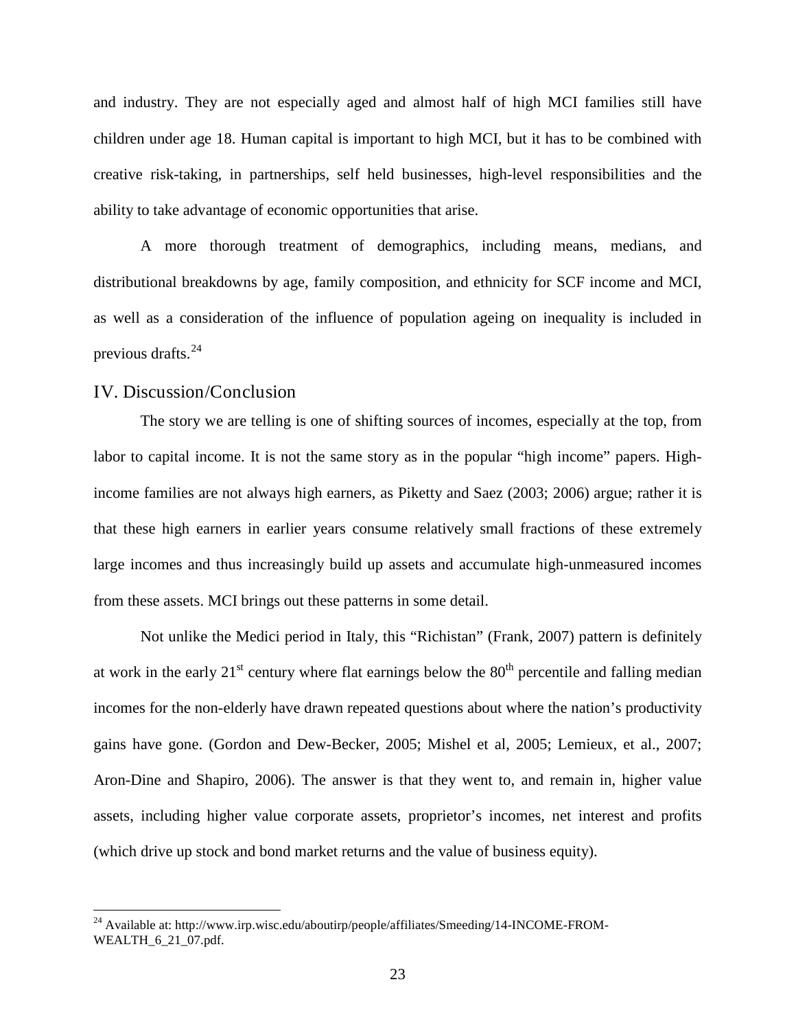and industry. They are not especially aged and almost half of high MCI families still have children under age 18. Human capital is important to high MCI, but it has to be combined with creative risk-taking, in partnerships, self held businesses, high-level responsibilities and the ability to take advantage of economic opportunities that arise.

A more thorough treatment of demographics, including means, medians, and distributional breakdowns by age, family composition, and ethnicity for SCF income and MCI, as well as a consideration of the influence of population ageing on inequality is included in previous drafts.[24]

## IV. Discussion/Conclusion

The story we are telling is one of shifting sources of incomes, especially at the top, from labor to capital income. It is not the same story as in the popular "high income" papers. High-income families are not always high earners, as Piketty and Saez (2003; 2006) argue; rather it is that these high earners in earlier years consume relatively small fractions of these extremely large incomes and thus increasingly build up assets and accumulate high-unmeasured incomes from these assets. MCI brings out these patterns in some detail.

Not unlike the Medici period in Italy, this "Richistan" (Frank, 2007) pattern is definitely at work in the early 21st century where flat earnings below the 80th percentile and falling median incomes for the non-elderly have drawn repeated questions about where the nation's productivity gains have gone. (Gordon and Dew-Becker, 2005; Mishel et al, 2005; Lemieux, et al., 2007; Aron-Dine and Shapiro, 2006). The answer is that they went to, and remain in, higher value assets, including higher value corporate assets, proprietor's incomes, net interest and profits (which drive up stock and bond market returns and the value of business equity).

[24] Available at: http://www.irp.wisc.edu/aboutirp/people/affiliates/Smeeding/14-INCOME-FROM-WEALTH_6_21_07.pdf.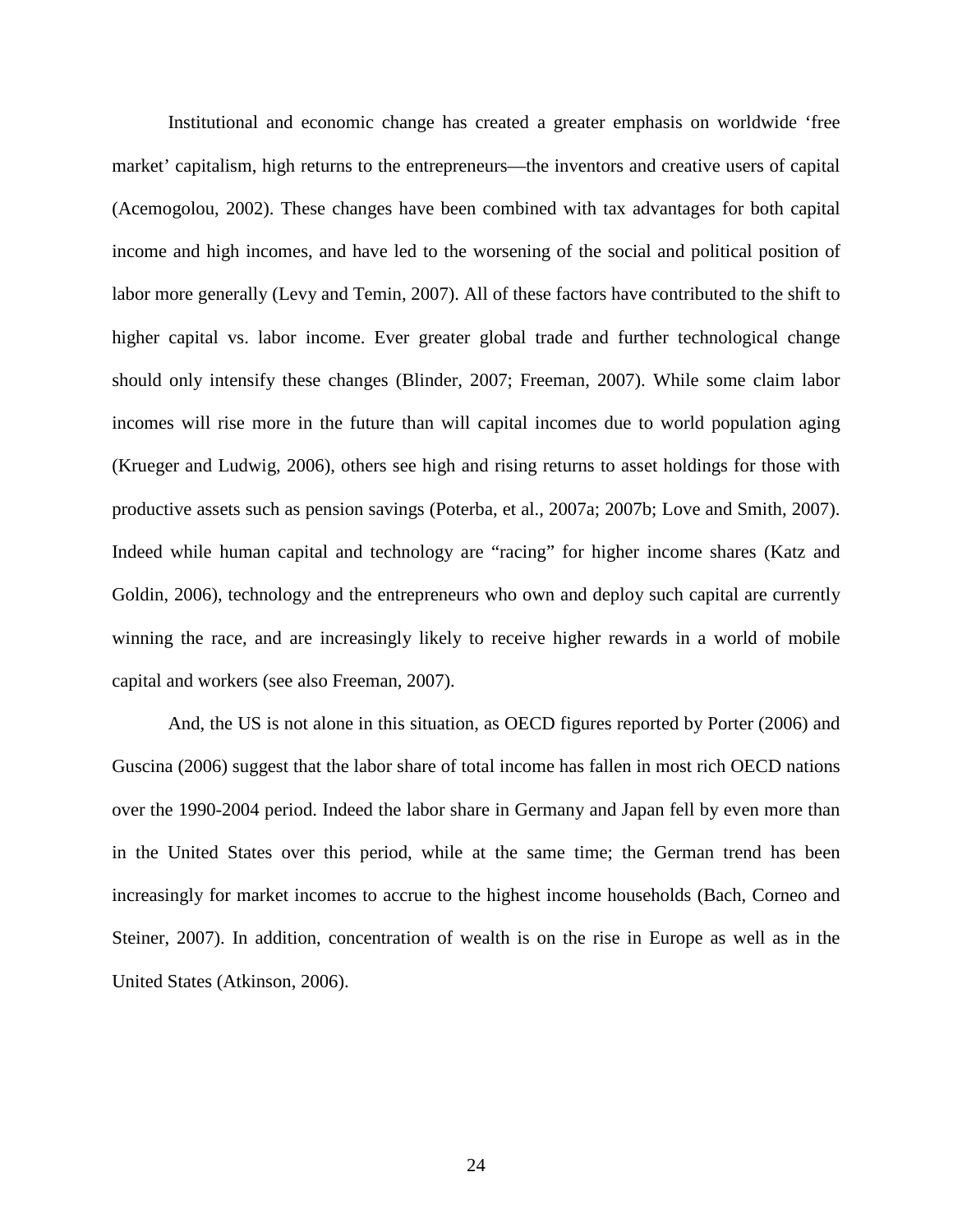Institutional and economic change has created a greater emphasis on worldwide 'free market' capitalism, high returns to the entrepreneurs—the inventors and creative users of capital (Acemogolou, 2002). These changes have been combined with tax advantages for both capital income and high incomes, and have led to the worsening of the social and political position of labor more generally (Levy and Temin, 2007). All of these factors have contributed to the shift to higher capital vs. labor income. Ever greater global trade and further technological change should only intensify these changes (Blinder, 2007; Freeman, 2007). While some claim labor incomes will rise more in the future than will capital incomes due to world population aging (Krueger and Ludwig, 2006), others see high and rising returns to asset holdings for those with productive assets such as pension savings (Poterba, et al., 2007a; 2007b; Love and Smith, 2007). Indeed while human capital and technology are "racing" for higher income shares (Katz and Goldin, 2006), technology and the entrepreneurs who own and deploy such capital are currently winning the race, and are increasingly likely to receive higher rewards in a world of mobile capital and workers (see also Freeman, 2007).

And, the US is not alone in this situation, as OECD figures reported by Porter (2006) and Guscina (2006) suggest that the labor share of total income has fallen in most rich OECD nations over the 1990-2004 period. Indeed the labor share in Germany and Japan fell by even more than in the United States over this period, while at the same time; the German trend has been increasingly for market incomes to accrue to the highest income households (Bach, Corneo and Steiner, 2007). In addition, concentration of wealth is on the rise in Europe as well as in the United States (Atkinson, 2006).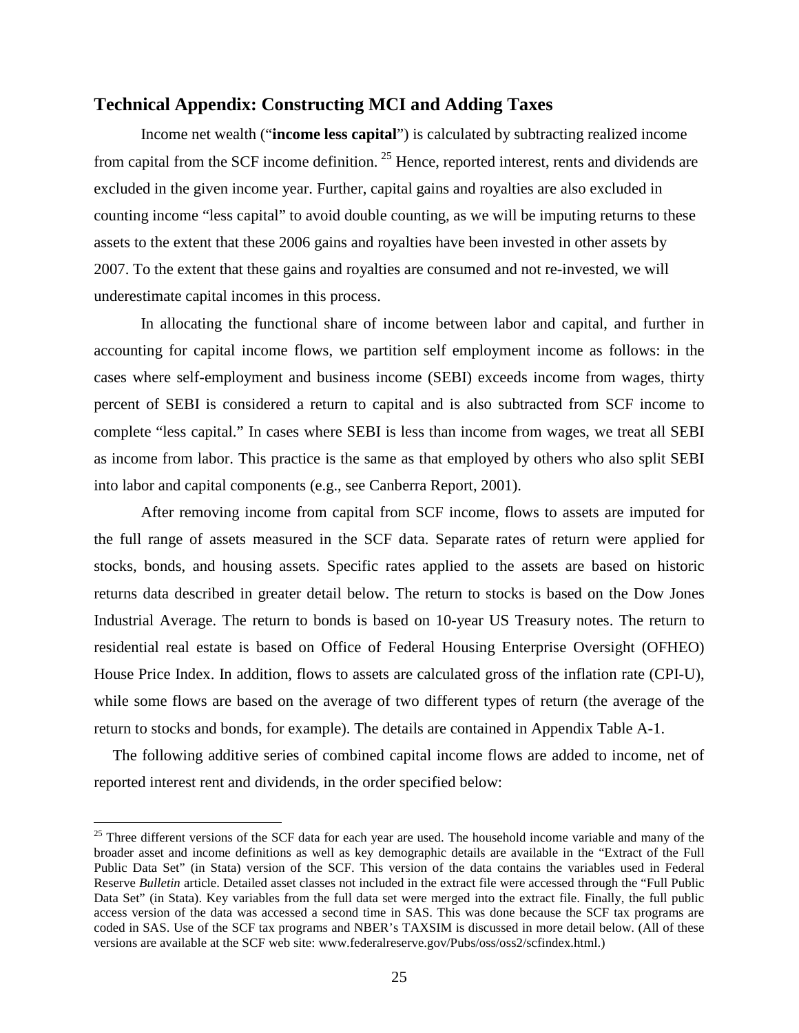## Technical Appendix: Constructing MCI and Adding Taxes

Income net wealth ("**income less capital**") is calculated by subtracting realized income from capital from the SCF income definition. [25] Hence, reported interest, rents and dividends are excluded in the given income year. Further, capital gains and royalties are also excluded in counting income "less capital" to avoid double counting, as we will be imputing returns to these assets to the extent that these 2006 gains and royalties have been invested in other assets by 2007. To the extent that these gains and royalties are consumed and not re-invested, we will underestimate capital incomes in this process.

In allocating the functional share of income between labor and capital, and further in accounting for capital income flows, we partition self employment income as follows: in the cases where self-employment and business income (SEBI) exceeds income from wages, thirty percent of SEBI is considered a return to capital and is also subtracted from SCF income to complete "less capital." In cases where SEBI is less than income from wages, we treat all SEBI as income from labor. This practice is the same as that employed by others who also split SEBI into labor and capital components (e.g., see Canberra Report, 2001).

After removing income from capital from SCF income, flows to assets are imputed for the full range of assets measured in the SCF data. Separate rates of return were applied for stocks, bonds, and housing assets. Specific rates applied to the assets are based on historic returns data described in greater detail below. The return to stocks is based on the Dow Jones Industrial Average. The return to bonds is based on 10-year US Treasury notes. The return to residential real estate is based on Office of Federal Housing Enterprise Oversight (OFHEO) House Price Index. In addition, flows to assets are calculated gross of the inflation rate (CPI-U), while some flows are based on the average of two different types of return (the average of the return to stocks and bonds, for example). The details are contained in Appendix Table A-1.

The following additive series of combined capital income flows are added to income, net of reported interest rent and dividends, in the order specified below:

[25] Three different versions of the SCF data for each year are used. The household income variable and many of the broader asset and income definitions as well as key demographic details are available in the "Extract of the Full Public Data Set" (in Stata) version of the SCF. This version of the data contains the variables used in Federal Reserve *Bulletin* article. Detailed asset classes not included in the extract file were accessed through the "Full Public Data Set" (in Stata). Key variables from the full data set were merged into the extract file. Finally, the full public access version of the data was accessed a second time in SAS. This was done because the SCF tax programs are coded in SAS. Use of the SCF tax programs and NBER's TAXSIM is discussed in more detail below. (All of these versions are available at the SCF web site: www.federalreserve.gov/Pubs/oss/oss2/scfindex.html.)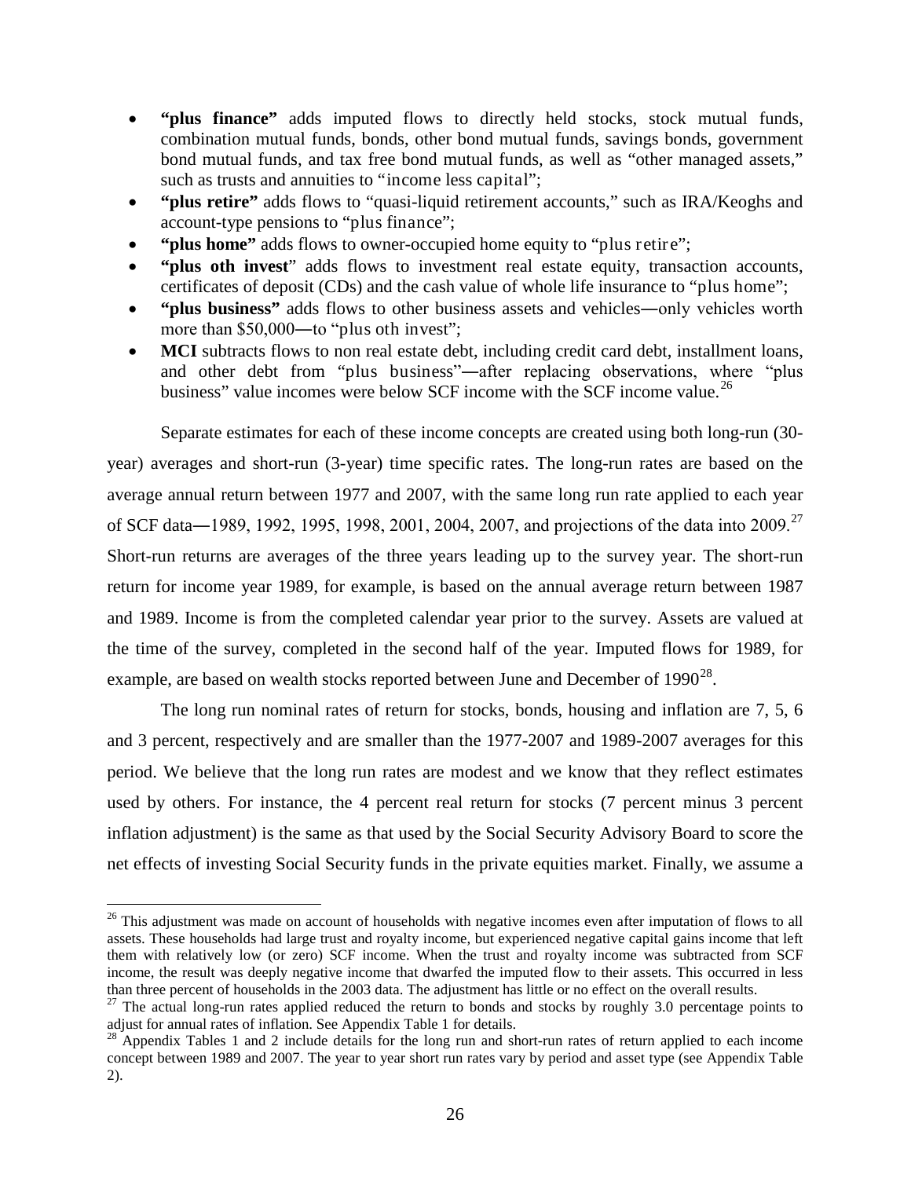- **"plus finance"** adds imputed flows to directly held stocks, stock mutual funds, combination mutual funds, bonds, other bond mutual funds, savings bonds, government bond mutual funds, and tax free bond mutual funds, as well as "other managed assets," such as trusts and annuities to "income less capital";
- **"plus retire"** adds flows to "quasi-liquid retirement accounts," such as IRA/Keoghs and account-type pensions to "plus finance";
- **"plus home"** adds flows to owner-occupied home equity to "plus retire";
- **"plus oth invest"** adds flows to investment real estate equity, transaction accounts, certificates of deposit (CDs) and the cash value of whole life insurance to "plus home";
- **"plus business"** adds flows to other business assets and vehicles—only vehicles worth more than $50,000—to "plus oth invest";
- **MCI** subtracts flows to non real estate debt, including credit card debt, installment loans, and other debt from "plus business"—after replacing observations, where "plus business" value incomes were below SCF income with the SCF income value.[26]

Separate estimates for each of these income concepts are created using both long-run (30-year) averages and short-run (3-year) time specific rates. The long-run rates are based on the average annual return between 1977 and 2007, with the same long run rate applied to each year of SCF data—1989, 1992, 1995, 1998, 2001, 2004, 2007, and projections of the data into 2009.[27] Short-run returns are averages of the three years leading up to the survey year. The short-run return for income year 1989, for example, is based on the annual average return between 1987 and 1989. Income is from the completed calendar year prior to the survey. Assets are valued at the time of the survey, completed in the second half of the year. Imputed flows for 1989, for example, are based on wealth stocks reported between June and December of 1990[28].

The long run nominal rates of return for stocks, bonds, housing and inflation are 7, 5, 6 and 3 percent, respectively and are smaller than the 1977-2007 and 1989-2007 averages for this period. We believe that the long run rates are modest and we know that they reflect estimates used by others. For instance, the 4 percent real return for stocks (7 percent minus 3 percent inflation adjustment) is the same as that used by the Social Security Advisory Board to score the net effects of investing Social Security funds in the private equities market. Finally, we assume a

[26] This adjustment was made on account of households with negative incomes even after imputation of flows to all assets. These households had large trust and royalty income, but experienced negative capital gains income that left them with relatively low (or zero) SCF income. When the trust and royalty income was subtracted from SCF income, the result was deeply negative income that dwarfed the imputed flow to their assets. This occurred in less than three percent of households in the 2003 data. The adjustment has little or no effect on the overall results.

[27] The actual long-run rates applied reduced the return to bonds and stocks by roughly 3.0 percentage points to adjust for annual rates of inflation. See Appendix Table 1 for details.

[28] Appendix Tables 1 and 2 include details for the long run and short-run rates of return applied to each income concept between 1989 and 2007. The year to year short run rates vary by period and asset type (see Appendix Table 2).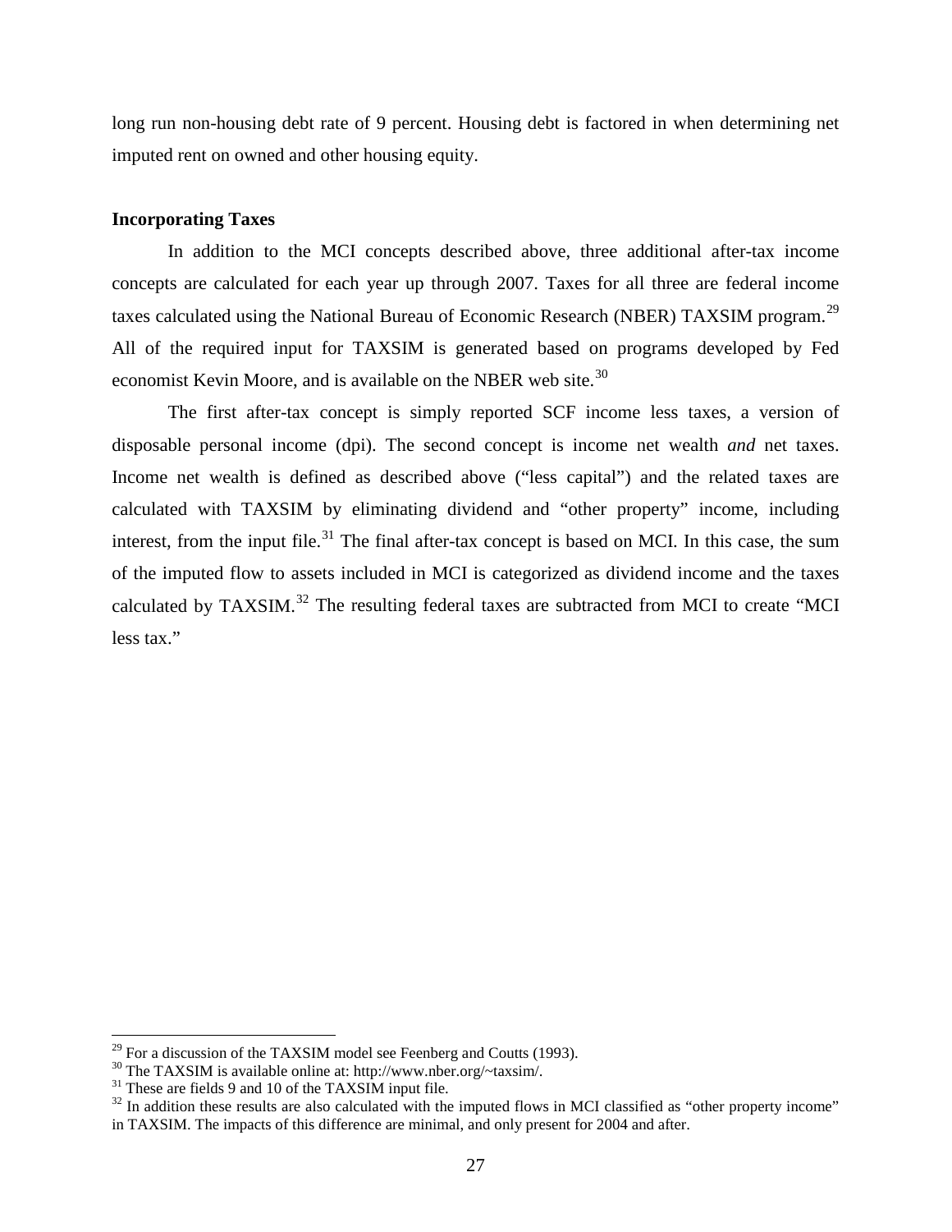long run non-housing debt rate of 9 percent. Housing debt is factored in when determining net imputed rent on owned and other housing equity.

**Incorporating Taxes**

In addition to the MCI concepts described above, three additional after-tax income concepts are calculated for each year up through 2007. Taxes for all three are federal income taxes calculated using the National Bureau of Economic Research (NBER) TAXSIM program.[29] All of the required input for TAXSIM is generated based on programs developed by Fed economist Kevin Moore, and is available on the NBER web site.[30]

The first after-tax concept is simply reported SCF income less taxes, a version of disposable personal income (dpi). The second concept is income net wealth *and* net taxes. Income net wealth is defined as described above ("less capital") and the related taxes are calculated with TAXSIM by eliminating dividend and "other property" income, including interest, from the input file.[31] The final after-tax concept is based on MCI. In this case, the sum of the imputed flow to assets included in MCI is categorized as dividend income and the taxes calculated by TAXSIM.[32] The resulting federal taxes are subtracted from MCI to create "MCI less tax."

---

[29] For a discussion of the TAXSIM model see Feenberg and Coutts (1993).

[30] The TAXSIM is available online at: http://www.nber.org/~taxsim/.

[31] These are fields 9 and 10 of the TAXSIM input file.

[32] In addition these results are also calculated with the imputed flows in MCI classified as "other property income" in TAXSIM. The impacts of this difference are minimal, and only present for 2004 and after.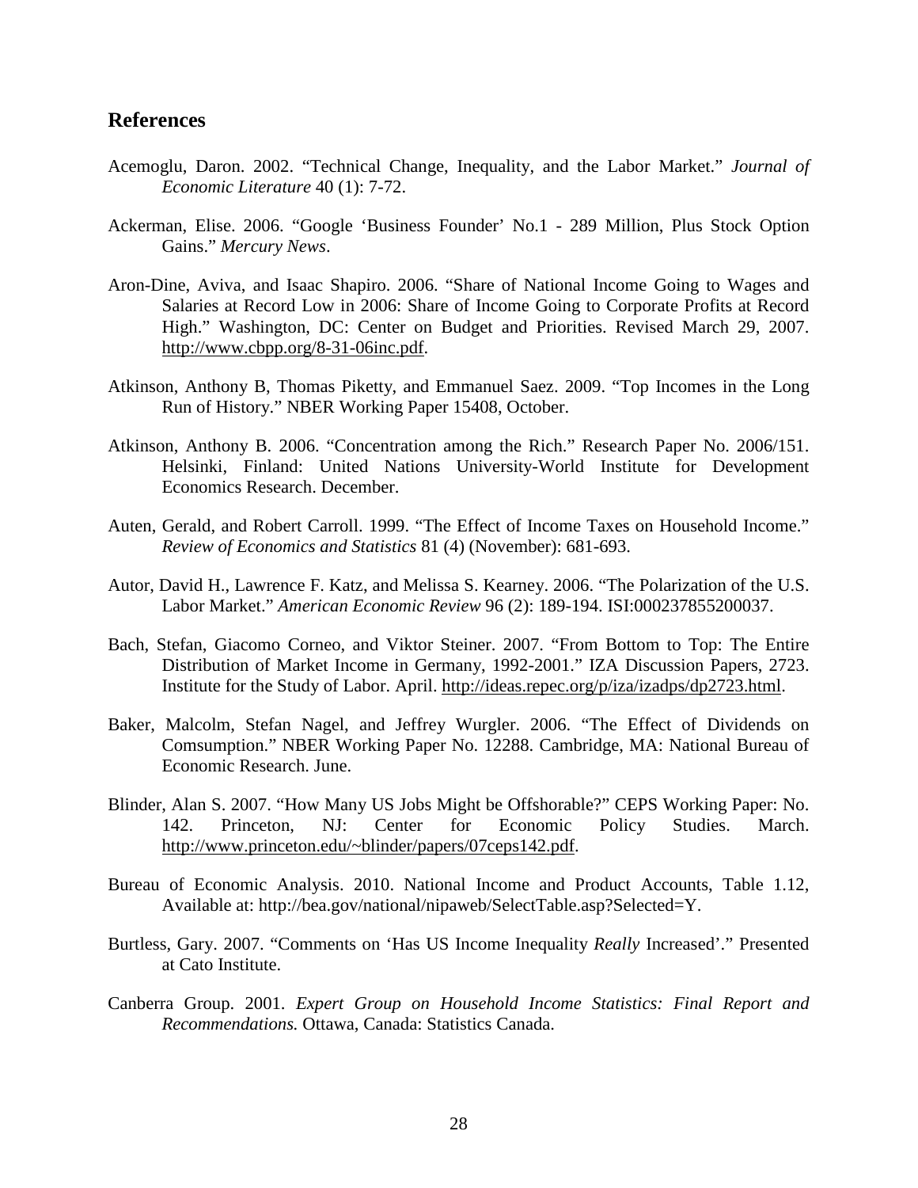## References

Acemoglu, Daron. 2002. "Technical Change, Inequality, and the Labor Market." *Journal of Economic Literature* 40 (1): 7-72.

Ackerman, Elise. 2006. "Google 'Business Founder' No.1 - 289 Million, Plus Stock Option Gains." *Mercury News*.

Aron-Dine, Aviva, and Isaac Shapiro. 2006. "Share of National Income Going to Wages and Salaries at Record Low in 2006: Share of Income Going to Corporate Profits at Record High." Washington, DC: Center on Budget and Priorities. Revised March 29, 2007. http://www.cbpp.org/8-31-06inc.pdf.

Atkinson, Anthony B, Thomas Piketty, and Emmanuel Saez. 2009. "Top Incomes in the Long Run of History." NBER Working Paper 15408, October.

Atkinson, Anthony B. 2006. "Concentration among the Rich." Research Paper No. 2006/151. Helsinki, Finland: United Nations University-World Institute for Development Economics Research. December.

Auten, Gerald, and Robert Carroll. 1999. "The Effect of Income Taxes on Household Income." *Review of Economics and Statistics* 81 (4) (November): 681-693.

Autor, David H., Lawrence F. Katz, and Melissa S. Kearney. 2006. "The Polarization of the U.S. Labor Market." *American Economic Review* 96 (2): 189-194. ISI:000237855200037.

Bach, Stefan, Giacomo Corneo, and Viktor Steiner. 2007. "From Bottom to Top: The Entire Distribution of Market Income in Germany, 1992-2001." IZA Discussion Papers, 2723. Institute for the Study of Labor. April. http://ideas.repec.org/p/iza/izadps/dp2723.html.

Baker, Malcolm, Stefan Nagel, and Jeffrey Wurgler. 2006. "The Effect of Dividends on Comsumption." NBER Working Paper No. 12288. Cambridge, MA: National Bureau of Economic Research. June.

Blinder, Alan S. 2007. "How Many US Jobs Might be Offshorable?" CEPS Working Paper: No. 142. Princeton, NJ: Center for Economic Policy Studies. March. http://www.princeton.edu/~blinder/papers/07ceps142.pdf.

Bureau of Economic Analysis. 2010. National Income and Product Accounts, Table 1.12, Available at: http://bea.gov/national/nipaweb/SelectTable.asp?Selected=Y.

Burtless, Gary. 2007. "Comments on 'Has US Income Inequality *Really* Increased'." Presented at Cato Institute.

Canberra Group. 2001. *Expert Group on Household Income Statistics: Final Report and Recommendations.* Ottawa, Canada: Statistics Canada.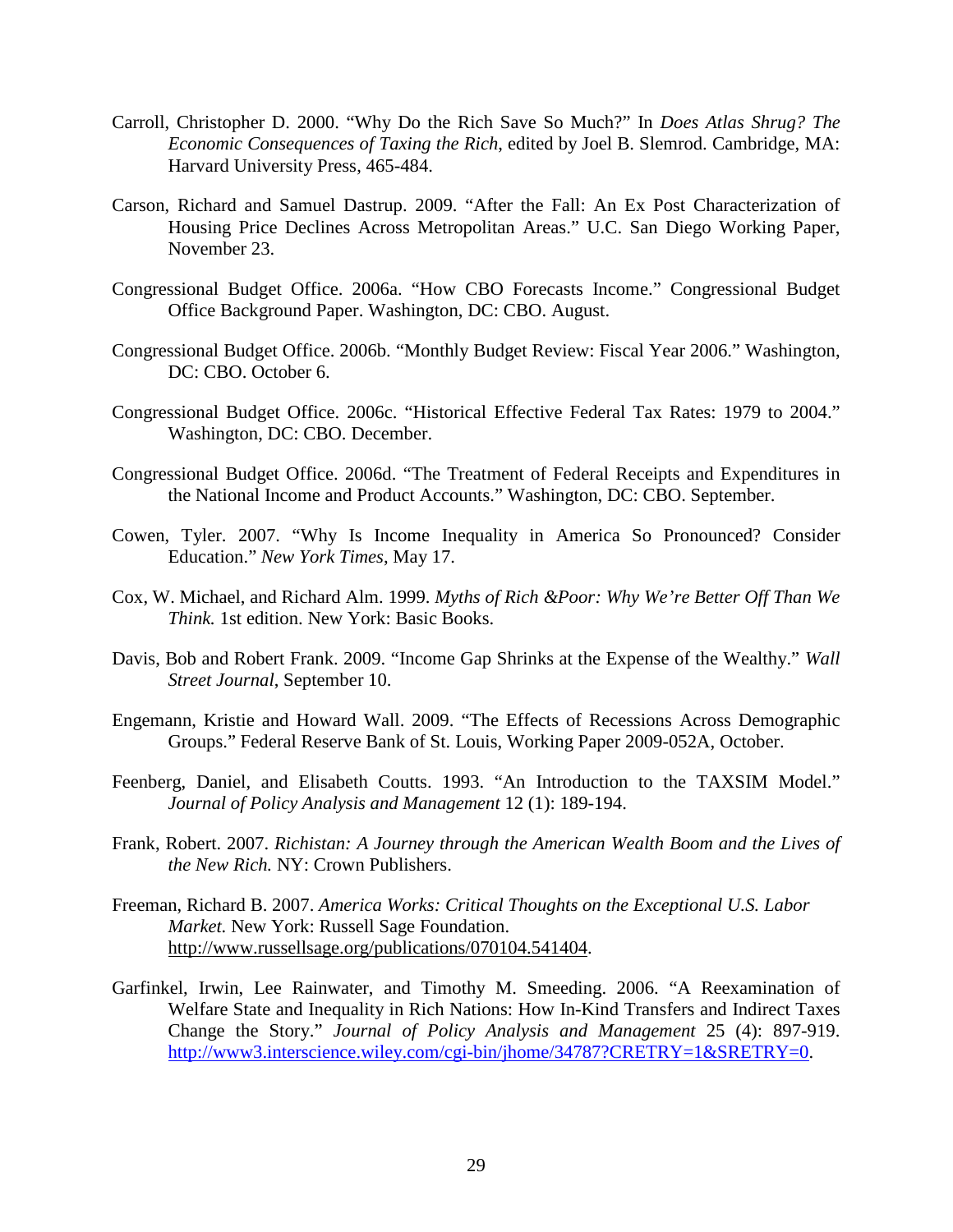Carroll, Christopher D. 2000. “Why Do the Rich Save So Much?” In *Does Atlas Shrug? The Economic Consequences of Taxing the Rich*, edited by Joel B. Slemrod. Cambridge, MA: Harvard University Press, 465-484.

Carson, Richard and Samuel Dastrup. 2009. “After the Fall: An Ex Post Characterization of Housing Price Declines Across Metropolitan Areas.” U.C. San Diego Working Paper, November 23.

Congressional Budget Office. 2006a. “How CBO Forecasts Income.” Congressional Budget Office Background Paper. Washington, DC: CBO. August.

Congressional Budget Office. 2006b. “Monthly Budget Review: Fiscal Year 2006.” Washington, DC: CBO. October 6.

Congressional Budget Office. 2006c. “Historical Effective Federal Tax Rates: 1979 to 2004.” Washington, DC: CBO. December.

Congressional Budget Office. 2006d. “The Treatment of Federal Receipts and Expenditures in the National Income and Product Accounts.” Washington, DC: CBO. September.

Cowen, Tyler. 2007. “Why Is Income Inequality in America So Pronounced? Consider Education.” *New York Times*, May 17.

Cox, W. Michael, and Richard Alm. 1999. *Myths of Rich &Poor: Why We’re Better Off Than We Think.* 1st edition. New York: Basic Books.

Davis, Bob and Robert Frank. 2009. “Income Gap Shrinks at the Expense of the Wealthy.” *Wall Street Journal*, September 10.

Engemann, Kristie and Howard Wall. 2009. “The Effects of Recessions Across Demographic Groups.” Federal Reserve Bank of St. Louis, Working Paper 2009-052A, October.

Feenberg, Daniel, and Elisabeth Coutts. 1993. “An Introduction to the TAXSIM Model.” *Journal of Policy Analysis and Management* 12 (1): 189-194.

Frank, Robert. 2007. *Richistan: A Journey through the American Wealth Boom and the Lives of the New Rich.* NY: Crown Publishers.

Freeman, Richard B. 2007. *America Works: Critical Thoughts on the Exceptional U.S. Labor Market.* New York: Russell Sage Foundation. http://www.russellsage.org/publications/070104.541404.

Garfinkel, Irwin, Lee Rainwater, and Timothy M. Smeeding. 2006. “A Reexamination of Welfare State and Inequality in Rich Nations: How In-Kind Transfers and Indirect Taxes Change the Story.” *Journal of Policy Analysis and Management* 25 (4): 897-919. http://www3.interscience.wiley.com/cgi-bin/jhome/34787?CRETRY=1&SRETRY=0.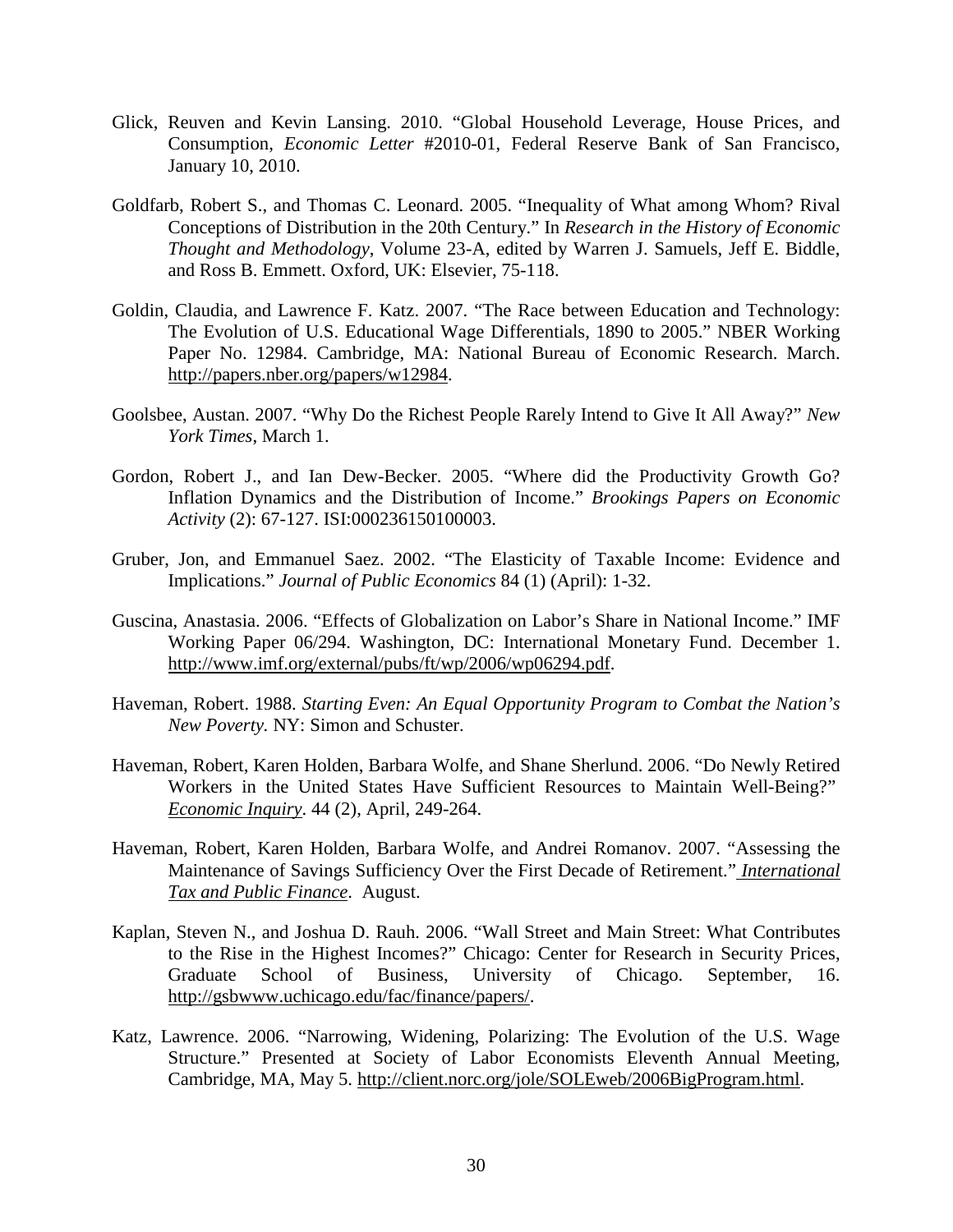Glick, Reuven and Kevin Lansing. 2010. "Global Household Leverage, House Prices, and Consumption, *Economic Letter* #2010-01, Federal Reserve Bank of San Francisco, January 10, 2010.

Goldfarb, Robert S., and Thomas C. Leonard. 2005. "Inequality of What among Whom? Rival Conceptions of Distribution in the 20th Century." In *Research in the History of Economic Thought and Methodology*, Volume 23-A, edited by Warren J. Samuels, Jeff E. Biddle, and Ross B. Emmett. Oxford, UK: Elsevier, 75-118.

Goldin, Claudia, and Lawrence F. Katz. 2007. "The Race between Education and Technology: The Evolution of U.S. Educational Wage Differentials, 1890 to 2005." NBER Working Paper No. 12984. Cambridge, MA: National Bureau of Economic Research. March. http://papers.nber.org/papers/w12984.

Goolsbee, Austan. 2007. "Why Do the Richest People Rarely Intend to Give It All Away?" *New York Times*, March 1.

Gordon, Robert J., and Ian Dew-Becker. 2005. "Where did the Productivity Growth Go? Inflation Dynamics and the Distribution of Income." *Brookings Papers on Economic Activity* (2): 67-127. ISI:000236150100003.

Gruber, Jon, and Emmanuel Saez. 2002. "The Elasticity of Taxable Income: Evidence and Implications." *Journal of Public Economics* 84 (1) (April): 1-32.

Guscina, Anastasia. 2006. "Effects of Globalization on Labor's Share in National Income." IMF Working Paper 06/294. Washington, DC: International Monetary Fund. December 1. http://www.imf.org/external/pubs/ft/wp/2006/wp06294.pdf.

Haveman, Robert. 1988. *Starting Even: An Equal Opportunity Program to Combat the Nation's New Poverty.* NY: Simon and Schuster.

Haveman, Robert, Karen Holden, Barbara Wolfe, and Shane Sherlund. 2006. "Do Newly Retired Workers in the United States Have Sufficient Resources to Maintain Well-Being?" *Economic Inquiry*. 44 (2), April, 249-264.

Haveman, Robert, Karen Holden, Barbara Wolfe, and Andrei Romanov. 2007. "Assessing the Maintenance of Savings Sufficiency Over the First Decade of Retirement." *International Tax and Public Finance*. August.

Kaplan, Steven N., and Joshua D. Rauh. 2006. "Wall Street and Main Street: What Contributes to the Rise in the Highest Incomes?" Chicago: Center for Research in Security Prices, Graduate School of Business, University of Chicago. September, 16. http://gsbwww.uchicago.edu/fac/finance/papers/.

Katz, Lawrence. 2006. "Narrowing, Widening, Polarizing: The Evolution of the U.S. Wage Structure." Presented at Society of Labor Economists Eleventh Annual Meeting, Cambridge, MA, May 5. http://client.norc.org/jole/SOLEweb/2006BigProgram.html.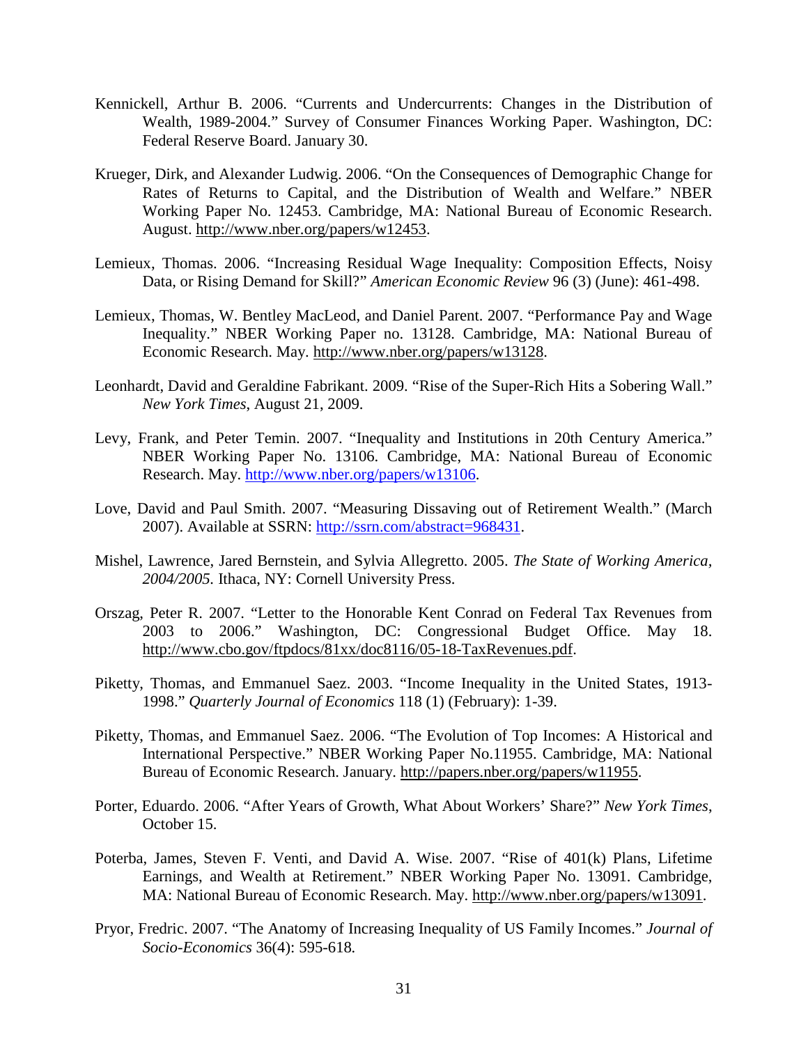Kennickell, Arthur B. 2006. "Currents and Undercurrents: Changes in the Distribution of Wealth, 1989-2004." Survey of Consumer Finances Working Paper. Washington, DC: Federal Reserve Board. January 30.

Krueger, Dirk, and Alexander Ludwig. 2006. "On the Consequences of Demographic Change for Rates of Returns to Capital, and the Distribution of Wealth and Welfare." NBER Working Paper No. 12453. Cambridge, MA: National Bureau of Economic Research. August. http://www.nber.org/papers/w12453.

Lemieux, Thomas. 2006. "Increasing Residual Wage Inequality: Composition Effects, Noisy Data, or Rising Demand for Skill?" *American Economic Review* 96 (3) (June): 461-498.

Lemieux, Thomas, W. Bentley MacLeod, and Daniel Parent. 2007. "Performance Pay and Wage Inequality." NBER Working Paper no. 13128. Cambridge, MA: National Bureau of Economic Research. May. http://www.nber.org/papers/w13128.

Leonhardt, David and Geraldine Fabrikant. 2009. "Rise of the Super-Rich Hits a Sobering Wall." *New York Times*, August 21, 2009.

Levy, Frank, and Peter Temin. 2007. "Inequality and Institutions in 20th Century America." NBER Working Paper No. 13106. Cambridge, MA: National Bureau of Economic Research. May. http://www.nber.org/papers/w13106.

Love, David and Paul Smith. 2007. "Measuring Dissaving out of Retirement Wealth." (March 2007). Available at SSRN: http://ssrn.com/abstract=968431.

Mishel, Lawrence, Jared Bernstein, and Sylvia Allegretto. 2005. *The State of Working America, 2004/2005.* Ithaca, NY: Cornell University Press.

Orszag, Peter R. 2007. "Letter to the Honorable Kent Conrad on Federal Tax Revenues from 2003 to 2006." Washington, DC: Congressional Budget Office. May 18. http://www.cbo.gov/ftpdocs/81xx/doc8116/05-18-TaxRevenues.pdf.

Piketty, Thomas, and Emmanuel Saez. 2003. "Income Inequality in the United States, 1913-1998." *Quarterly Journal of Economics* 118 (1) (February): 1-39.

Piketty, Thomas, and Emmanuel Saez. 2006. "The Evolution of Top Incomes: A Historical and International Perspective." NBER Working Paper No.11955. Cambridge, MA: National Bureau of Economic Research. January. http://papers.nber.org/papers/w11955.

Porter, Eduardo. 2006. "After Years of Growth, What About Workers' Share?" *New York Times*, October 15.

Poterba, James, Steven F. Venti, and David A. Wise. 2007. "Rise of 401(k) Plans, Lifetime Earnings, and Wealth at Retirement." NBER Working Paper No. 13091. Cambridge, MA: National Bureau of Economic Research. May. http://www.nber.org/papers/w13091.

Pryor, Fredric. 2007. "The Anatomy of Increasing Inequality of US Family Incomes." *Journal of Socio-Economics* 36(4): 595-618.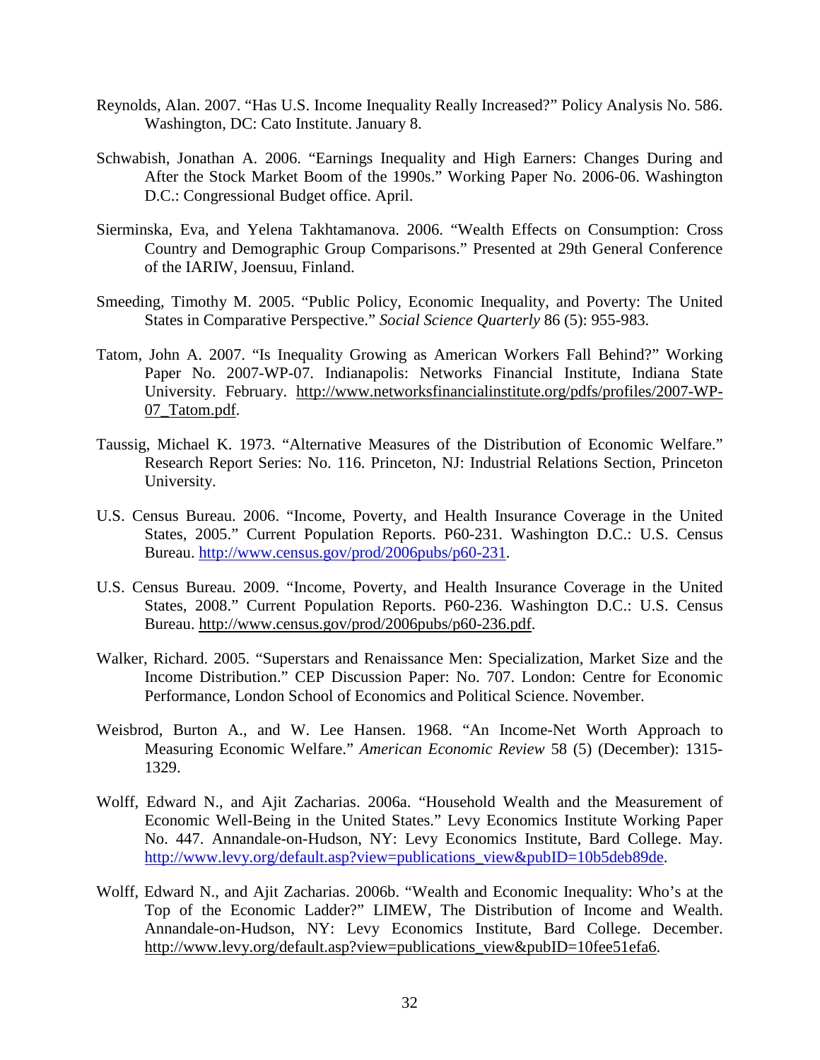Reynolds, Alan. 2007. "Has U.S. Income Inequality Really Increased?" Policy Analysis No. 586. Washington, DC: Cato Institute. January 8.

Schwabish, Jonathan A. 2006. "Earnings Inequality and High Earners: Changes During and After the Stock Market Boom of the 1990s." Working Paper No. 2006-06. Washington D.C.: Congressional Budget office. April.

Sierminska, Eva, and Yelena Takhtamanova. 2006. "Wealth Effects on Consumption: Cross Country and Demographic Group Comparisons." Presented at 29th General Conference of the IARIW, Joensuu, Finland.

Smeeding, Timothy M. 2005. "Public Policy, Economic Inequality, and Poverty: The United States in Comparative Perspective." *Social Science Quarterly* 86 (5): 955-983.

Tatom, John A. 2007. "Is Inequality Growing as American Workers Fall Behind?" Working Paper No. 2007-WP-07. Indianapolis: Networks Financial Institute, Indiana State University. February. http://www.networksfinancialinstitute.org/pdfs/profiles/2007-WP-07_Tatom.pdf.

Taussig, Michael K. 1973. "Alternative Measures of the Distribution of Economic Welfare." Research Report Series: No. 116. Princeton, NJ: Industrial Relations Section, Princeton University.

U.S. Census Bureau. 2006. "Income, Poverty, and Health Insurance Coverage in the United States, 2005." Current Population Reports. P60-231. Washington D.C.: U.S. Census Bureau. http://www.census.gov/prod/2006pubs/p60-231.

U.S. Census Bureau. 2009. "Income, Poverty, and Health Insurance Coverage in the United States, 2008." Current Population Reports. P60-236. Washington D.C.: U.S. Census Bureau. http://www.census.gov/prod/2006pubs/p60-236.pdf.

Walker, Richard. 2005. "Superstars and Renaissance Men: Specialization, Market Size and the Income Distribution." CEP Discussion Paper: No. 707. London: Centre for Economic Performance, London School of Economics and Political Science. November.

Weisbrod, Burton A., and W. Lee Hansen. 1968. "An Income-Net Worth Approach to Measuring Economic Welfare." *American Economic Review* 58 (5) (December): 1315-1329.

Wolff, Edward N., and Ajit Zacharias. 2006a. "Household Wealth and the Measurement of Economic Well-Being in the United States." Levy Economics Institute Working Paper No. 447. Annandale-on-Hudson, NY: Levy Economics Institute, Bard College. May. http://www.levy.org/default.asp?view=publications_view&pubID=10b5deb89de.

Wolff, Edward N., and Ajit Zacharias. 2006b. "Wealth and Economic Inequality: Who's at the Top of the Economic Ladder?" LIMEW, The Distribution of Income and Wealth. Annandale-on-Hudson, NY: Levy Economics Institute, Bard College. December. http://www.levy.org/default.asp?view=publications_view&pubID=10fee51efa6.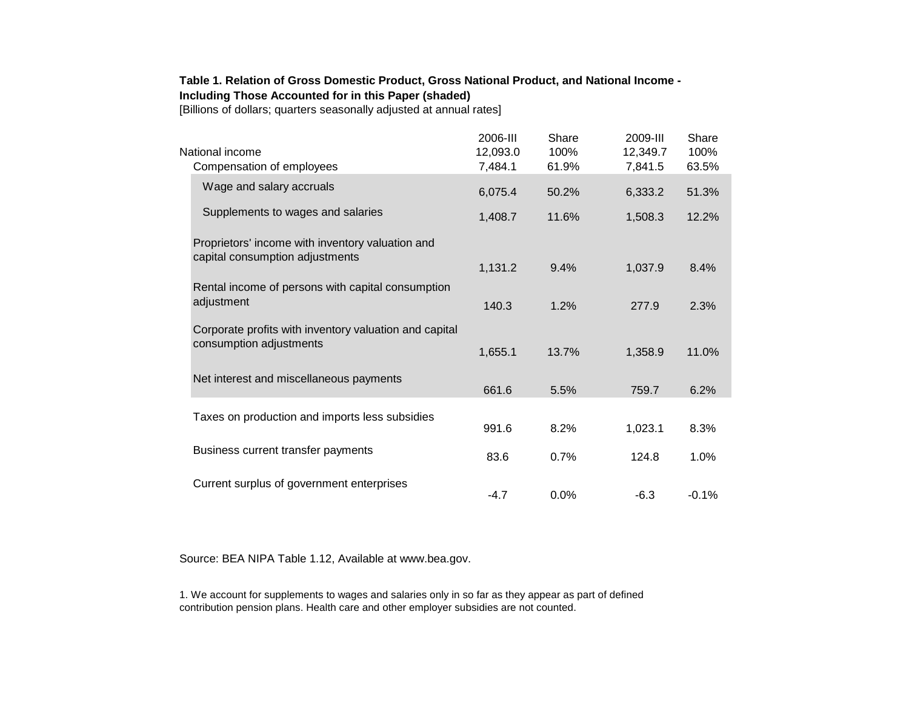**Table 1. Relation of Gross Domestic Product, Gross National Product, and National Income - Including Those Accounted for in this Paper (shaded)**

[Billions of dollars; quarters seasonally adjusted at annual rates]

| | 2006-III | Share | 2009-III | Share |
|---|---|---|---|---|
| National income | 12,093.0 | 100% | 12,349.7 | 100% |
| Compensation of employees | 7,484.1 | 61.9% | 7,841.5 | 63.5% |
| Wage and salary accruals | 6,075.4 | 50.2% | 6,333.2 | 51.3% |
| Supplements to wages and salaries | 1,408.7 | 11.6% | 1,508.3 | 12.2% |
| Proprietors' income with inventory valuation and capital consumption adjustments | 1,131.2 | 9.4% | 1,037.9 | 8.4% |
| Rental income of persons with capital consumption adjustment | 140.3 | 1.2% | 277.9 | 2.3% |
| Corporate profits with inventory valuation and capital consumption adjustments | 1,655.1 | 13.7% | 1,358.9 | 11.0% |
| Net interest and miscellaneous payments | 661.6 | 5.5% | 759.7 | 6.2% |
| Taxes on production and imports less subsidies | 991.6 | 8.2% | 1,023.1 | 8.3% |
| Business current transfer payments | 83.6 | 0.7% | 124.8 | 1.0% |
| Current surplus of government enterprises | -4.7 | 0.0% | -6.3 | -0.1% |

Source: BEA NIPA Table 1.12, Available at www.bea.gov.

1. We account for supplements to wages and salaries only in so far as they appear as part of defined contribution pension plans. Health care and other employer subsidies are not counted.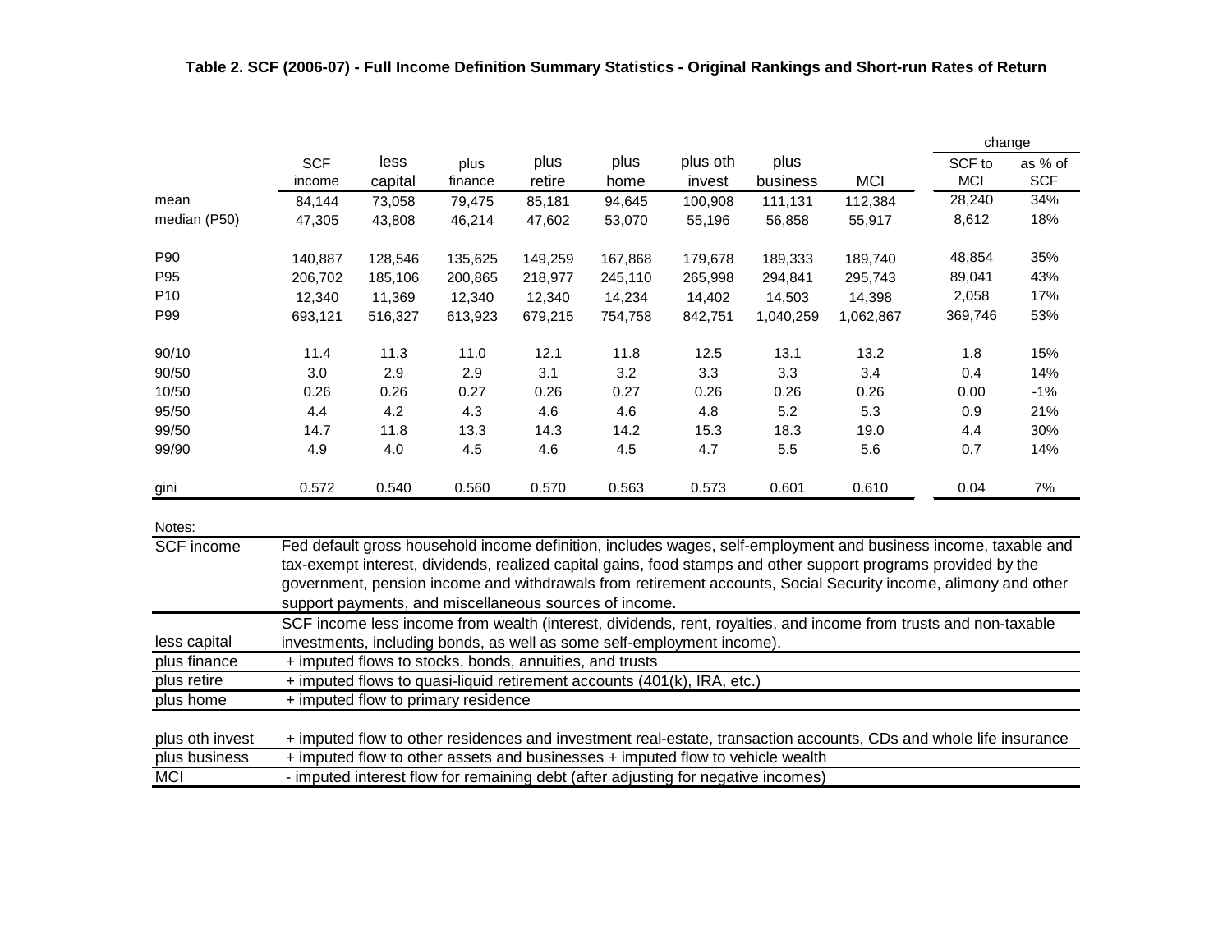**Table 2. SCF (2006-07) - Full Income Definition Summary Statistics - Original Rankings and Short-run Rates of Return**

| | SCF income | less capital | plus finance | plus retire | plus home | plus oth invest | plus business | MCI | change: SCF to MCI | change: as % of SCF |
|---|---|---|---|---|---|---|---|---|---|---|
| mean | 84,144 | 73,058 | 79,475 | 85,181 | 94,645 | 100,908 | 111,131 | 112,384 | 28,240 | 34% |
| median (P50) | 47,305 | 43,808 | 46,214 | 47,602 | 53,070 | 55,196 | 56,858 | 55,917 | 8,612 | 18% |
| | | | | | | | | | | |
| P90 | 140,887 | 128,546 | 135,625 | 149,259 | 167,868 | 179,678 | 189,333 | 189,740 | 48,854 | 35% |
| P95 | 206,702 | 185,106 | 200,865 | 218,977 | 245,110 | 265,998 | 294,841 | 295,743 | 89,041 | 43% |
| P10 | 12,340 | 11,369 | 12,340 | 12,340 | 14,234 | 14,402 | 14,503 | 14,398 | 2,058 | 17% |
| P99 | 693,121 | 516,327 | 613,923 | 679,215 | 754,758 | 842,751 | 1,040,259 | 1,062,867 | 369,746 | 53% |
| | | | | | | | | | | |
| 90/10 | 11.4 | 11.3 | 11.0 | 12.1 | 11.8 | 12.5 | 13.1 | 13.2 | 1.8 | 15% |
| 90/50 | 3.0 | 2.9 | 2.9 | 3.1 | 3.2 | 3.3 | 3.3 | 3.4 | 0.4 | 14% |
| 10/50 | 0.26 | 0.26 | 0.27 | 0.26 | 0.27 | 0.26 | 0.26 | 0.26 | 0.00 | -1% |
| 95/50 | 4.4 | 4.2 | 4.3 | 4.6 | 4.6 | 4.8 | 5.2 | 5.3 | 0.9 | 21% |
| 99/50 | 14.7 | 11.8 | 13.3 | 14.3 | 14.2 | 15.3 | 18.3 | 19.0 | 4.4 | 30% |
| 99/90 | 4.9 | 4.0 | 4.5 | 4.6 | 4.5 | 4.7 | 5.5 | 5.6 | 0.7 | 14% |
| | | | | | | | | | | |
| gini | 0.572 | 0.540 | 0.560 | 0.570 | 0.563 | 0.573 | 0.601 | 0.610 | 0.04 | 7% |

Notes:

| | |
|---|---|
| SCF income | Fed default gross household income definition, includes wages, self-employment and business income, taxable and tax-exempt interest, dividends, realized capital gains, food stamps and other support programs provided by the government, pension income and withdrawals from retirement accounts, Social Security income, alimony and other support payments, and miscellaneous sources of income. |
| less capital | SCF income less income from wealth (interest, dividends, rent, royalties, and income from trusts and non-taxable investments, including bonds, as well as some self-employment income). |
| plus finance | + imputed flows to stocks, bonds, annuities, and trusts |
| plus retire | + imputed flows to quasi-liquid retirement accounts (401(k), IRA, etc.) |
| plus home | + imputed flow to primary residence |
| plus oth invest | + imputed flow to other residences and investment real-estate, transaction accounts, CDs and whole life insurance |
| plus business | + imputed flow to other assets and businesses + imputed flow to vehicle wealth |
| MCI | - imputed interest flow for remaining debt (after adjusting for negative incomes) |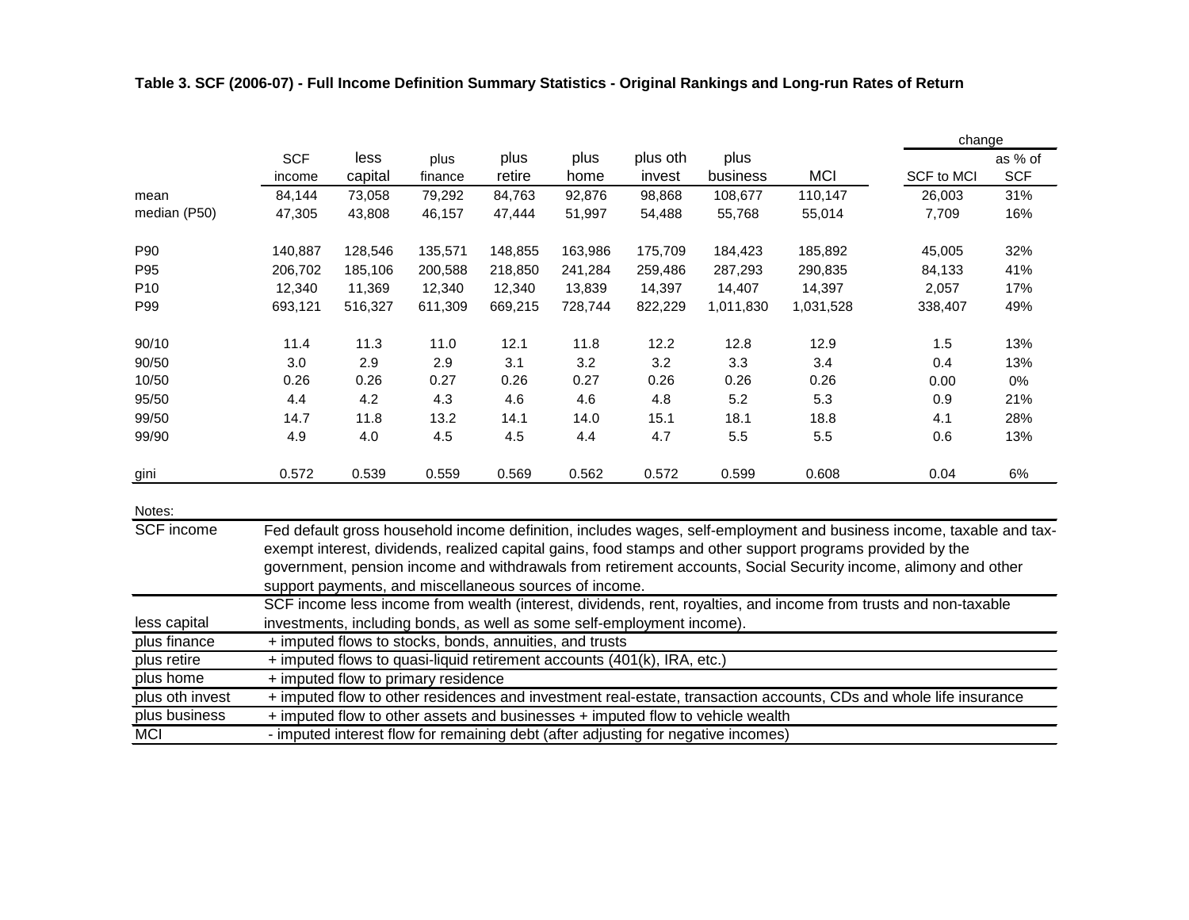**Table 3. SCF (2006-07) - Full Income Definition Summary Statistics - Original Rankings and Long-run Rates of Return**

| | SCF income | less capital | plus finance | plus retire | plus home | plus oth invest | plus business | MCI | change: SCF to MCI | change: as % of SCF |
|---|---|---|---|---|---|---|---|---|---|---|
| mean | 84,144 | 73,058 | 79,292 | 84,763 | 92,876 | 98,868 | 108,677 | 110,147 | 26,003 | 31% |
| median (P50) | 47,305 | 43,808 | 46,157 | 47,444 | 51,997 | 54,488 | 55,768 | 55,014 | 7,709 | 16% |
| | | | | | | | | | | |
| P90 | 140,887 | 128,546 | 135,571 | 148,855 | 163,986 | 175,709 | 184,423 | 185,892 | 45,005 | 32% |
| P95 | 206,702 | 185,106 | 200,588 | 218,850 | 241,284 | 259,486 | 287,293 | 290,835 | 84,133 | 41% |
| P10 | 12,340 | 11,369 | 12,340 | 12,340 | 13,839 | 14,397 | 14,407 | 14,397 | 2,057 | 17% |
| P99 | 693,121 | 516,327 | 611,309 | 669,215 | 728,744 | 822,229 | 1,011,830 | 1,031,528 | 338,407 | 49% |
| | | | | | | | | | | |
| 90/10 | 11.4 | 11.3 | 11.0 | 12.1 | 11.8 | 12.2 | 12.8 | 12.9 | 1.5 | 13% |
| 90/50 | 3.0 | 2.9 | 2.9 | 3.1 | 3.2 | 3.2 | 3.3 | 3.4 | 0.4 | 13% |
| 10/50 | 0.26 | 0.26 | 0.27 | 0.26 | 0.27 | 0.26 | 0.26 | 0.26 | 0.00 | 0% |
| 95/50 | 4.4 | 4.2 | 4.3 | 4.6 | 4.6 | 4.8 | 5.2 | 5.3 | 0.9 | 21% |
| 99/50 | 14.7 | 11.8 | 13.2 | 14.1 | 14.0 | 15.1 | 18.1 | 18.8 | 4.1 | 28% |
| 99/90 | 4.9 | 4.0 | 4.5 | 4.5 | 4.4 | 4.7 | 5.5 | 5.5 | 0.6 | 13% |
| | | | | | | | | | | |
| gini | 0.572 | 0.539 | 0.559 | 0.569 | 0.562 | 0.572 | 0.599 | 0.608 | 0.04 | 6% |

Notes:

| | |
|---|---|
| SCF income | Fed default gross household income definition, includes wages, self-employment and business income, taxable and tax-exempt interest, dividends, realized capital gains, food stamps and other support programs provided by the government, pension income and withdrawals from retirement accounts, Social Security income, alimony and other support payments, and miscellaneous sources of income. |
| less capital | SCF income less income from wealth (interest, dividends, rent, royalties, and income from trusts and non-taxable investments, including bonds, as well as some self-employment income). |
| plus finance | + imputed flows to stocks, bonds, annuities, and trusts |
| plus retire | + imputed flows to quasi-liquid retirement accounts (401(k), IRA, etc.) |
| plus home | + imputed flow to primary residence |
| plus oth invest | + imputed flow to other residences and investment real-estate, transaction accounts, CDs and whole life insurance |
| plus business | + imputed flow to other assets and businesses + imputed flow to vehicle wealth |
| MCI | - imputed interest flow for remaining debt (after adjusting for negative incomes) |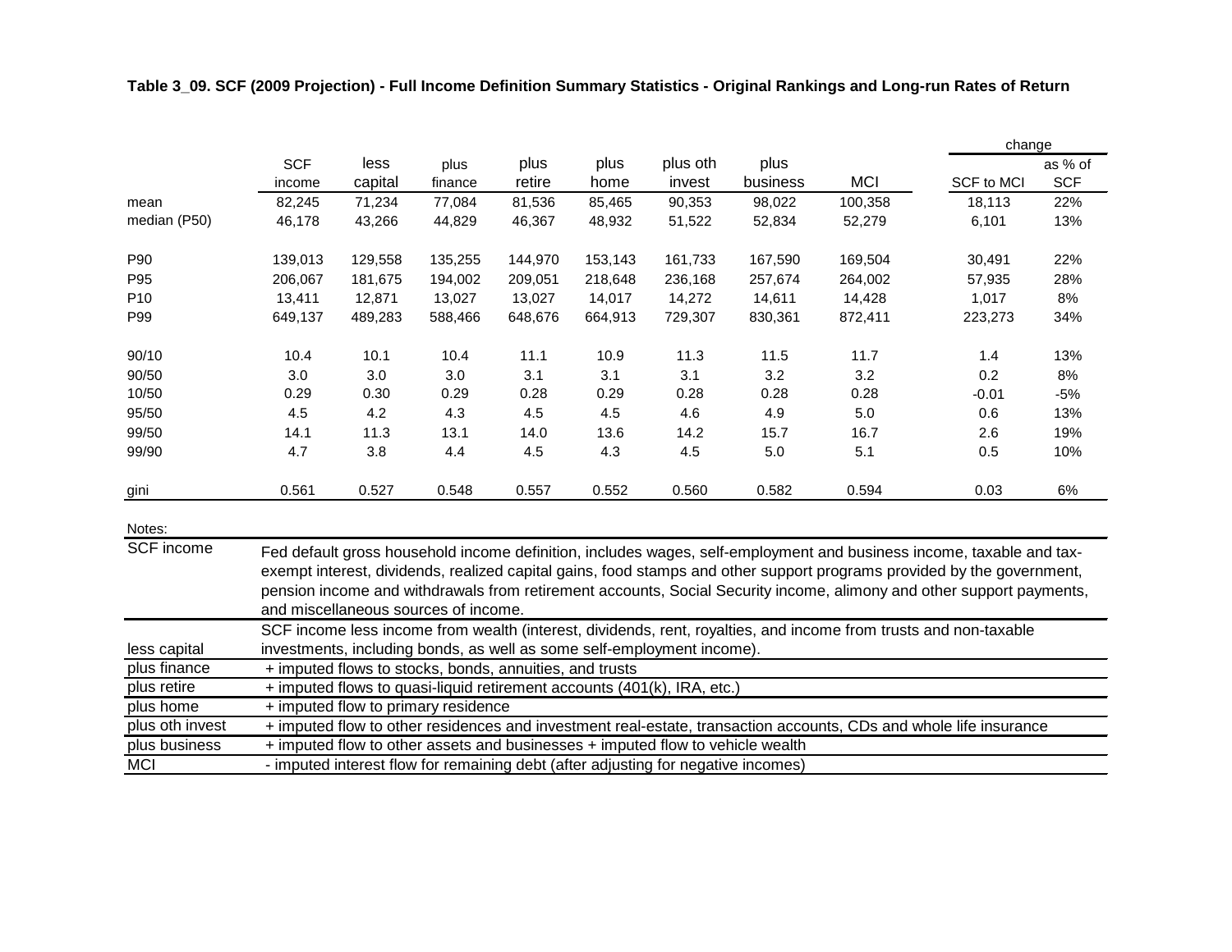**Table 3_09. SCF (2009 Projection) - Full Income Definition Summary Statistics - Original Rankings and Long-run Rates of Return**

| | SCF income | less capital | plus finance | plus retire | plus home | plus oth invest | plus business | MCI | change SCF to MCI | change as % of SCF |
|---|---|---|---|---|---|---|---|---|---|---|
| mean | 82,245 | 71,234 | 77,084 | 81,536 | 85,465 | 90,353 | 98,022 | 100,358 | 18,113 | 22% |
| median (P50) | 46,178 | 43,266 | 44,829 | 46,367 | 48,932 | 51,522 | 52,834 | 52,279 | 6,101 | 13% |
| P90 | 139,013 | 129,558 | 135,255 | 144,970 | 153,143 | 161,733 | 167,590 | 169,504 | 30,491 | 22% |
| P95 | 206,067 | 181,675 | 194,002 | 209,051 | 218,648 | 236,168 | 257,674 | 264,002 | 57,935 | 28% |
| P10 | 13,411 | 12,871 | 13,027 | 13,027 | 14,017 | 14,272 | 14,611 | 14,428 | 1,017 | 8% |
| P99 | 649,137 | 489,283 | 588,466 | 648,676 | 664,913 | 729,307 | 830,361 | 872,411 | 223,273 | 34% |
| 90/10 | 10.4 | 10.1 | 10.4 | 11.1 | 10.9 | 11.3 | 11.5 | 11.7 | 1.4 | 13% |
| 90/50 | 3.0 | 3.0 | 3.0 | 3.1 | 3.1 | 3.1 | 3.2 | 3.2 | 0.2 | 8% |
| 10/50 | 0.29 | 0.30 | 0.29 | 0.28 | 0.29 | 0.28 | 0.28 | 0.28 | -0.01 | -5% |
| 95/50 | 4.5 | 4.2 | 4.3 | 4.5 | 4.5 | 4.6 | 4.9 | 5.0 | 0.6 | 13% |
| 99/50 | 14.1 | 11.3 | 13.1 | 14.0 | 13.6 | 14.2 | 15.7 | 16.7 | 2.6 | 19% |
| 99/90 | 4.7 | 3.8 | 4.4 | 4.5 | 4.3 | 4.5 | 5.0 | 5.1 | 0.5 | 10% |
| gini | 0.561 | 0.527 | 0.548 | 0.557 | 0.552 | 0.560 | 0.582 | 0.594 | 0.03 | 6% |

Notes:

| | |
|---|---|
| SCF income | Fed default gross household income definition, includes wages, self-employment and business income, taxable and tax-exempt interest, dividends, realized capital gains, food stamps and other support programs provided by the government, pension income and withdrawals from retirement accounts, Social Security income, alimony and other support payments, and miscellaneous sources of income. |
| less capital | SCF income less income from wealth (interest, dividends, rent, royalties, and income from trusts and non-taxable investments, including bonds, as well as some self-employment income). |
| plus finance | + imputed flows to stocks, bonds, annuities, and trusts |
| plus retire | + imputed flows to quasi-liquid retirement accounts (401(k), IRA, etc.) |
| plus home | + imputed flow to primary residence |
| plus oth invest | + imputed flow to other residences and investment real-estate, transaction accounts, CDs and whole life insurance |
| plus business | + imputed flow to other assets and businesses + imputed flow to vehicle wealth |
| MCI | - imputed interest flow for remaining debt (after adjusting for negative incomes) |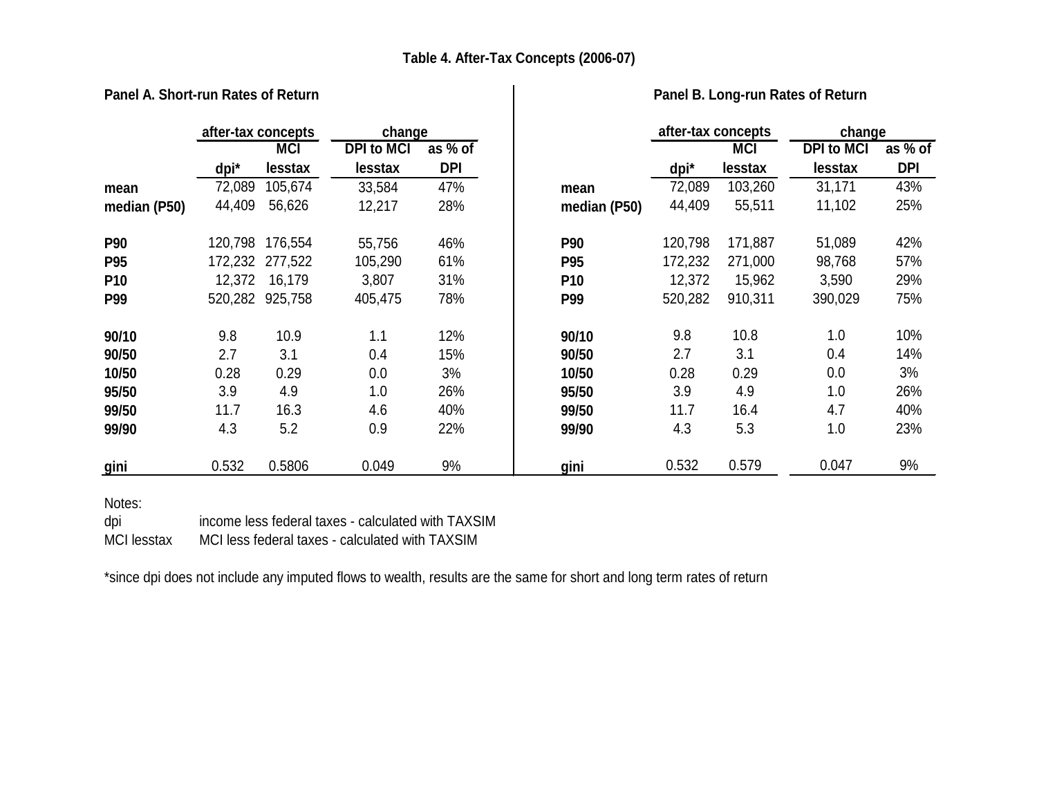**Table 4. After-Tax Concepts (2006-07)**

**Panel A. Short-run Rates of Return**

| | after-tax concepts | | change | |
|---|---|---|---|---|
| | dpi* | MCI lesstax | DPI to MCI lesstax | as % of DPI |
| **mean** | 72,089 | 105,674 | 33,584 | 47% |
| **median (P50)** | 44,409 | 56,626 | 12,217 | 28% |
| **P90** | 120,798 | 176,554 | 55,756 | 46% |
| **P95** | 172,232 | 277,522 | 105,290 | 61% |
| **P10** | 12,372 | 16,179 | 3,807 | 31% |
| **P99** | 520,282 | 925,758 | 405,475 | 78% |
| **90/10** | 9.8 | 10.9 | 1.1 | 12% |
| **90/50** | 2.7 | 3.1 | 0.4 | 15% |
| **10/50** | 0.28 | 0.29 | 0.0 | 3% |
| **95/50** | 3.9 | 4.9 | 1.0 | 26% |
| **99/50** | 11.7 | 16.3 | 4.6 | 40% |
| **99/90** | 4.3 | 5.2 | 0.9 | 22% |
| **gini** | 0.532 | 0.5806 | 0.049 | 9% |

**Panel B. Long-run Rates of Return**

| | after-tax concepts | | change | |
|---|---|---|---|---|
| | dpi* | MCI lesstax | DPI to MCI lesstax | as % of DPI |
| **mean** | 72,089 | 103,260 | 31,171 | 43% |
| **median (P50)** | 44,409 | 55,511 | 11,102 | 25% |
| **P90** | 120,798 | 171,887 | 51,089 | 42% |
| **P95** | 172,232 | 271,000 | 98,768 | 57% |
| **P10** | 12,372 | 15,962 | 3,590 | 29% |
| **P99** | 520,282 | 910,311 | 390,029 | 75% |
| **90/10** | 9.8 | 10.8 | 1.0 | 10% |
| **90/50** | 2.7 | 3.1 | 0.4 | 14% |
| **10/50** | 0.28 | 0.29 | 0.0 | 3% |
| **95/50** | 3.9 | 4.9 | 1.0 | 26% |
| **99/50** | 11.7 | 16.4 | 4.7 | 40% |
| **99/90** | 4.3 | 5.3 | 1.0 | 23% |
| **gini** | 0.532 | 0.579 | 0.047 | 9% |

Notes:

dpi — income less federal taxes - calculated with TAXSIM

MCI lesstax — MCI less federal taxes - calculated with TAXSIM

*since dpi does not include any imputed flows to wealth, results are the same for short and long term rates of return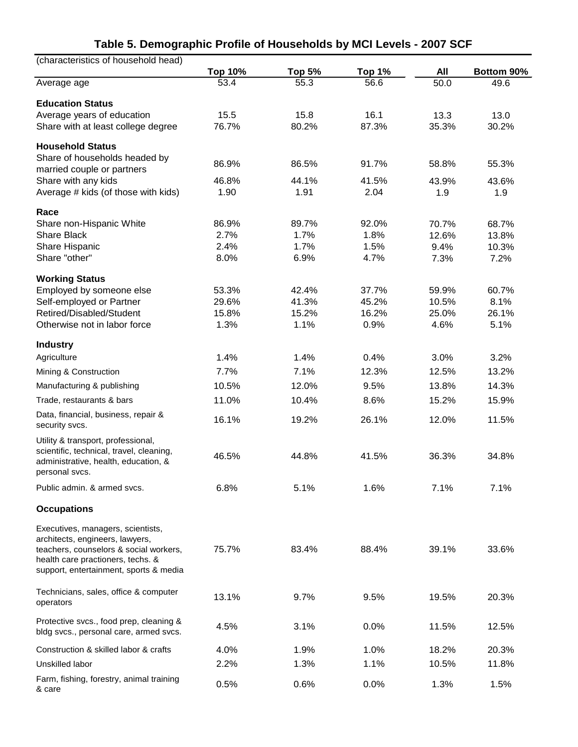## Table 5. Demographic Profile of Households by MCI Levels - 2007 SCF

| (characteristics of household head) | Top 10% | Top 5% | Top 1% | All | Bottom 90% |
|---|---|---|---|---|---|
| Average age | 53.4 | 55.3 | 56.6 | 50.0 | 49.6 |
| **Education Status** | | | | | |
| Average years of education | 15.5 | 15.8 | 16.1 | 13.3 | 13.0 |
| Share with at least college degree | 76.7% | 80.2% | 87.3% | 35.3% | 30.2% |
| **Household Status** | | | | | |
| Share of households headed by married couple or partners | 86.9% | 86.5% | 91.7% | 58.8% | 55.3% |
| Share with any kids | 46.8% | 44.1% | 41.5% | 43.9% | 43.6% |
| Average # kids (of those with kids) | 1.90 | 1.91 | 2.04 | 1.9 | 1.9 |
| **Race** | | | | | |
| Share non-Hispanic White | 86.9% | 89.7% | 92.0% | 70.7% | 68.7% |
| Share Black | 2.7% | 1.7% | 1.8% | 12.6% | 13.8% |
| Share Hispanic | 2.4% | 1.7% | 1.5% | 9.4% | 10.3% |
| Share "other" | 8.0% | 6.9% | 4.7% | 7.3% | 7.2% |
| **Working Status** | | | | | |
| Employed by someone else | 53.3% | 42.4% | 37.7% | 59.9% | 60.7% |
| Self-employed or Partner | 29.6% | 41.3% | 45.2% | 10.5% | 8.1% |
| Retired/Disabled/Student | 15.8% | 15.2% | 16.2% | 25.0% | 26.1% |
| Otherwise not in labor force | 1.3% | 1.1% | 0.9% | 4.6% | 5.1% |
| **Industry** | | | | | |
| Agriculture | 1.4% | 1.4% | 0.4% | 3.0% | 3.2% |
| Mining & Construction | 7.7% | 7.1% | 12.3% | 12.5% | 13.2% |
| Manufacturing & publishing | 10.5% | 12.0% | 9.5% | 13.8% | 14.3% |
| Trade, restaurants & bars | 11.0% | 10.4% | 8.6% | 15.2% | 15.9% |
| Data, financial, business, repair & security svcs. | 16.1% | 19.2% | 26.1% | 12.0% | 11.5% |
| Utility & transport, professional, scientific, technical, travel, cleaning, administrative, health, education, & personal svcs. | 46.5% | 44.8% | 41.5% | 36.3% | 34.8% |
| Public admin. & armed svcs. | 6.8% | 5.1% | 1.6% | 7.1% | 7.1% |
| **Occupations** | | | | | |
| Executives, managers, scientists, architects, engineers, lawyers, teachers, counselors & social workers, health care practioners, techs. & support, entertainment, sports & media | 75.7% | 83.4% | 88.4% | 39.1% | 33.6% |
| Technicians, sales, office & computer operators | 13.1% | 9.7% | 9.5% | 19.5% | 20.3% |
| Protective svcs., food prep, cleaning & bldg svcs., personal care, armed svcs. | 4.5% | 3.1% | 0.0% | 11.5% | 12.5% |
| Construction & skilled labor & crafts | 4.0% | 1.9% | 1.0% | 18.2% | 20.3% |
| Unskilled labor | 2.2% | 1.3% | 1.1% | 10.5% | 11.8% |
| Farm, fishing, forestry, animal training & care | 0.5% | 0.6% | 0.0% | 1.3% | 1.5% |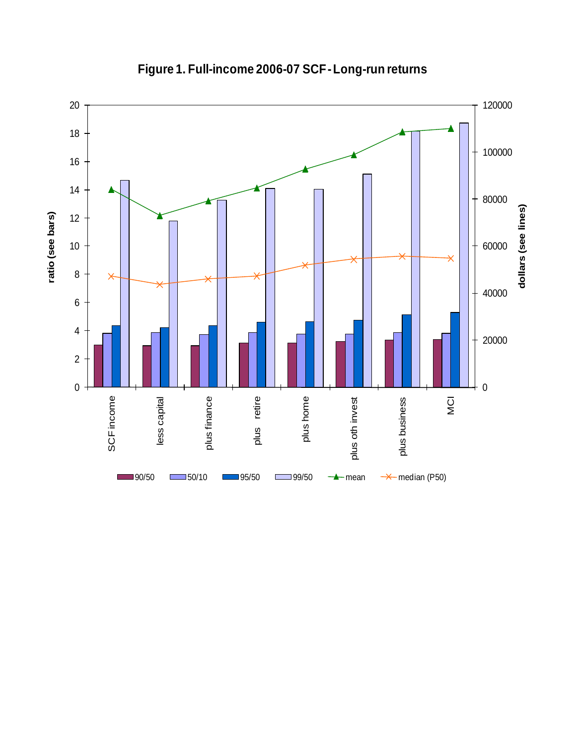**Figure 1. Full-income 2006-07 SCF - Long-run returns**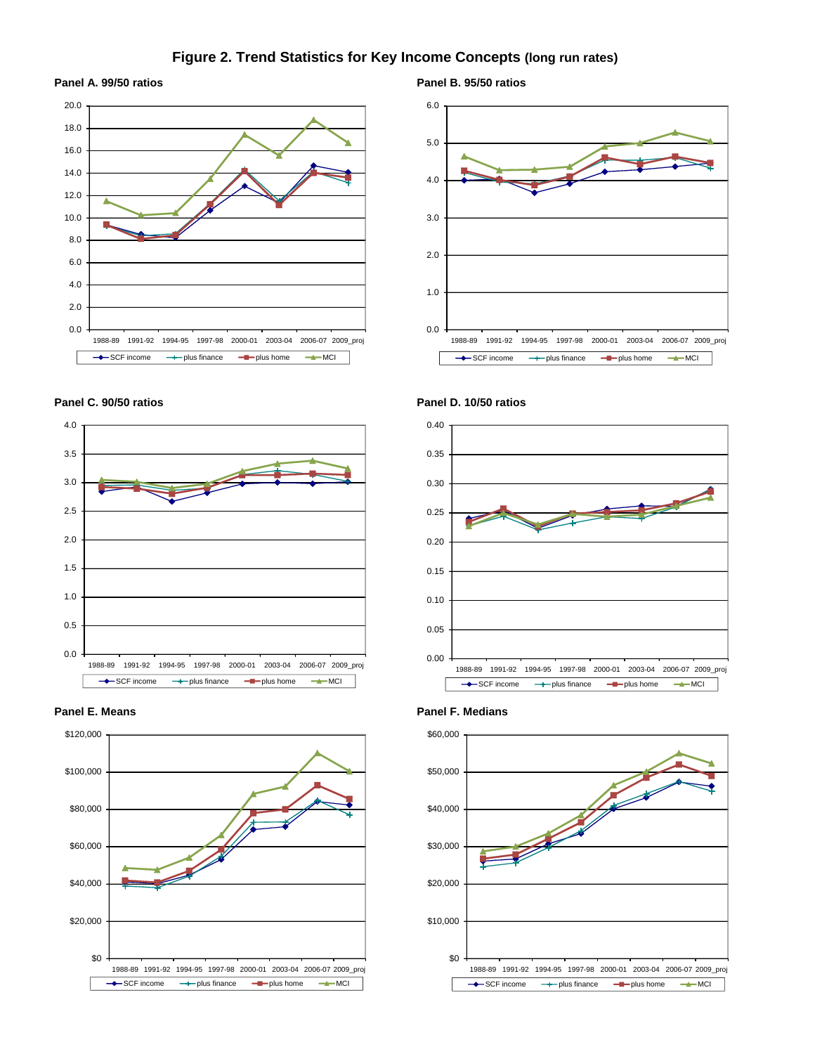# Figure 2. Trend Statistics for Key Income Concepts (long run rates)

### Panel A. 99/50 ratios

### Panel B. 95/50 ratios

### Panel C. 90/50 ratios

### Panel D. 10/50 ratios

### Panel E. Means

### Panel F. Medians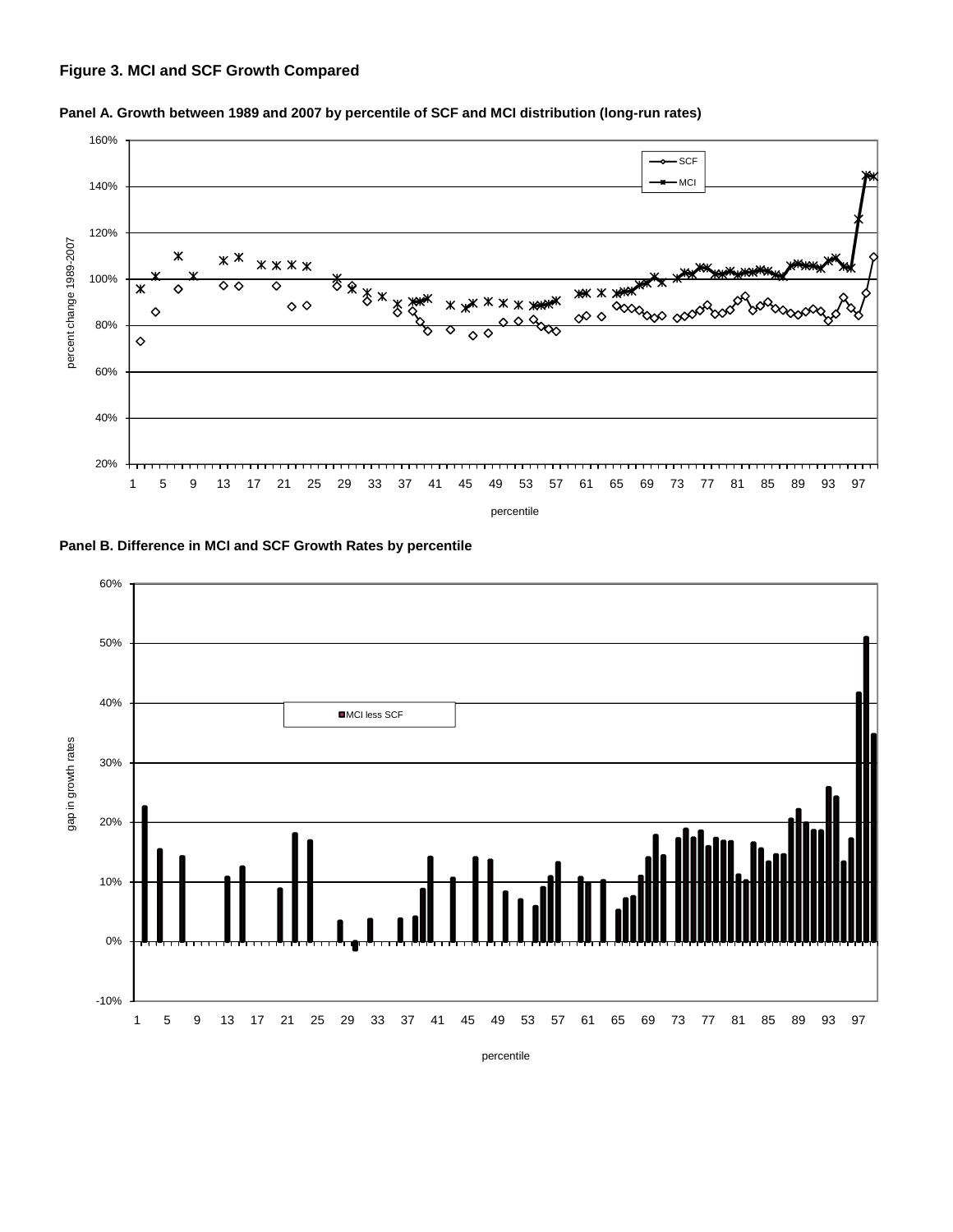**Figure 3. MCI and SCF Growth Compared**

**Panel A. Growth between 1989 and 2007 by percentile of SCF and MCI distribution (long-run rates)**

**Panel B. Difference in MCI and SCF Growth Rates by percentile**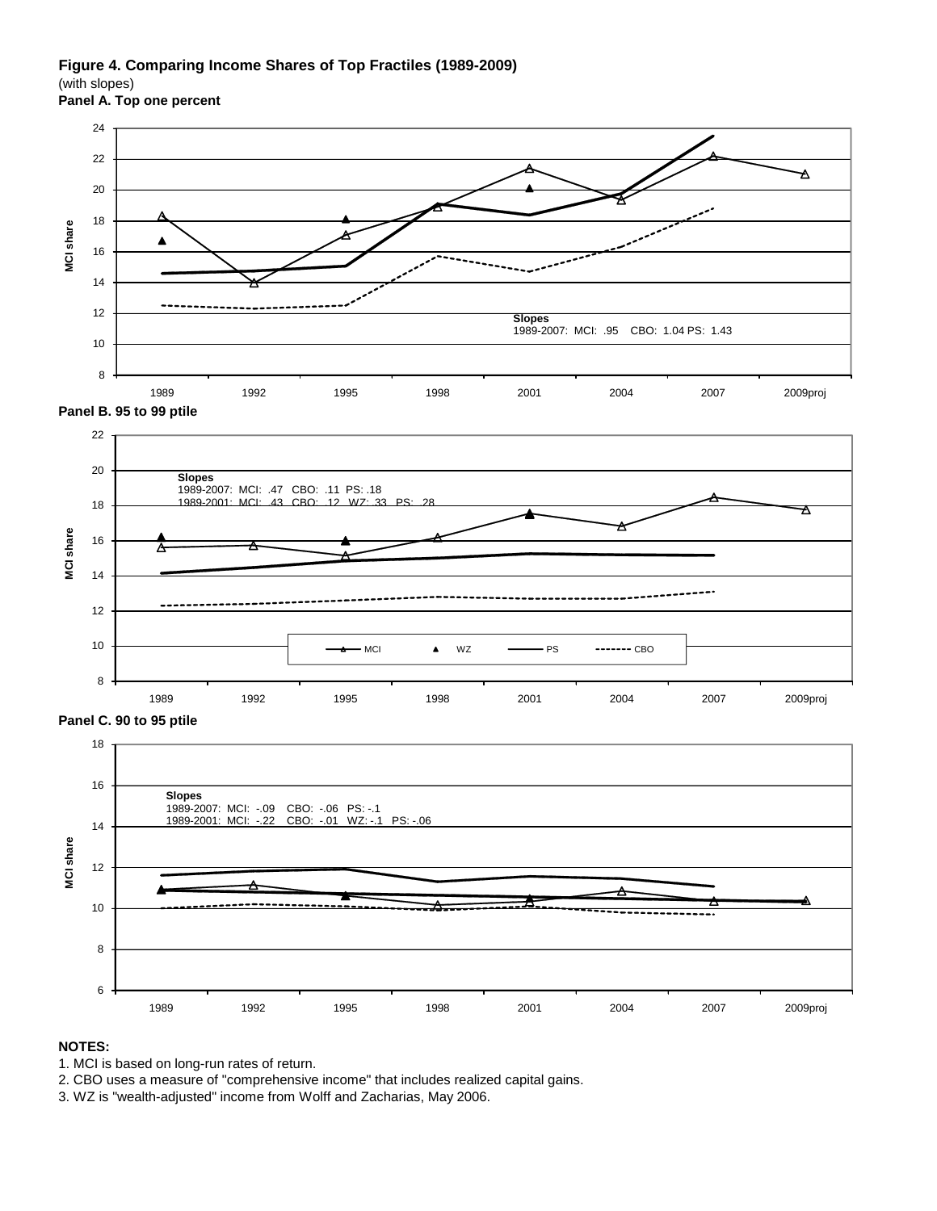**Figure 4. Comparing Income Shares of Top Fractiles (1989-2009)**
(with slopes)

**Panel A. Top one percent**

Slopes
1989-2007: MCI: .95 CBO: 1.04 PS: 1.43

**Panel B. 95 to 99 ptile**

Slopes
1989-2007: MCI: .47 CBO: .11 PS: .18
1989-2001: MCI: .43 CBO: .12 WZ: .33 PS: .28

**Panel C. 90 to 95 ptile**

Slopes
1989-2007: MCI: -.09 CBO: -.06 PS: -.1
1989-2001: MCI: -.22 CBO: -.01 WZ: -.1 PS: -.06

**NOTES:**

1. MCI is based on long-run rates of return.
2. CBO uses a measure of "comprehensive income" that includes realized capital gains.
3. WZ is "wealth-adjusted" income from Wolff and Zacharias, May 2006.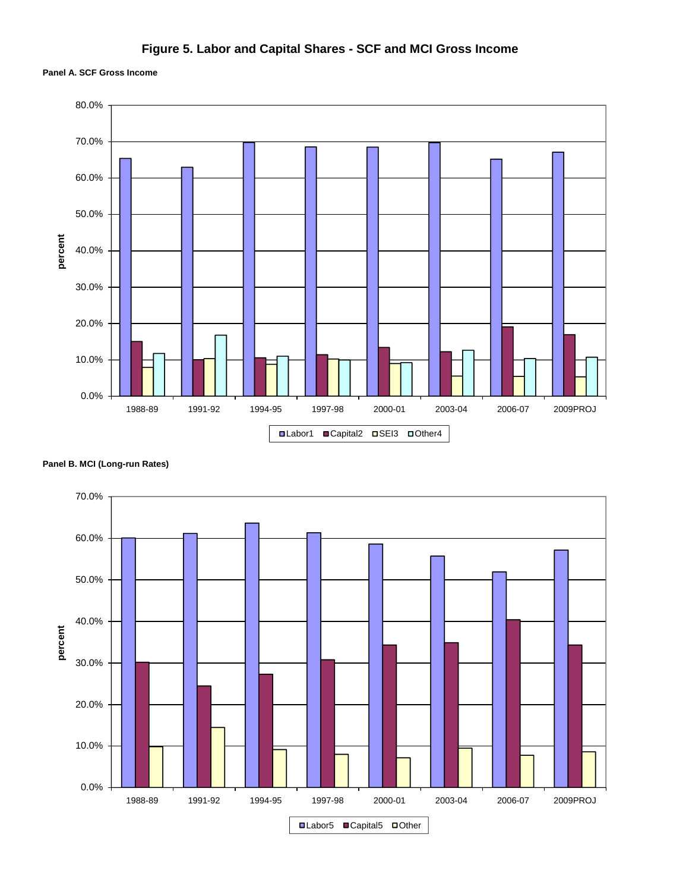# Figure 5. Labor and Capital Shares - SCF and MCI Gross Income

**Panel A. SCF Gross Income**

**Panel B. MCI (Long-run Rates)**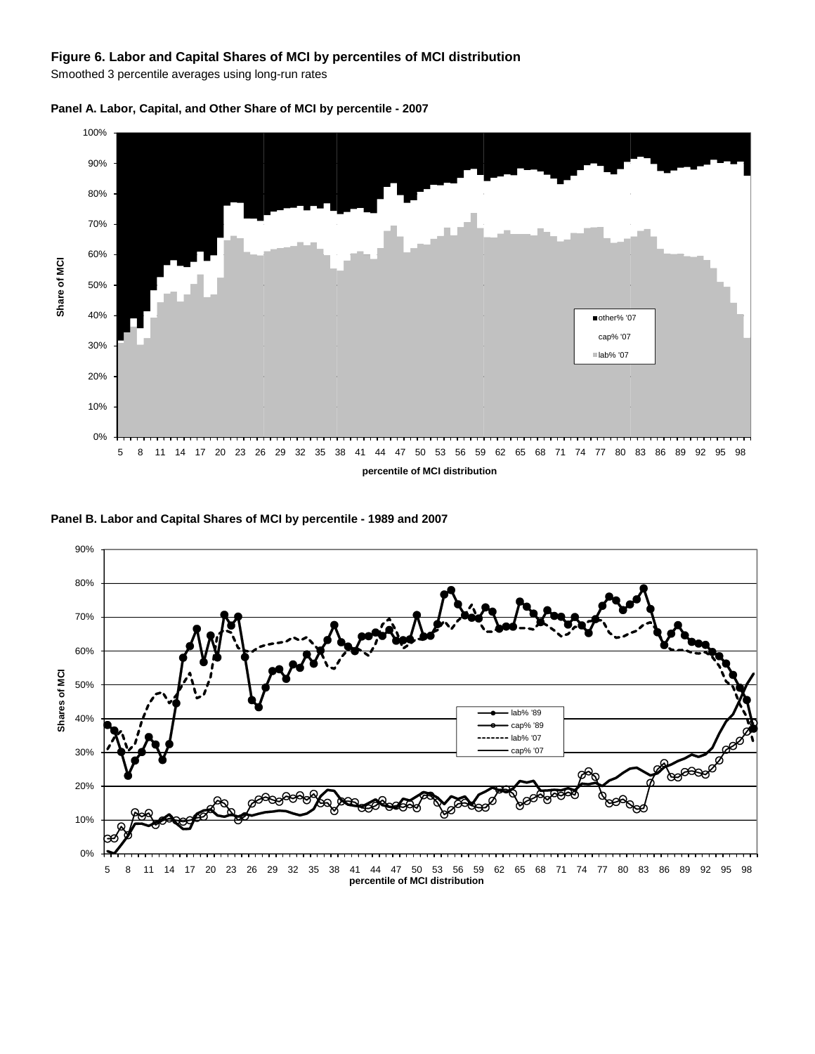**Figure 6. Labor and Capital Shares of MCI by percentiles of MCI distribution**

Smoothed 3 percentile averages using long-run rates

**Panel A. Labor, Capital, and Other Share of MCI by percentile - 2007**

**Panel B. Labor and Capital Shares of MCI by percentile - 1989 and 2007**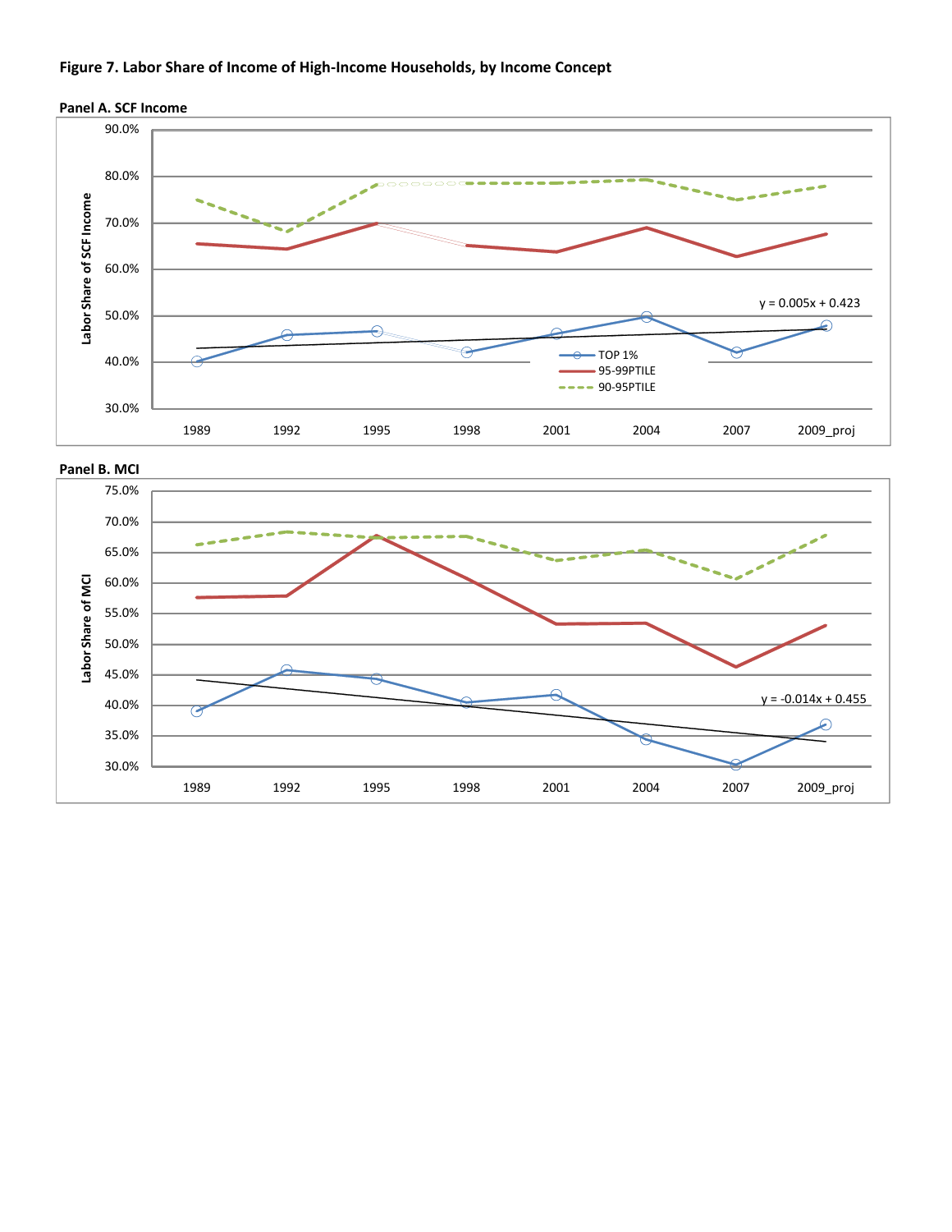**Figure 7. Labor Share of Income of High-Income Households, by Income Concept**

**Panel A. SCF Income**

**Panel B. MCI**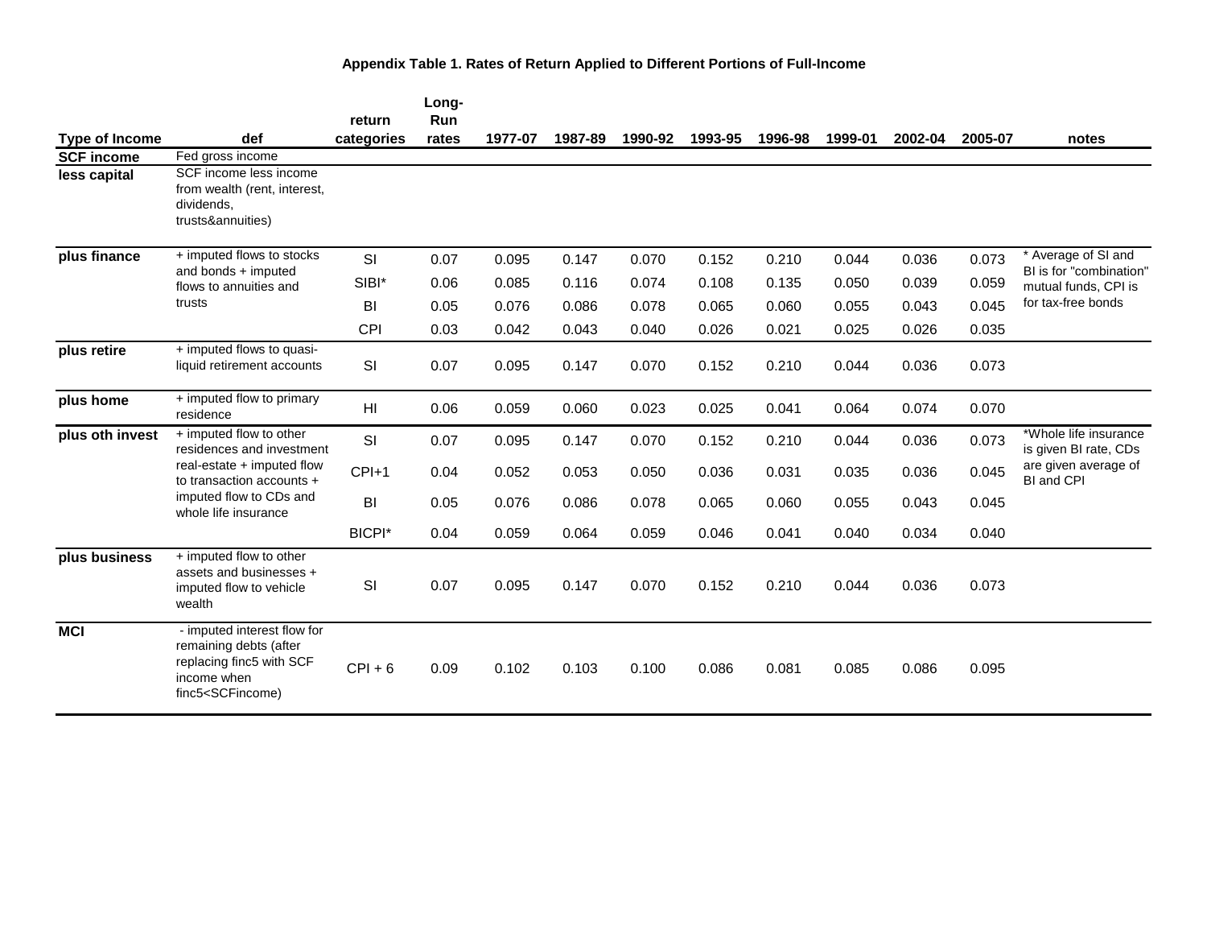**Appendix Table 1. Rates of Return Applied to Different Portions of Full-Income**

| Type of Income | def | return categories | Long-Run rates | 1977-07 | 1987-89 | 1990-92 | 1993-95 | 1996-98 | 1999-01 | 2002-04 | 2005-07 | notes |
|---|---|---|---|---|---|---|---|---|---|---|---|---|
| **SCF income** | Fed gross income | | | | | | | | | | | |
| **less capital** | SCF income less income from wealth (rent, interest, dividends, trusts&annuities) | | | | | | | | | | | |
| **plus finance** | + imputed flows to stocks and bonds + imputed flows to annuities and trusts | SI | 0.07 | 0.095 | 0.147 | 0.070 | 0.152 | 0.210 | 0.044 | 0.036 | 0.073 | * Average of SI and BI is for "combination" mutual funds, CPI is for tax-free bonds |
| | | SIBI* | 0.06 | 0.085 | 0.116 | 0.074 | 0.108 | 0.135 | 0.050 | 0.039 | 0.059 | |
| | | BI | 0.05 | 0.076 | 0.086 | 0.078 | 0.065 | 0.060 | 0.055 | 0.043 | 0.045 | |
| | | CPI | 0.03 | 0.042 | 0.043 | 0.040 | 0.026 | 0.021 | 0.025 | 0.026 | 0.035 | |
| **plus retire** | + imputed flows to quasi-liquid retirement accounts | SI | 0.07 | 0.095 | 0.147 | 0.070 | 0.152 | 0.210 | 0.044 | 0.036 | 0.073 | |
| **plus home** | + imputed flow to primary residence | HI | 0.06 | 0.059 | 0.060 | 0.023 | 0.025 | 0.041 | 0.064 | 0.074 | 0.070 | |
| **plus oth invest** | + imputed flow to other residences and investment real-estate + imputed flow to transaction accounts + imputed flow to CDs and whole life insurance | SI | 0.07 | 0.095 | 0.147 | 0.070 | 0.152 | 0.210 | 0.044 | 0.036 | 0.073 | *Whole life insurance is given BI rate, CDs are given average of BI and CPI |
| | | CPI+1 | 0.04 | 0.052 | 0.053 | 0.050 | 0.036 | 0.031 | 0.035 | 0.036 | 0.045 | |
| | | BI | 0.05 | 0.076 | 0.086 | 0.078 | 0.065 | 0.060 | 0.055 | 0.043 | 0.045 | |
| | | BICPI* | 0.04 | 0.059 | 0.064 | 0.059 | 0.046 | 0.041 | 0.040 | 0.034 | 0.040 | |
| **plus business** | + imputed flow to other assets and businesses + imputed flow to vehicle wealth | SI | 0.07 | 0.095 | 0.147 | 0.070 | 0.152 | 0.210 | 0.044 | 0.036 | 0.073 | |
| **MCI** | - imputed interest flow for remaining debts (after replacing finc5 with SCF income when finc5<SCFincome) | CPI + 6 | 0.09 | 0.102 | 0.103 | 0.100 | 0.086 | 0.081 | 0.085 | 0.086 | 0.095 | |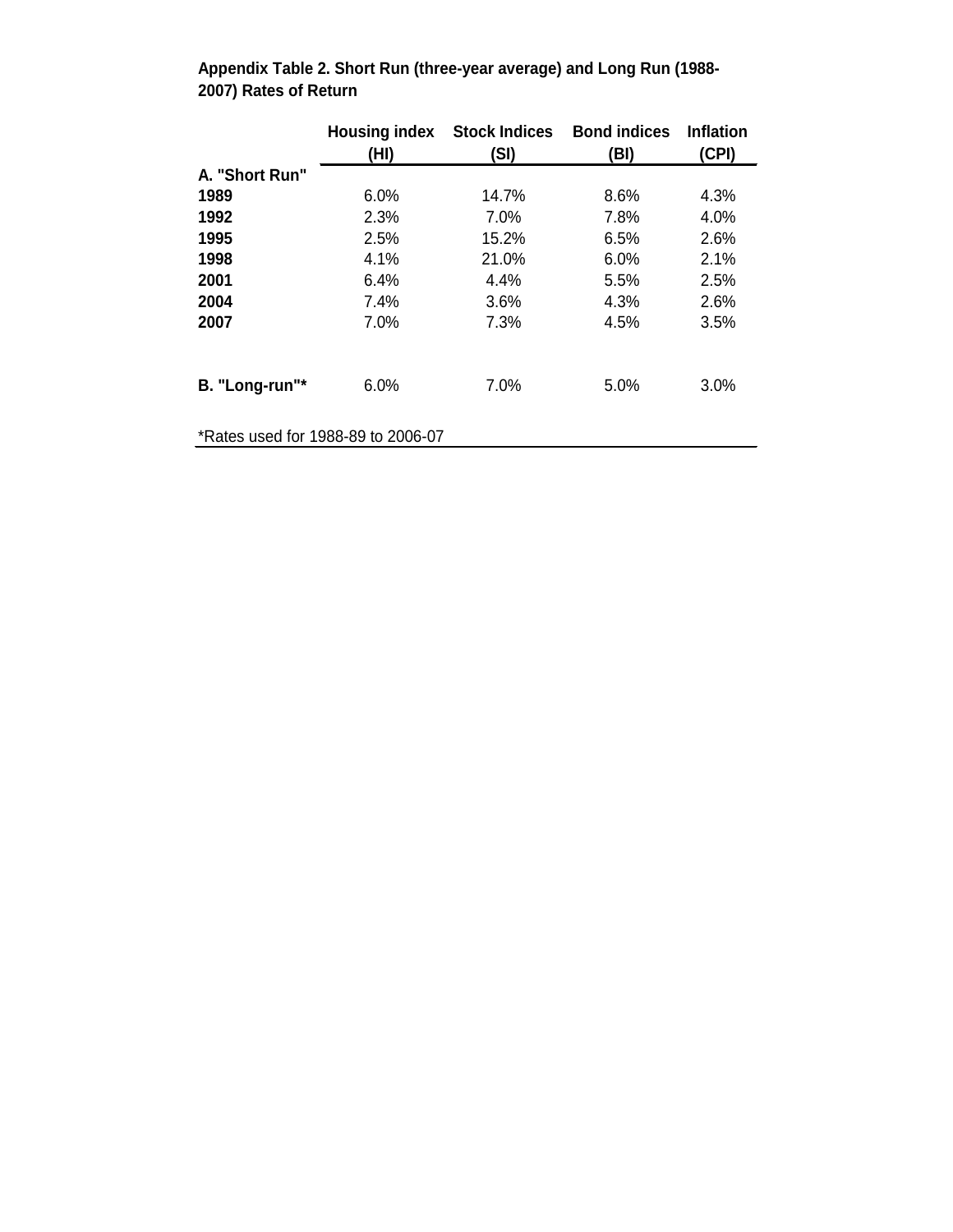**Appendix Table 2. Short Run (three-year average) and Long Run (1988-2007) Rates of Return**

| | Housing index (HI) | Stock Indices (SI) | Bond indices (BI) | Inflation (CPI) |
|---|---|---|---|---|
| **A. "Short Run"** | | | | |
| **1989** | 6.0% | 14.7% | 8.6% | 4.3% |
| **1992** | 2.3% | 7.0% | 7.8% | 4.0% |
| **1995** | 2.5% | 15.2% | 6.5% | 2.6% |
| **1998** | 4.1% | 21.0% | 6.0% | 2.1% |
| **2001** | 6.4% | 4.4% | 5.5% | 2.5% |
| **2004** | 7.4% | 3.6% | 4.3% | 2.6% |
| **2007** | 7.0% | 7.3% | 4.5% | 3.5% |
| **B. "Long-run"*** | 6.0% | 7.0% | 5.0% | 3.0% |

*Rates used for 1988-89 to 2006-07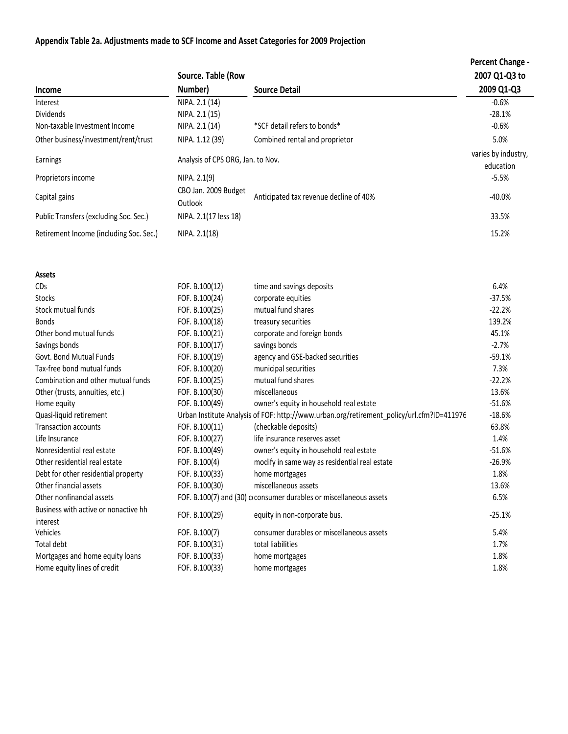**Appendix Table 2a. Adjustments made to SCF Income and Asset Categories for 2009 Projection**

| Income | Source. Table (Row Number) | Source Detail | Percent Change - 2007 Q1-Q3 to 2009 Q1-Q3 |
|---|---|---|---|
| Interest | NIPA. 2.1 (14) | | -0.6% |
| Dividends | NIPA. 2.1 (15) | | -28.1% |
| Non-taxable Investment Income | NIPA. 2.1 (14) | *SCF detail refers to bonds* | -0.6% |
| Other business/investment/rent/trust | NIPA. 1.12 (39) | Combined rental and proprietor | 5.0% |
| Earnings | Analysis of CPS ORG, Jan. to Nov. | | varies by industry, education |
| Proprietors income | NIPA. 2.1(9) | | -5.5% |
| Capital gains | CBO Jan. 2009 Budget Outlook | Anticipated tax revenue decline of 40% | -40.0% |
| Public Transfers (excluding Soc. Sec.) | NIPA. 2.1(17 less 18) | | 33.5% |
| Retirement Income (including Soc. Sec.) | NIPA. 2.1(18) | | 15.2% |

| Assets | | | |
|---|---|---|---|
| CDs | FOF. B.100(12) | time and savings deposits | 6.4% |
| Stocks | FOF. B.100(24) | corporate equities | -37.5% |
| Stock mutual funds | FOF. B.100(25) | mutual fund shares | -22.2% |
| Bonds | FOF. B.100(18) | treasury securities | 139.2% |
| Other bond mutual funds | FOF. B.100(21) | corporate and foreign bonds | 45.1% |
| Savings bonds | FOF. B.100(17) | savings bonds | -2.7% |
| Govt. Bond Mutual Funds | FOF. B.100(19) | agency and GSE-backed securities | -59.1% |
| Tax-free bond mutual funds | FOF. B.100(20) | municipal securities | 7.3% |
| Combination and other mutual funds | FOF. B.100(25) | mutual fund shares | -22.2% |
| Other (trusts, annuities, etc.) | FOF. B.100(30) | miscellaneous | 13.6% |
| Home equity | FOF. B.100(49) | owner's equity in household real estate | -51.6% |
| Quasi-liquid retirement | Urban Institute Analysis of FOF: http://www.urban.org/retirement_policy/url.cfm?ID=411976 | | -18.6% |
| Transaction accounts | FOF. B.100(11) | (checkable deposits) | 63.8% |
| Life Insurance | FOF. B.100(27) | life insurance reserves asset | 1.4% |
| Nonresidential real estate | FOF. B.100(49) | owner's equity in household real estate | -51.6% |
| Other residential real estate | FOF. B.100(4) | modify in same way as residential real estate | -26.9% |
| Debt for other residential property | FOF. B.100(33) | home mortgages | 1.8% |
| Other financial assets | FOF. B.100(30) | miscellaneous assets | 13.6% |
| Other nonfinancial assets | FOF. B.100(7) and (30) c | consumer durables or miscellaneous assets | 6.5% |
| Business with active or nonactive hh interest | FOF. B.100(29) | equity in non-corporate bus. | -25.1% |
| Vehicles | FOF. B.100(7) | consumer durables or miscellaneous assets | 5.4% |
| Total debt | FOF. B.100(31) | total liabilities | 1.7% |
| Mortgages and home equity loans | FOF. B.100(33) | home mortgages | 1.8% |
| Home equity lines of credit | FOF. B.100(33) | home mortgages | 1.8% |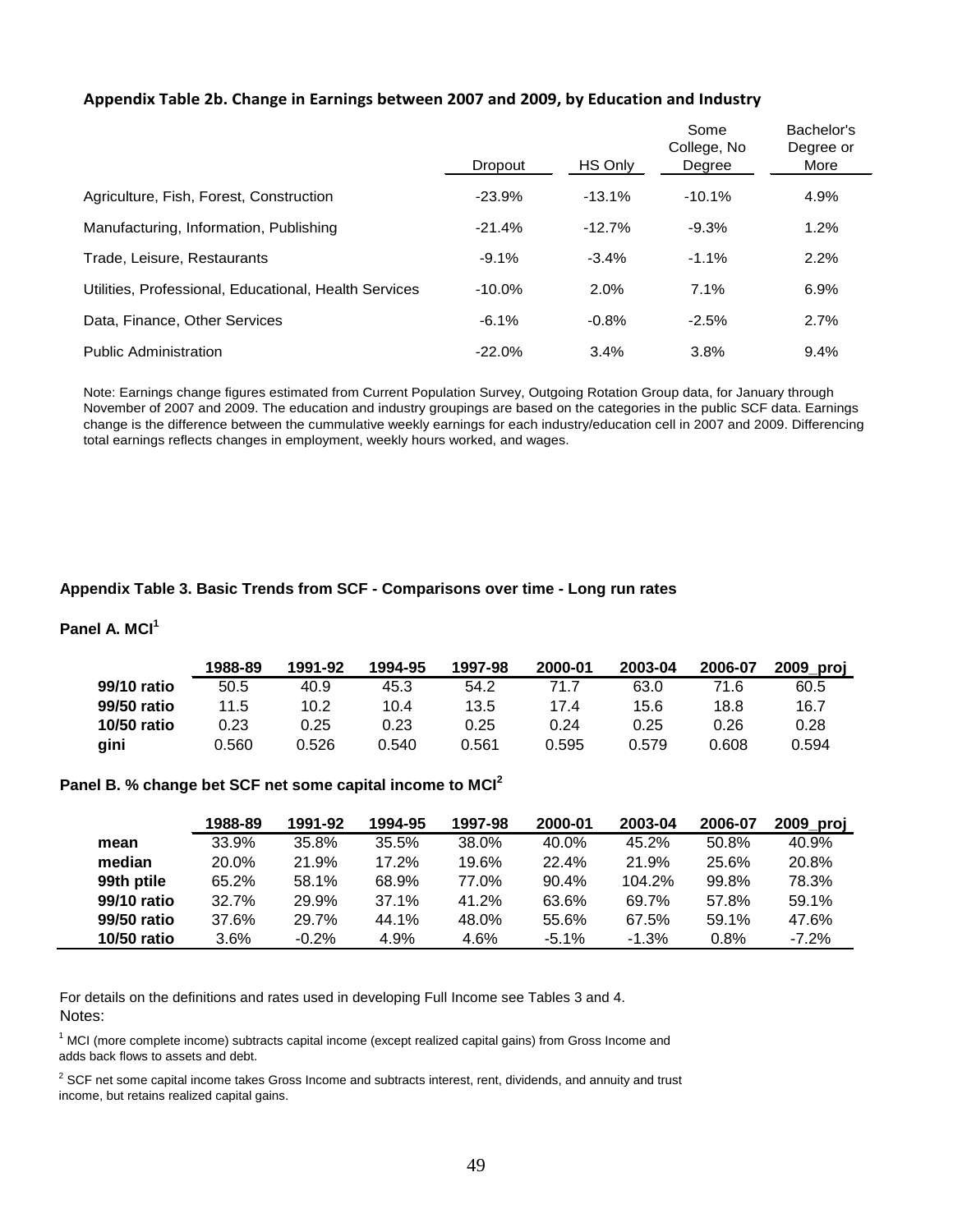### Appendix Table 2b. Change in Earnings between 2007 and 2009, by Education and Industry

| | Dropout | HS Only | Some College, No Degree | Bachelor's Degree or More |
|---|---|---|---|---|
| Agriculture, Fish, Forest, Construction | -23.9% | -13.1% | -10.1% | 4.9% |
| Manufacturing, Information, Publishing | -21.4% | -12.7% | -9.3% | 1.2% |
| Trade, Leisure, Restaurants | -9.1% | -3.4% | -1.1% | 2.2% |
| Utilities, Professional, Educational, Health Services | -10.0% | 2.0% | 7.1% | 6.9% |
| Data, Finance, Other Services | -6.1% | -0.8% | -2.5% | 2.7% |
| Public Administration | -22.0% | 3.4% | 3.8% | 9.4% |

Note: Earnings change figures estimated from Current Population Survey, Outgoing Rotation Group data, for January through November of 2007 and 2009. The education and industry groupings are based on the categories in the public SCF data. Earnings change is the difference between the cummulative weekly earnings for each industry/education cell in 2007 and 2009. Differencing total earnings reflects changes in employment, weekly hours worked, and wages.

### Appendix Table 3. Basic Trends from SCF - Comparisons over time - Long run rates

**Panel A. MCI[1]**

| | 1988-89 | 1991-92 | 1994-95 | 1997-98 | 2000-01 | 2003-04 | 2006-07 | 2009_proj |
|---|---|---|---|---|---|---|---|---|
| **99/10 ratio** | 50.5 | 40.9 | 45.3 | 54.2 | 71.7 | 63.0 | 71.6 | 60.5 |
| **99/50 ratio** | 11.5 | 10.2 | 10.4 | 13.5 | 17.4 | 15.6 | 18.8 | 16.7 |
| **10/50 ratio** | 0.23 | 0.25 | 0.23 | 0.25 | 0.24 | 0.25 | 0.26 | 0.28 |
| **gini** | 0.560 | 0.526 | 0.540 | 0.561 | 0.595 | 0.579 | 0.608 | 0.594 |

**Panel B. % change bet SCF net some capital income to MCI[2]**

| | 1988-89 | 1991-92 | 1994-95 | 1997-98 | 2000-01 | 2003-04 | 2006-07 | 2009_proj |
|---|---|---|---|---|---|---|---|---|
| **mean** | 33.9% | 35.8% | 35.5% | 38.0% | 40.0% | 45.2% | 50.8% | 40.9% |
| **median** | 20.0% | 21.9% | 17.2% | 19.6% | 22.4% | 21.9% | 25.6% | 20.8% |
| **99th ptile** | 65.2% | 58.1% | 68.9% | 77.0% | 90.4% | 104.2% | 99.8% | 78.3% |
| **99/10 ratio** | 32.7% | 29.9% | 37.1% | 41.2% | 63.6% | 69.7% | 57.8% | 59.1% |
| **99/50 ratio** | 37.6% | 29.7% | 44.1% | 48.0% | 55.6% | 67.5% | 59.1% | 47.6% |
| **10/50 ratio** | 3.6% | -0.2% | 4.9% | 4.6% | -5.1% | -1.3% | 0.8% | -7.2% |

For details on the definitions and rates used in developing Full Income see Tables 3 and 4.

Notes:

[1] MCI (more complete income) subtracts capital income (except realized capital gains) from Gross Income and adds back flows to assets and debt.

[2] SCF net some capital income takes Gross Income and subtracts interest, rent, dividends, and annuity and trust income, but retains realized capital gains.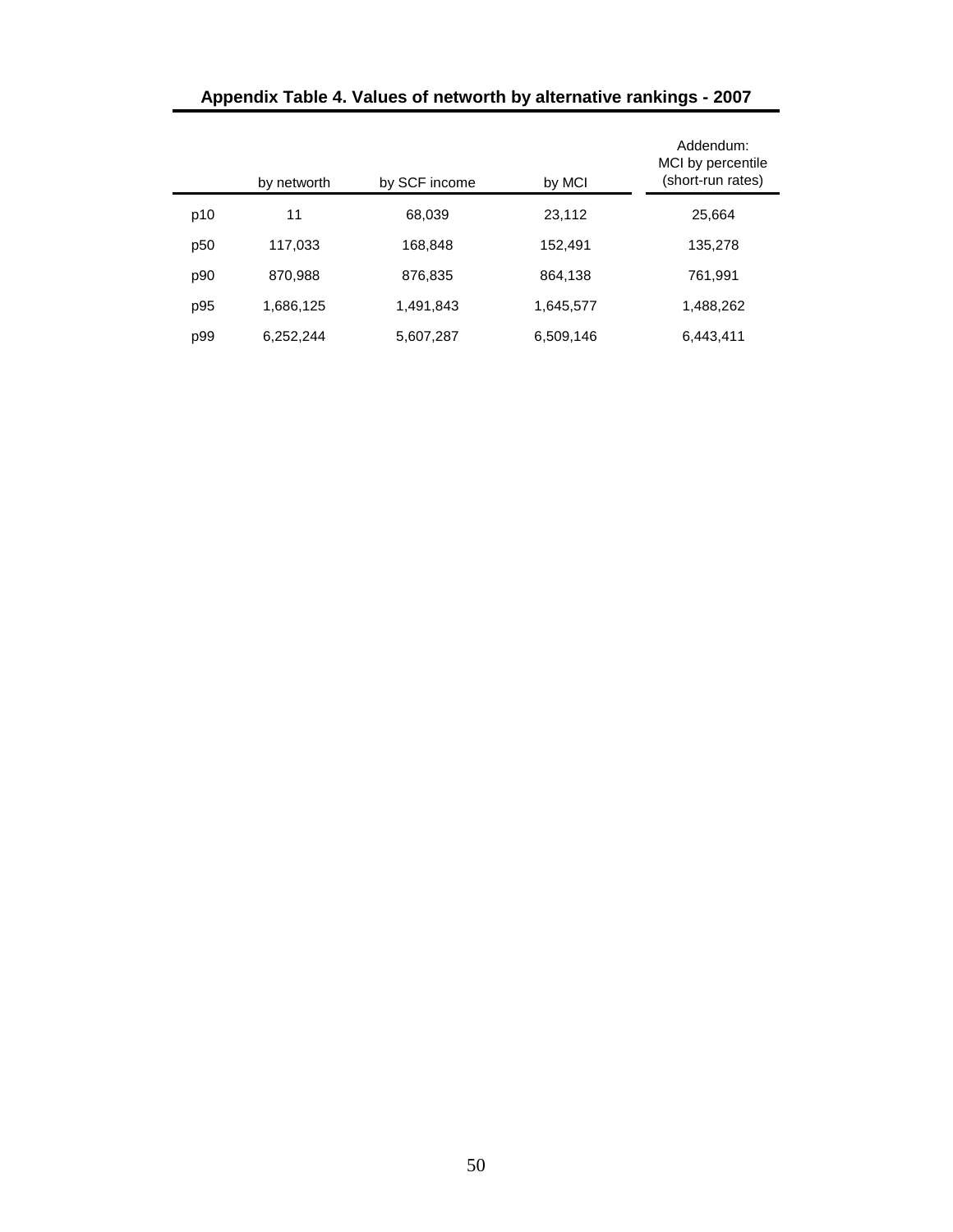**Appendix Table 4. Values of networth by alternative rankings - 2007**

| | by networth | by SCF income | by MCI | Addendum: MCI by percentile (short-run rates) |
|---|---|---|---|---|
| p10 | 11 | 68,039 | 23,112 | 25,664 |
| p50 | 117,033 | 168,848 | 152,491 | 135,278 |
| p90 | 870,988 | 876,835 | 864,138 | 761,991 |
| p95 | 1,686,125 | 1,491,843 | 1,645,577 | 1,488,262 |
| p99 | 6,252,244 | 5,607,287 | 6,509,146 | 6,443,411 |